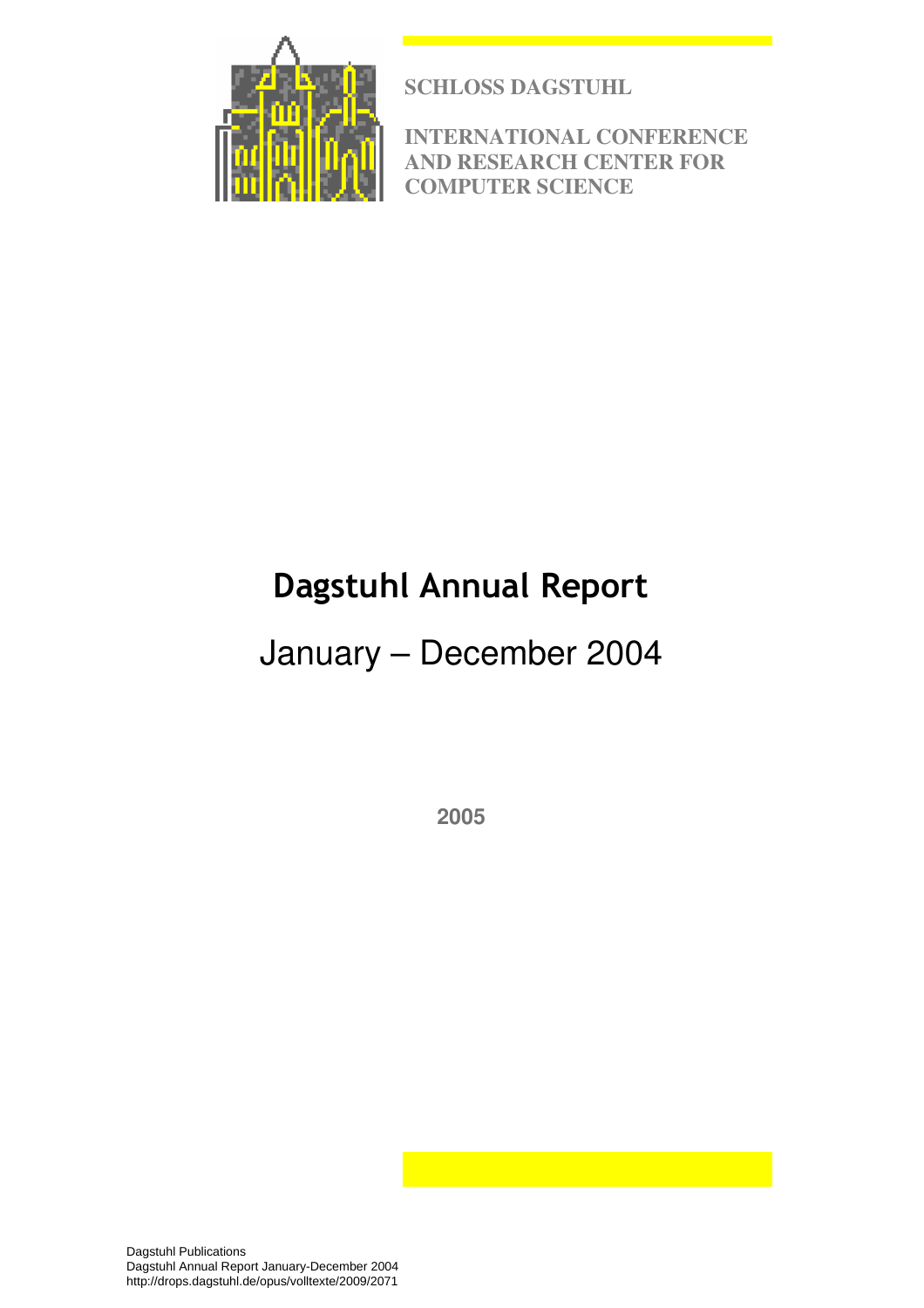SCHLOSS DAGSTUHL

INTERNATIONAL CONFERENCE AND RESEARCH CENTER FOR COMPUTER SCIENCE

# Dagstuhl Annual Report

## January – December 2004

**2005**

Dagstuhl Publications
Dagstuhl Annual Report January-December 2004
http://drops.dagstuhl.de/opus/volltexte/2009/2071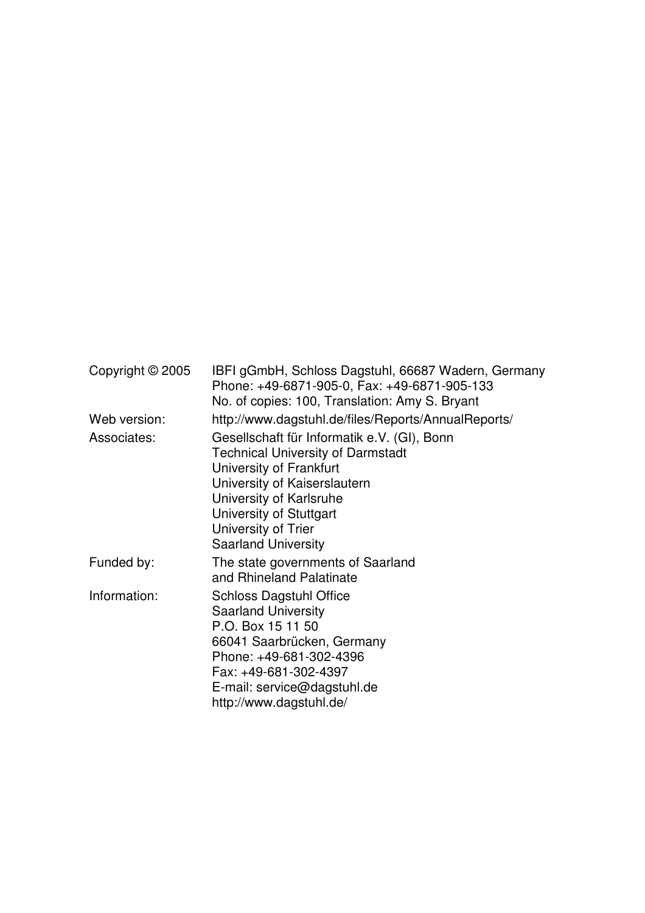| | |
|---|---|
| Copyright © 2005 | IBFI gGmbH, Schloss Dagstuhl, 66687 Wadern, Germany<br>Phone: +49-6871-905-0, Fax: +49-6871-905-133<br>No. of copies: 100, Translation: Amy S. Bryant |
| Web version: | http://www.dagstuhl.de/files/Reports/AnnualReports/ |
| Associates: | Gesellschaft für Informatik e.V. (GI), Bonn<br>Technical University of Darmstadt<br>University of Frankfurt<br>University of Kaiserslautern<br>University of Karlsruhe<br>University of Stuttgart<br>University of Trier<br>Saarland University |
| Funded by: | The state governments of Saarland<br>and Rhineland Palatinate |
| Information: | Schloss Dagstuhl Office<br>Saarland University<br>P.O. Box 15 11 50<br>66041 Saarbrücken, Germany<br>Phone: +49-681-302-4396<br>Fax: +49-681-302-4397<br>E-mail: service@dagstuhl.de<br>http://www.dagstuhl.de/ |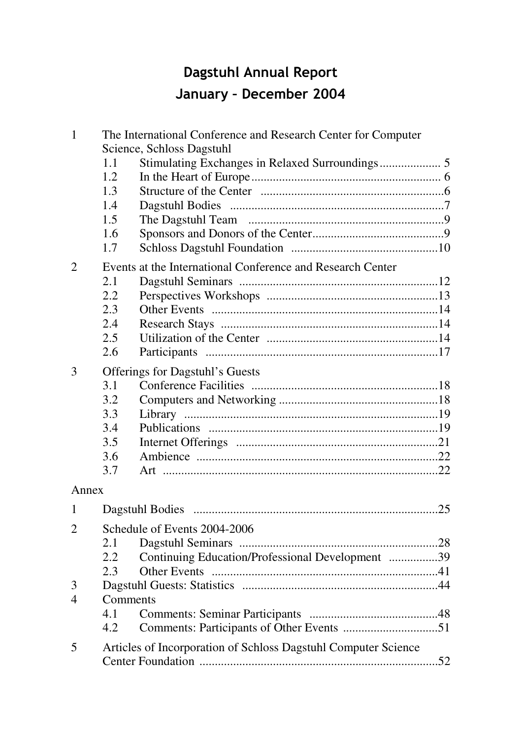# Dagstuhl Annual Report
## January – December 2004

1 The International Conference and Research Center for Computer Science, Schloss Dagstuhl
- 1.1 Stimulating Exchanges in Relaxed Surroundings .................... 5
- 1.2 In the Heart of Europe ............................................................. 6
- 1.3 Structure of the Center ...........................................................6
- 1.4 Dagstuhl Bodies .....................................................................7
- 1.5 The Dagstuhl Team ...............................................................9
- 1.6 Sponsors and Donors of the Center...........................................9
- 1.7 Schloss Dagstuhl Foundation ................................................10

2 Events at the International Conference and Research Center
- 2.1 Dagstuhl Seminars ................................................................12
- 2.2 Perspectives Workshops ........................................................13
- 2.3 Other Events .........................................................................14
- 2.4 Research Stays .......................................................................14
- 2.5 Utilization of the Center ........................................................14
- 2.6 Participants ...........................................................................17

3 Offerings for Dagstuhl's Guests
- 3.1 Conference Facilities .............................................................18
- 3.2 Computers and Networking ....................................................18
- 3.3 Library ..................................................................................19
- 3.4 Publications ...........................................................................19
- 3.5 Internet Offerings .................................................................21
- 3.6 Ambience ..............................................................................22
- 3.7 Art .........................................................................................22

Annex

1 Dagstuhl Bodies ...............................................................................25

2 Schedule of Events 2004-2006
- 2.1 Dagstuhl Seminars ................................................................28
- 2.2 Continuing Education/Professional Development ................39
- 2.3 Other Events .........................................................................41

3 Dagstuhl Guests: Statistics ................................................................44

4 Comments
- 4.1 Comments: Seminar Participants ..........................................48
- 4.2 Comments: Participants of Other Events ...............................51

5 Articles of Incorporation of Schloss Dagstuhl Computer Science Center Foundation .............................................................................52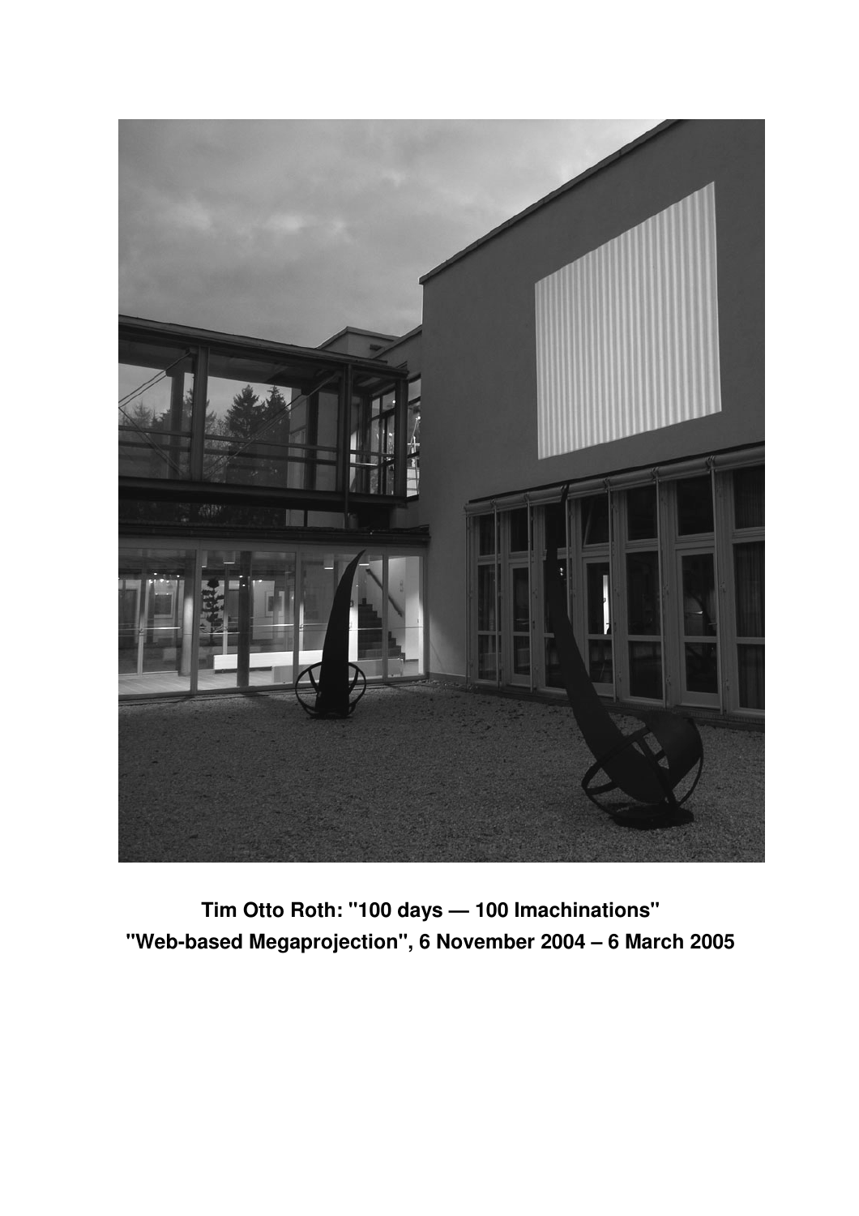**Tim Otto Roth: "100 days — 100 Imachinations"**
**"Web-based Megaprojection", 6 November 2004 – 6 March 2005**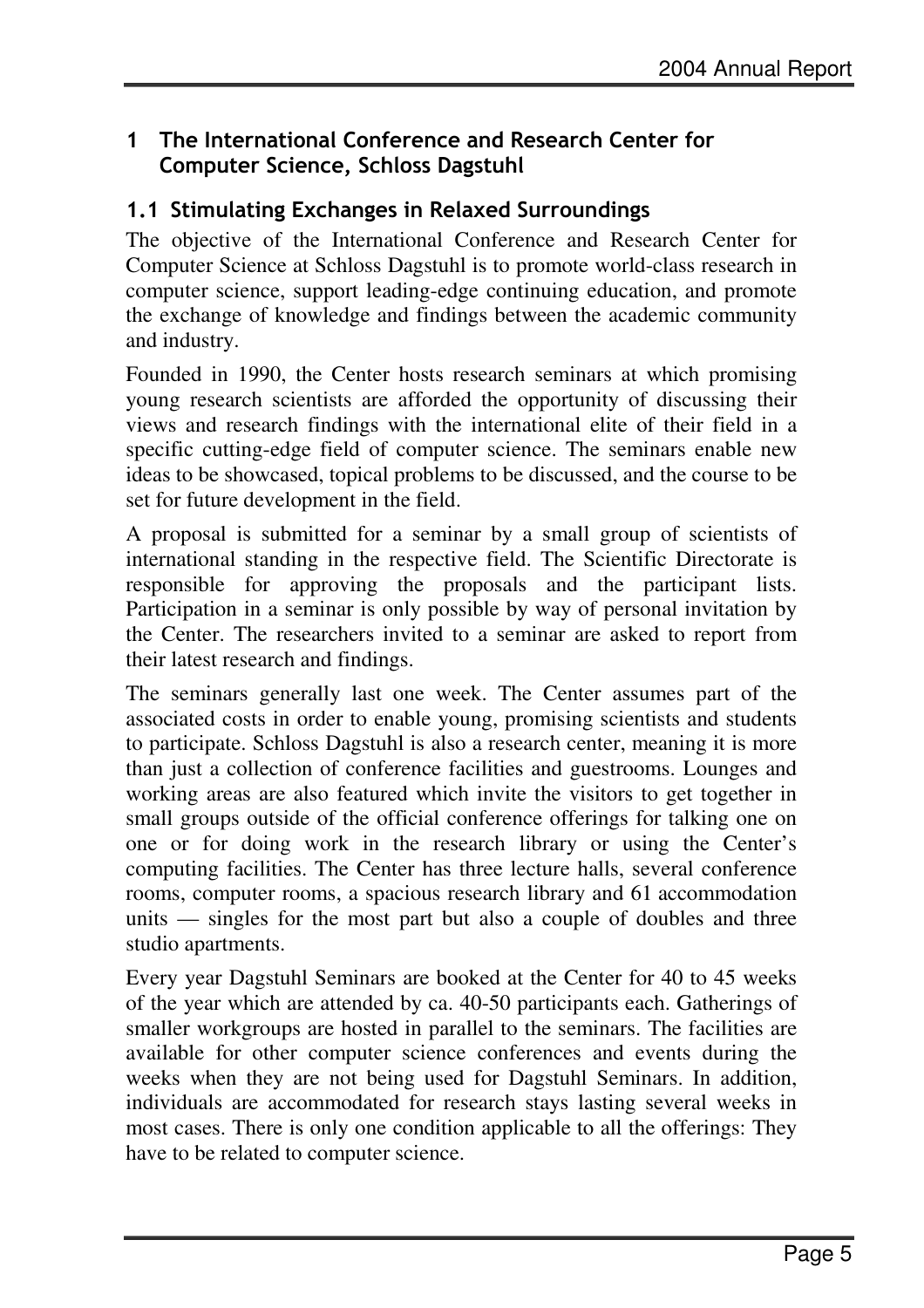# 1 The International Conference and Research Center for Computer Science, Schloss Dagstuhl

## 1.1 Stimulating Exchanges in Relaxed Surroundings

The objective of the International Conference and Research Center for Computer Science at Schloss Dagstuhl is to promote world-class research in computer science, support leading-edge continuing education, and promote the exchange of knowledge and findings between the academic community and industry.

Founded in 1990, the Center hosts research seminars at which promising young research scientists are afforded the opportunity of discussing their views and research findings with the international elite of their field in a specific cutting-edge field of computer science. The seminars enable new ideas to be showcased, topical problems to be discussed, and the course to be set for future development in the field.

A proposal is submitted for a seminar by a small group of scientists of international standing in the respective field. The Scientific Directorate is responsible for approving the proposals and the participant lists. Participation in a seminar is only possible by way of personal invitation by the Center. The researchers invited to a seminar are asked to report from their latest research and findings.

The seminars generally last one week. The Center assumes part of the associated costs in order to enable young, promising scientists and students to participate. Schloss Dagstuhl is also a research center, meaning it is more than just a collection of conference facilities and guestrooms. Lounges and working areas are also featured which invite the visitors to get together in small groups outside of the official conference offerings for talking one on one or for doing work in the research library or using the Center's computing facilities. The Center has three lecture halls, several conference rooms, computer rooms, a spacious research library and 61 accommodation units — singles for the most part but also a couple of doubles and three studio apartments.

Every year Dagstuhl Seminars are booked at the Center for 40 to 45 weeks of the year which are attended by ca. 40-50 participants each. Gatherings of smaller workgroups are hosted in parallel to the seminars. The facilities are available for other computer science conferences and events during the weeks when they are not being used for Dagstuhl Seminars. In addition, individuals are accommodated for research stays lasting several weeks in most cases. There is only one condition applicable to all the offerings: They have to be related to computer science.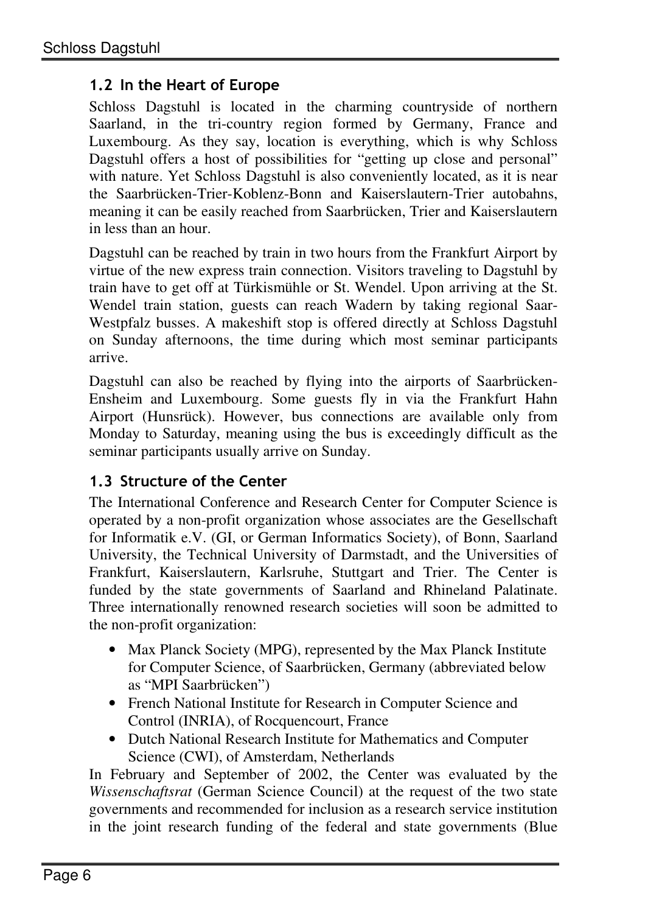## 1.2 In the Heart of Europe

Schloss Dagstuhl is located in the charming countryside of northern Saarland, in the tri-country region formed by Germany, France and Luxembourg. As they say, location is everything, which is why Schloss Dagstuhl offers a host of possibilities for “getting up close and personal” with nature. Yet Schloss Dagstuhl is also conveniently located, as it is near the Saarbrücken-Trier-Koblenz-Bonn and Kaiserslautern-Trier autobahns, meaning it can be easily reached from Saarbrücken, Trier and Kaiserslautern in less than an hour.

Dagstuhl can be reached by train in two hours from the Frankfurt Airport by virtue of the new express train connection. Visitors traveling to Dagstuhl by train have to get off at Türkismühle or St. Wendel. Upon arriving at the St. Wendel train station, guests can reach Wadern by taking regional Saar-Westpfalz busses. A makeshift stop is offered directly at Schloss Dagstuhl on Sunday afternoons, the time during which most seminar participants arrive.

Dagstuhl can also be reached by flying into the airports of Saarbrücken-Ensheim and Luxembourg. Some guests fly in via the Frankfurt Hahn Airport (Hunsrück). However, bus connections are available only from Monday to Saturday, meaning using the bus is exceedingly difficult as the seminar participants usually arrive on Sunday.

## 1.3 Structure of the Center

The International Conference and Research Center for Computer Science is operated by a non-profit organization whose associates are the Gesellschaft for Informatik e.V. (GI, or German Informatics Society), of Bonn, Saarland University, the Technical University of Darmstadt, and the Universities of Frankfurt, Kaiserslautern, Karlsruhe, Stuttgart and Trier. The Center is funded by the state governments of Saarland and Rhineland Palatinate. Three internationally renowned research societies will soon be admitted to the non-profit organization:

- Max Planck Society (MPG), represented by the Max Planck Institute for Computer Science, of Saarbrücken, Germany (abbreviated below as “MPI Saarbrücken”)
- French National Institute for Research in Computer Science and Control (INRIA), of Rocquencourt, France
- Dutch National Research Institute for Mathematics and Computer Science (CWI), of Amsterdam, Netherlands

In February and September of 2002, the Center was evaluated by the *Wissenschaftsrat* (German Science Council) at the request of the two state governments and recommended for inclusion as a research service institution in the joint research funding of the federal and state governments (Blue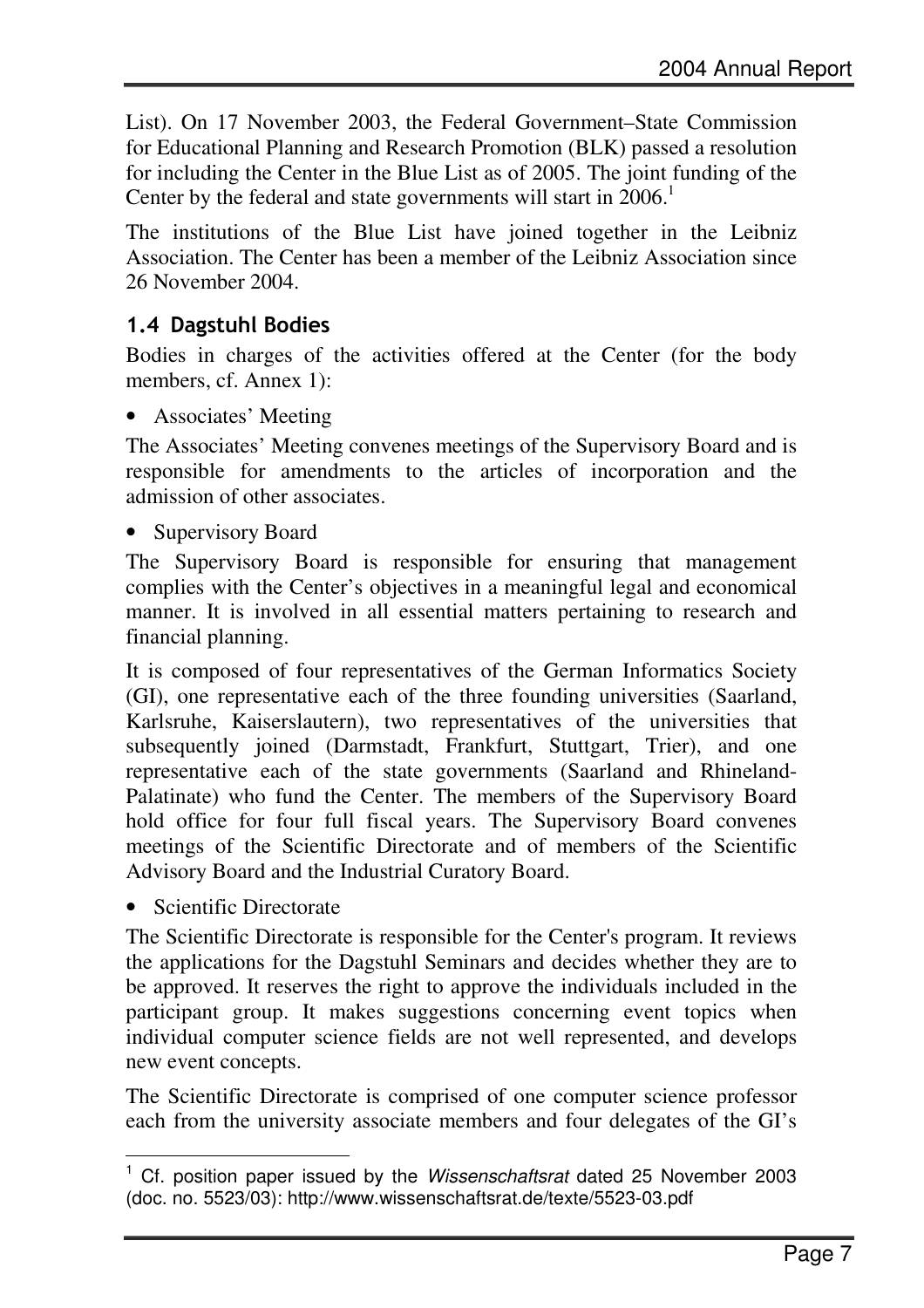List). On 17 November 2003, the Federal Government–State Commission for Educational Planning and Research Promotion (BLK) passed a resolution for including the Center in the Blue List as of 2005. The joint funding of the Center by the federal and state governments will start in 2006.[1]

The institutions of the Blue List have joined together in the Leibniz Association. The Center has been a member of the Leibniz Association since 26 November 2004.

## 1.4 Dagstuhl Bodies

Bodies in charges of the activities offered at the Center (for the body members, cf. Annex 1):

- Associates' Meeting

The Associates' Meeting convenes meetings of the Supervisory Board and is responsible for amendments to the articles of incorporation and the admission of other associates.

- Supervisory Board

The Supervisory Board is responsible for ensuring that management complies with the Center's objectives in a meaningful legal and economical manner. It is involved in all essential matters pertaining to research and financial planning.

It is composed of four representatives of the German Informatics Society (GI), one representative each of the three founding universities (Saarland, Karlsruhe, Kaiserslautern), two representatives of the universities that subsequently joined (Darmstadt, Frankfurt, Stuttgart, Trier), and one representative each of the state governments (Saarland and Rhineland-Palatinate) who fund the Center. The members of the Supervisory Board hold office for four full fiscal years. The Supervisory Board convenes meetings of the Scientific Directorate and of members of the Scientific Advisory Board and the Industrial Curatory Board.

- Scientific Directorate

The Scientific Directorate is responsible for the Center's program. It reviews the applications for the Dagstuhl Seminars and decides whether they are to be approved. It reserves the right to approve the individuals included in the participant group. It makes suggestions concerning event topics when individual computer science fields are not well represented, and develops new event concepts.

The Scientific Directorate is comprised of one computer science professor each from the university associate members and four delegates of the GI's

---

[1] Cf. position paper issued by the *Wissenschaftsrat* dated 25 November 2003 (doc. no. 5523/03): http://www.wissenschaftsrat.de/texte/5523-03.pdf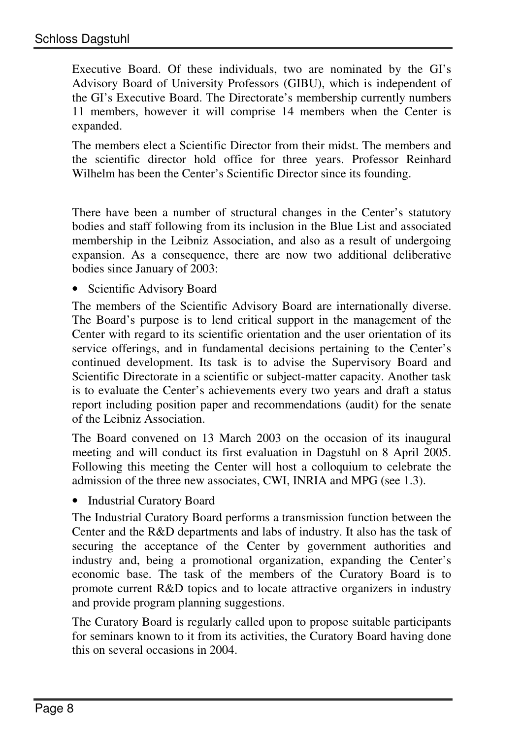Executive Board. Of these individuals, two are nominated by the GI's Advisory Board of University Professors (GIBU), which is independent of the GI's Executive Board. The Directorate's membership currently numbers 11 members, however it will comprise 14 members when the Center is expanded.

The members elect a Scientific Director from their midst. The members and the scientific director hold office for three years. Professor Reinhard Wilhelm has been the Center's Scientific Director since its founding.

There have been a number of structural changes in the Center's statutory bodies and staff following from its inclusion in the Blue List and associated membership in the Leibniz Association, and also as a result of undergoing expansion. As a consequence, there are now two additional deliberative bodies since January of 2003:

- Scientific Advisory Board

The members of the Scientific Advisory Board are internationally diverse. The Board's purpose is to lend critical support in the management of the Center with regard to its scientific orientation and the user orientation of its service offerings, and in fundamental decisions pertaining to the Center's continued development. Its task is to advise the Supervisory Board and Scientific Directorate in a scientific or subject-matter capacity. Another task is to evaluate the Center's achievements every two years and draft a status report including position paper and recommendations (audit) for the senate of the Leibniz Association.

The Board convened on 13 March 2003 on the occasion of its inaugural meeting and will conduct its first evaluation in Dagstuhl on 8 April 2005. Following this meeting the Center will host a colloquium to celebrate the admission of the three new associates, CWI, INRIA and MPG (see 1.3).

- Industrial Curatory Board

The Industrial Curatory Board performs a transmission function between the Center and the R&D departments and labs of industry. It also has the task of securing the acceptance of the Center by government authorities and industry and, being a promotional organization, expanding the Center's economic base. The task of the members of the Curatory Board is to promote current R&D topics and to locate attractive organizers in industry and provide program planning suggestions.

The Curatory Board is regularly called upon to propose suitable participants for seminars known to it from its activities, the Curatory Board having done this on several occasions in 2004.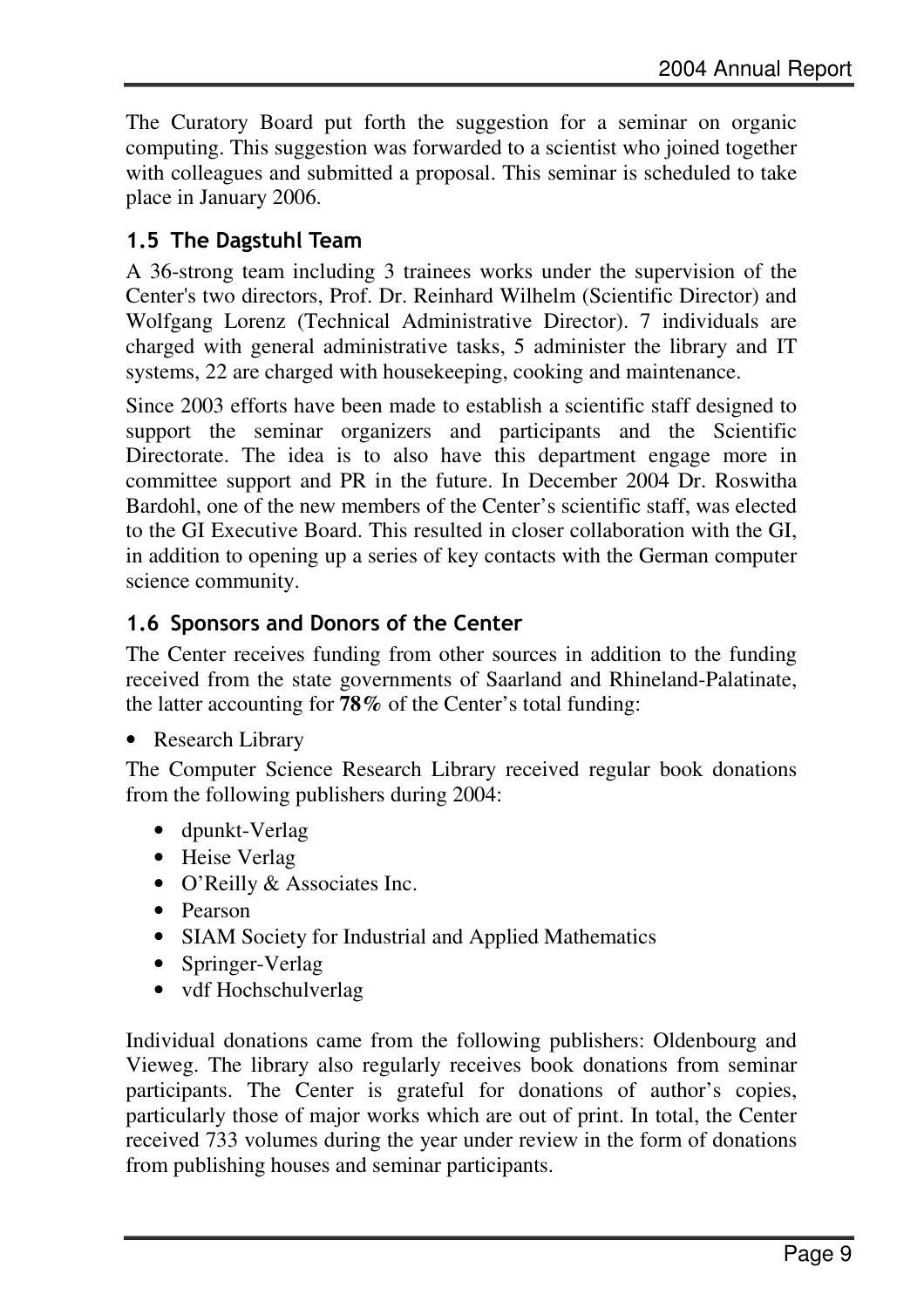The Curatory Board put forth the suggestion for a seminar on organic computing. This suggestion was forwarded to a scientist who joined together with colleagues and submitted a proposal. This seminar is scheduled to take place in January 2006.

### 1.5 The Dagstuhl Team

A 36-strong team including 3 trainees works under the supervision of the Center's two directors, Prof. Dr. Reinhard Wilhelm (Scientific Director) and Wolfgang Lorenz (Technical Administrative Director). 7 individuals are charged with general administrative tasks, 5 administer the library and IT systems, 22 are charged with housekeeping, cooking and maintenance.

Since 2003 efforts have been made to establish a scientific staff designed to support the seminar organizers and participants and the Scientific Directorate. The idea is to also have this department engage more in committee support and PR in the future. In December 2004 Dr. Roswitha Bardohl, one of the new members of the Center's scientific staff, was elected to the GI Executive Board. This resulted in closer collaboration with the GI, in addition to opening up a series of key contacts with the German computer science community.

### 1.6 Sponsors and Donors of the Center

The Center receives funding from other sources in addition to the funding received from the state governments of Saarland and Rhineland-Palatinate, the latter accounting for **78%** of the Center's total funding:

- Research Library

The Computer Science Research Library received regular book donations from the following publishers during 2004:

- dpunkt-Verlag
- Heise Verlag
- O'Reilly & Associates Inc.
- Pearson
- SIAM Society for Industrial and Applied Mathematics
- Springer-Verlag
- vdf Hochschulverlag

Individual donations came from the following publishers: Oldenbourg and Vieweg. The library also regularly receives book donations from seminar participants. The Center is grateful for donations of author's copies, particularly those of major works which are out of print. In total, the Center received 733 volumes during the year under review in the form of donations from publishing houses and seminar participants.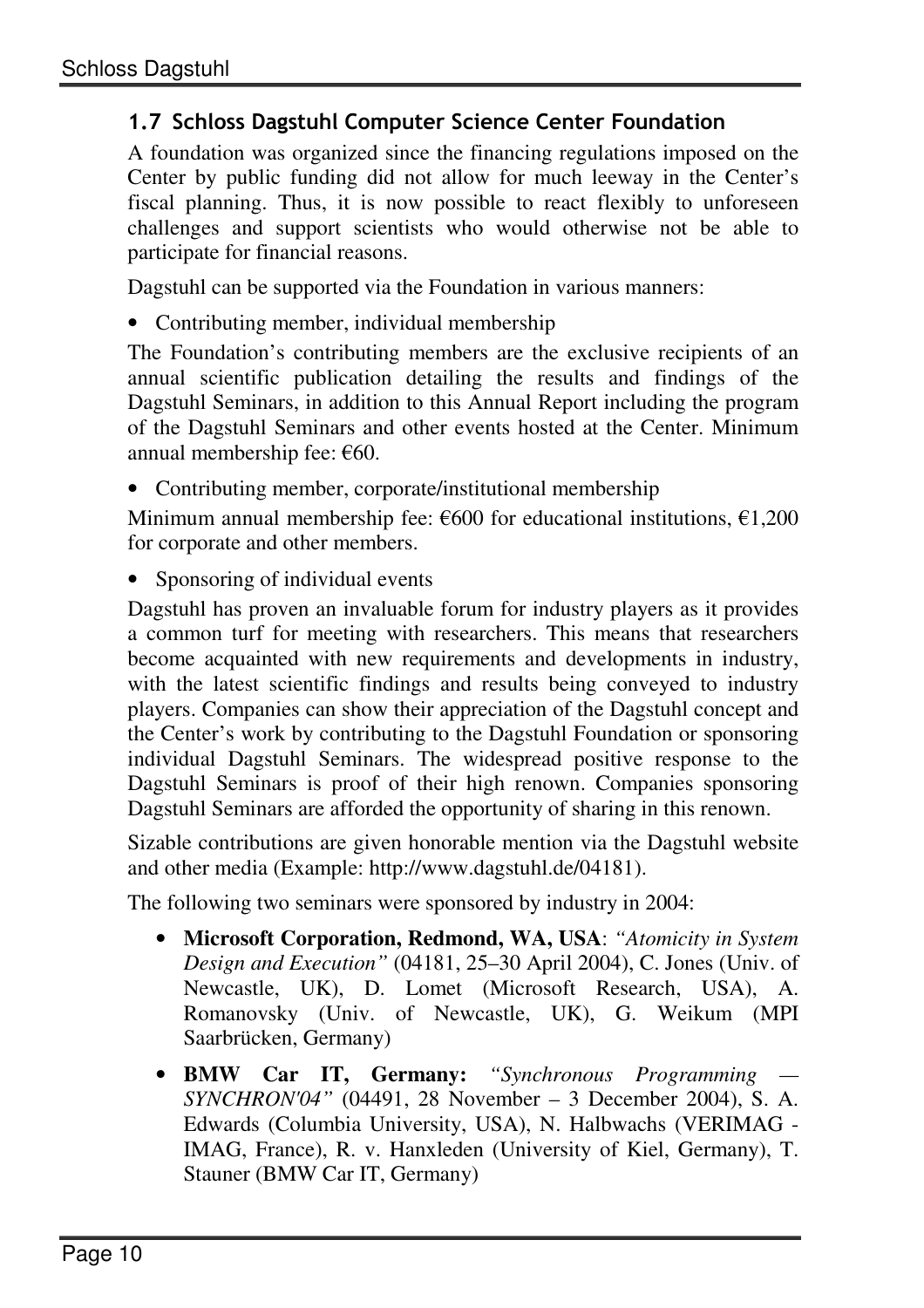## 1.7 Schloss Dagstuhl Computer Science Center Foundation

A foundation was organized since the financing regulations imposed on the Center by public funding did not allow for much leeway in the Center's fiscal planning. Thus, it is now possible to react flexibly to unforeseen challenges and support scientists who would otherwise not be able to participate for financial reasons.

Dagstuhl can be supported via the Foundation in various manners:

- Contributing member, individual membership

The Foundation's contributing members are the exclusive recipients of an annual scientific publication detailing the results and findings of the Dagstuhl Seminars, in addition to this Annual Report including the program of the Dagstuhl Seminars and other events hosted at the Center. Minimum annual membership fee: €60.

- Contributing member, corporate/institutional membership

Minimum annual membership fee: €600 for educational institutions, €1,200 for corporate and other members.

- Sponsoring of individual events

Dagstuhl has proven an invaluable forum for industry players as it provides a common turf for meeting with researchers. This means that researchers become acquainted with new requirements and developments in industry, with the latest scientific findings and results being conveyed to industry players. Companies can show their appreciation of the Dagstuhl concept and the Center's work by contributing to the Dagstuhl Foundation or sponsoring individual Dagstuhl Seminars. The widespread positive response to the Dagstuhl Seminars is proof of their high renown. Companies sponsoring Dagstuhl Seminars are afforded the opportunity of sharing in this renown.

Sizable contributions are given honorable mention via the Dagstuhl website and other media (Example: http://www.dagstuhl.de/04181).

The following two seminars were sponsored by industry in 2004:

- **Microsoft Corporation, Redmond, WA, USA**: *"Atomicity in System Design and Execution"* (04181, 25–30 April 2004), C. Jones (Univ. of Newcastle, UK), D. Lomet (Microsoft Research, USA), A. Romanovsky (Univ. of Newcastle, UK), G. Weikum (MPI Saarbrücken, Germany)
- **BMW Car IT, Germany:** *"Synchronous Programming — SYNCHRON'04"* (04491, 28 November – 3 December 2004), S. A. Edwards (Columbia University, USA), N. Halbwachs (VERIMAG - IMAG, France), R. v. Hanxleden (University of Kiel, Germany), T. Stauner (BMW Car IT, Germany)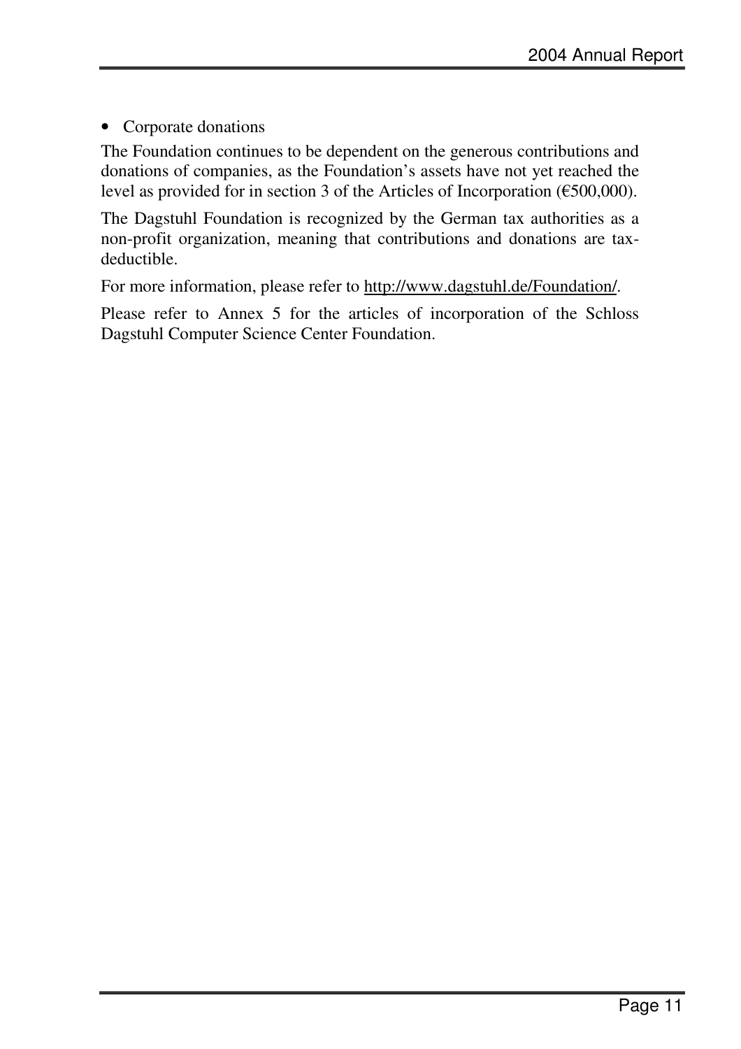- Corporate donations

The Foundation continues to be dependent on the generous contributions and donations of companies, as the Foundation's assets have not yet reached the level as provided for in section 3 of the Articles of Incorporation (€500,000).

The Dagstuhl Foundation is recognized by the German tax authorities as a non-profit organization, meaning that contributions and donations are tax-deductible.

For more information, please refer to http://www.dagstuhl.de/Foundation/.

Please refer to Annex 5 for the articles of incorporation of the Schloss Dagstuhl Computer Science Center Foundation.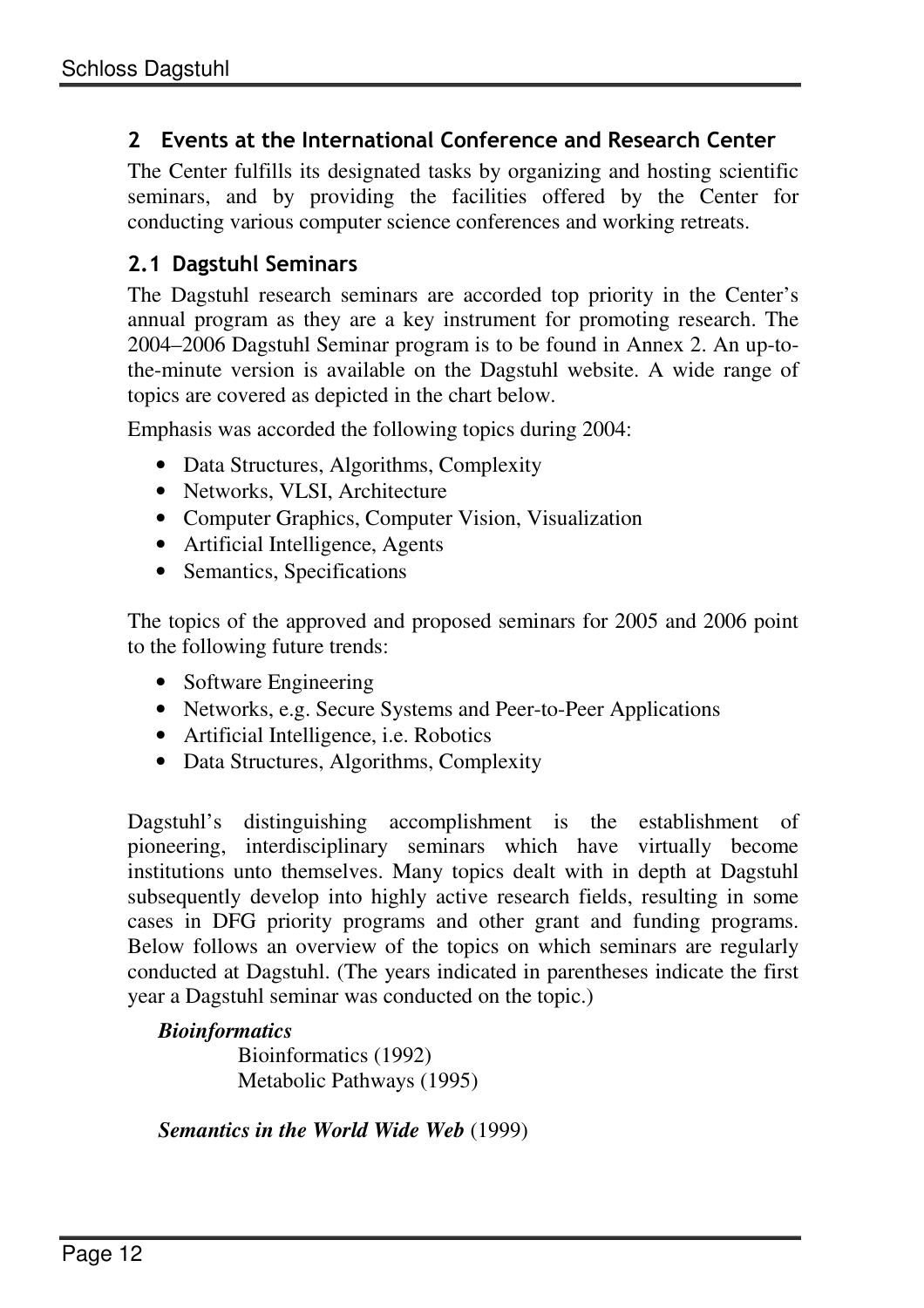## 2 Events at the International Conference and Research Center

The Center fulfills its designated tasks by organizing and hosting scientific seminars, and by providing the facilities offered by the Center for conducting various computer science conferences and working retreats.

### 2.1 Dagstuhl Seminars

The Dagstuhl research seminars are accorded top priority in the Center's annual program as they are a key instrument for promoting research. The 2004–2006 Dagstuhl Seminar program is to be found in Annex 2. An up-to-the-minute version is available on the Dagstuhl website. A wide range of topics are covered as depicted in the chart below.

Emphasis was accorded the following topics during 2004:

- Data Structures, Algorithms, Complexity
- Networks, VLSI, Architecture
- Computer Graphics, Computer Vision, Visualization
- Artificial Intelligence, Agents
- Semantics, Specifications

The topics of the approved and proposed seminars for 2005 and 2006 point to the following future trends:

- Software Engineering
- Networks, e.g. Secure Systems and Peer-to-Peer Applications
- Artificial Intelligence, i.e. Robotics
- Data Structures, Algorithms, Complexity

Dagstuhl's distinguishing accomplishment is the establishment of pioneering, interdisciplinary seminars which have virtually become institutions unto themselves. Many topics dealt with in depth at Dagstuhl subsequently develop into highly active research fields, resulting in some cases in DFG priority programs and other grant and funding programs. Below follows an overview of the topics on which seminars are regularly conducted at Dagstuhl. (The years indicated in parentheses indicate the first year a Dagstuhl seminar was conducted on the topic.)

***Bioinformatics***

Bioinformatics (1992)
Metabolic Pathways (1995)

***Semantics in the World Wide Web*** (1999)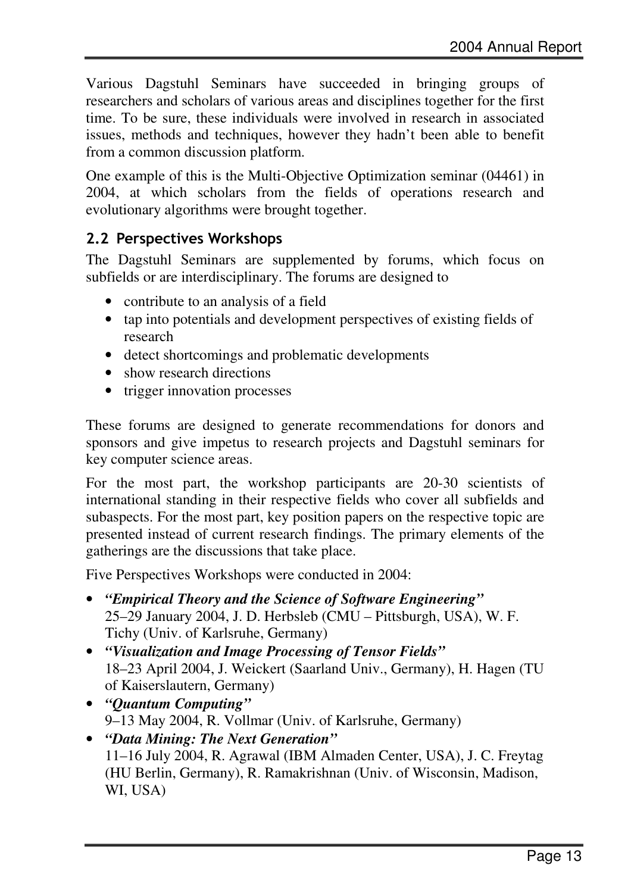Various Dagstuhl Seminars have succeeded in bringing groups of researchers and scholars of various areas and disciplines together for the first time. To be sure, these individuals were involved in research in associated issues, methods and techniques, however they hadn't been able to benefit from a common discussion platform.

One example of this is the Multi-Objective Optimization seminar (04461) in 2004, at which scholars from the fields of operations research and evolutionary algorithms were brought together.

## 2.2 Perspectives Workshops

The Dagstuhl Seminars are supplemented by forums, which focus on subfields or are interdisciplinary. The forums are designed to

- contribute to an analysis of a field
- tap into potentials and development perspectives of existing fields of research
- detect shortcomings and problematic developments
- show research directions
- trigger innovation processes

These forums are designed to generate recommendations for donors and sponsors and give impetus to research projects and Dagstuhl seminars for key computer science areas.

For the most part, the workshop participants are 20-30 scientists of international standing in their respective fields who cover all subfields and subaspects. For the most part, key position papers on the respective topic are presented instead of current research findings. The primary elements of the gatherings are the discussions that take place.

Five Perspectives Workshops were conducted in 2004:

- ***"Empirical Theory and the Science of Software Engineering"***
  25–29 January 2004, J. D. Herbsleb (CMU – Pittsburgh, USA), W. F. Tichy (Univ. of Karlsruhe, Germany)
- ***"Visualization and Image Processing of Tensor Fields"***
  18–23 April 2004, J. Weickert (Saarland Univ., Germany), H. Hagen (TU of Kaiserslautern, Germany)
- ***"Quantum Computing"***
  9–13 May 2004, R. Vollmar (Univ. of Karlsruhe, Germany)
- ***"Data Mining: The Next Generation"***
  11–16 July 2004, R. Agrawal (IBM Almaden Center, USA), J. C. Freytag (HU Berlin, Germany), R. Ramakrishnan (Univ. of Wisconsin, Madison, WI, USA)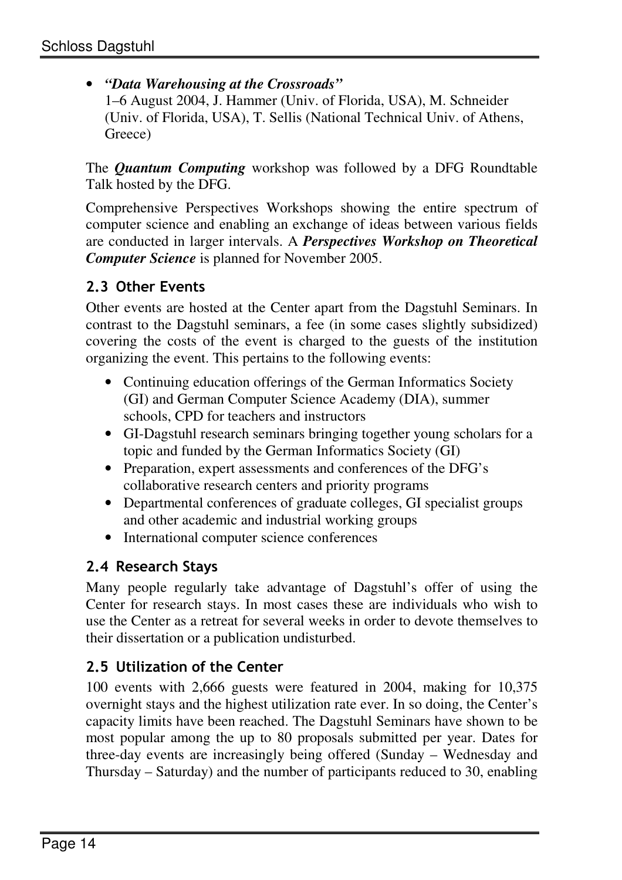- ***"Data Warehousing at the Crossroads"***
  1–6 August 2004, J. Hammer (Univ. of Florida, USA), M. Schneider (Univ. of Florida, USA), T. Sellis (National Technical Univ. of Athens, Greece)

The ***Quantum Computing*** workshop was followed by a DFG Roundtable Talk hosted by the DFG.

Comprehensive Perspectives Workshops showing the entire spectrum of computer science and enabling an exchange of ideas between various fields are conducted in larger intervals. A ***Perspectives Workshop on Theoretical Computer Science*** is planned for November 2005.

### 2.3 Other Events

Other events are hosted at the Center apart from the Dagstuhl Seminars. In contrast to the Dagstuhl seminars, a fee (in some cases slightly subsidized) covering the costs of the event is charged to the guests of the institution organizing the event. This pertains to the following events:

- Continuing education offerings of the German Informatics Society (GI) and German Computer Science Academy (DIA), summer schools, CPD for teachers and instructors
- GI-Dagstuhl research seminars bringing together young scholars for a topic and funded by the German Informatics Society (GI)
- Preparation, expert assessments and conferences of the DFG's collaborative research centers and priority programs
- Departmental conferences of graduate colleges, GI specialist groups and other academic and industrial working groups
- International computer science conferences

### 2.4 Research Stays

Many people regularly take advantage of Dagstuhl's offer of using the Center for research stays. In most cases these are individuals who wish to use the Center as a retreat for several weeks in order to devote themselves to their dissertation or a publication undisturbed.

### 2.5 Utilization of the Center

100 events with 2,666 guests were featured in 2004, making for 10,375 overnight stays and the highest utilization rate ever. In so doing, the Center's capacity limits have been reached. The Dagstuhl Seminars have shown to be most popular among the up to 80 proposals submitted per year. Dates for three-day events are increasingly being offered (Sunday – Wednesday and Thursday – Saturday) and the number of participants reduced to 30, enabling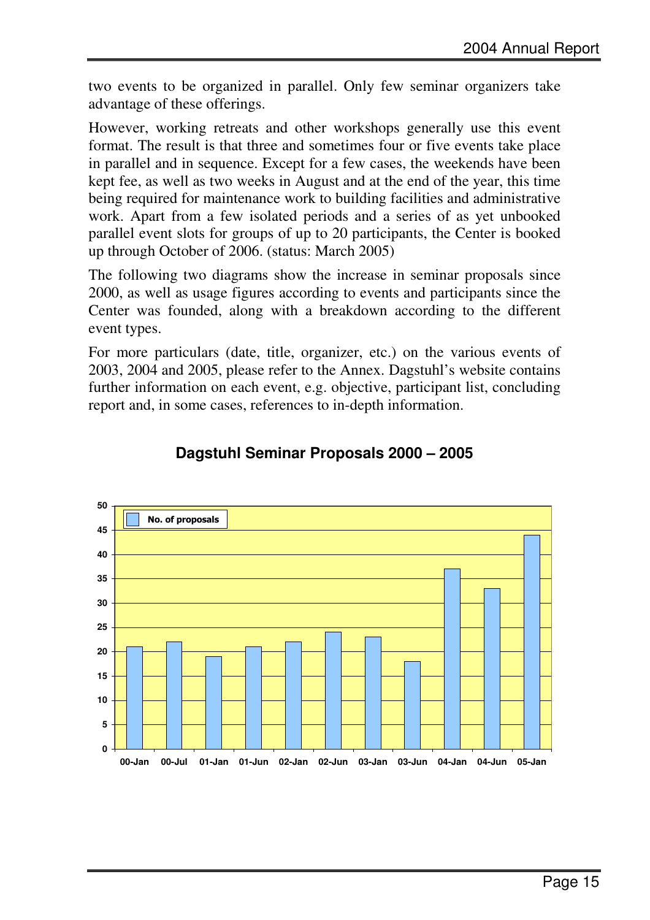two events to be organized in parallel. Only few seminar organizers take advantage of these offerings.

However, working retreats and other workshops generally use this event format. The result is that three and sometimes four or five events take place in parallel and in sequence. Except for a few cases, the weekends have been kept fee, as well as two weeks in August and at the end of the year, this time being required for maintenance work to building facilities and administrative work. Apart from a few isolated periods and a series of as yet unbooked parallel event slots for groups of up to 20 participants, the Center is booked up through October of 2006. (status: March 2005)

The following two diagrams show the increase in seminar proposals since 2000, as well as usage figures according to events and participants since the Center was founded, along with a breakdown according to the different event types.

For more particulars (date, title, organizer, etc.) on the various events of 2003, 2004 and 2005, please refer to the Annex. Dagstuhl's website contains further information on each event, e.g. objective, participant list, concluding report and, in some cases, references to in-depth information.

**Dagstuhl Seminar Proposals 2000 – 2005**

No. of proposals

50
45
40
35
30
25
20
15
10
5
0

00-Jan 00-Jul 01-Jan 01-Jun 02-Jan 02-Jun 03-Jan 03-Jun 04-Jan 04-Jun 05-Jan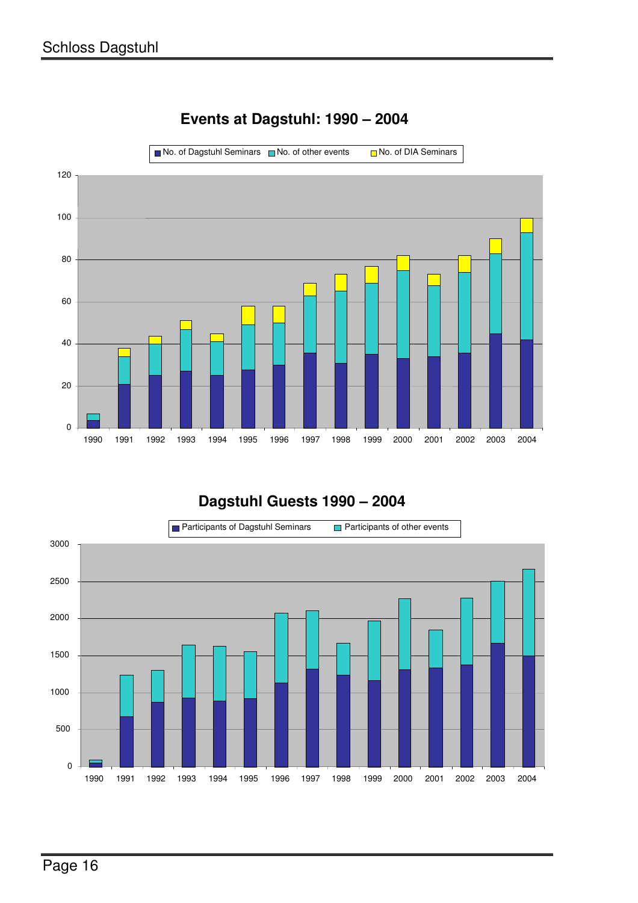## Events at Dagstuhl: 1990 – 2004

No. of Dagstuhl Seminars
No. of other events
No. of DIA Seminars

0
20
40
60
80
100
120

1990 1991 1992 1993 1994 1995 1996 1997 1998 1999 2000 2001 2002 2003 2004

## Dagstuhl Guests 1990 – 2004

Participants of Dagstuhl Seminars
Participants of other events

0
500
1000
1500
2000
2500
3000

1990 1991 1992 1993 1994 1995 1996 1997 1998 1999 2000 2001 2002 2003 2004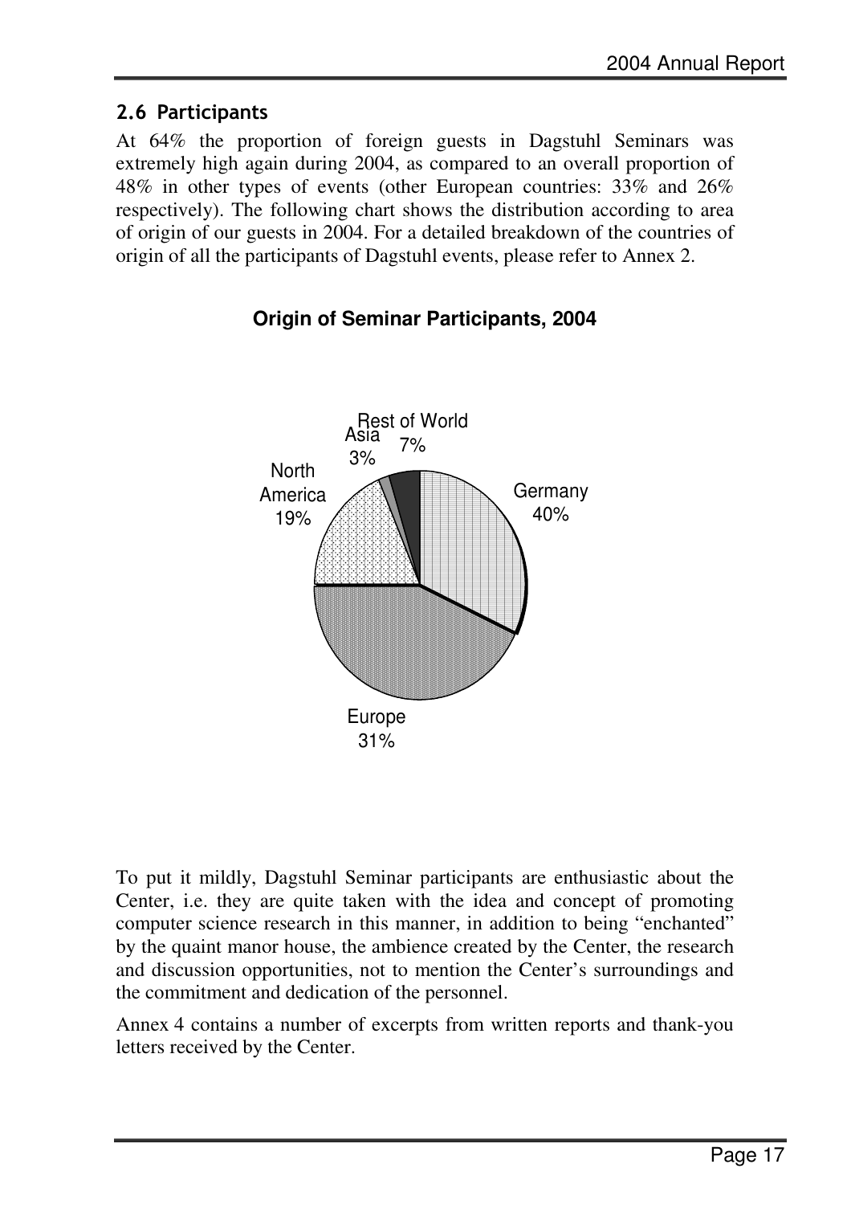## 2.6 Participants

At 64% the proportion of foreign guests in Dagstuhl Seminars was extremely high again during 2004, as compared to an overall proportion of 48% in other types of events (other European countries: 33% and 26% respectively). The following chart shows the distribution according to area of origin of our guests in 2004. For a detailed breakdown of the countries of origin of all the participants of Dagstuhl events, please refer to Annex 2.

**Origin of Seminar Participants, 2004**

Rest of World 7%
Asia 3%
North America 19%
Germany 40%
Europe 31%

To put it mildly, Dagstuhl Seminar participants are enthusiastic about the Center, i.e. they are quite taken with the idea and concept of promoting computer science research in this manner, in addition to being "enchanted" by the quaint manor house, the ambience created by the Center, the research and discussion opportunities, not to mention the Center's surroundings and the commitment and dedication of the personnel.

Annex 4 contains a number of excerpts from written reports and thank-you letters received by the Center.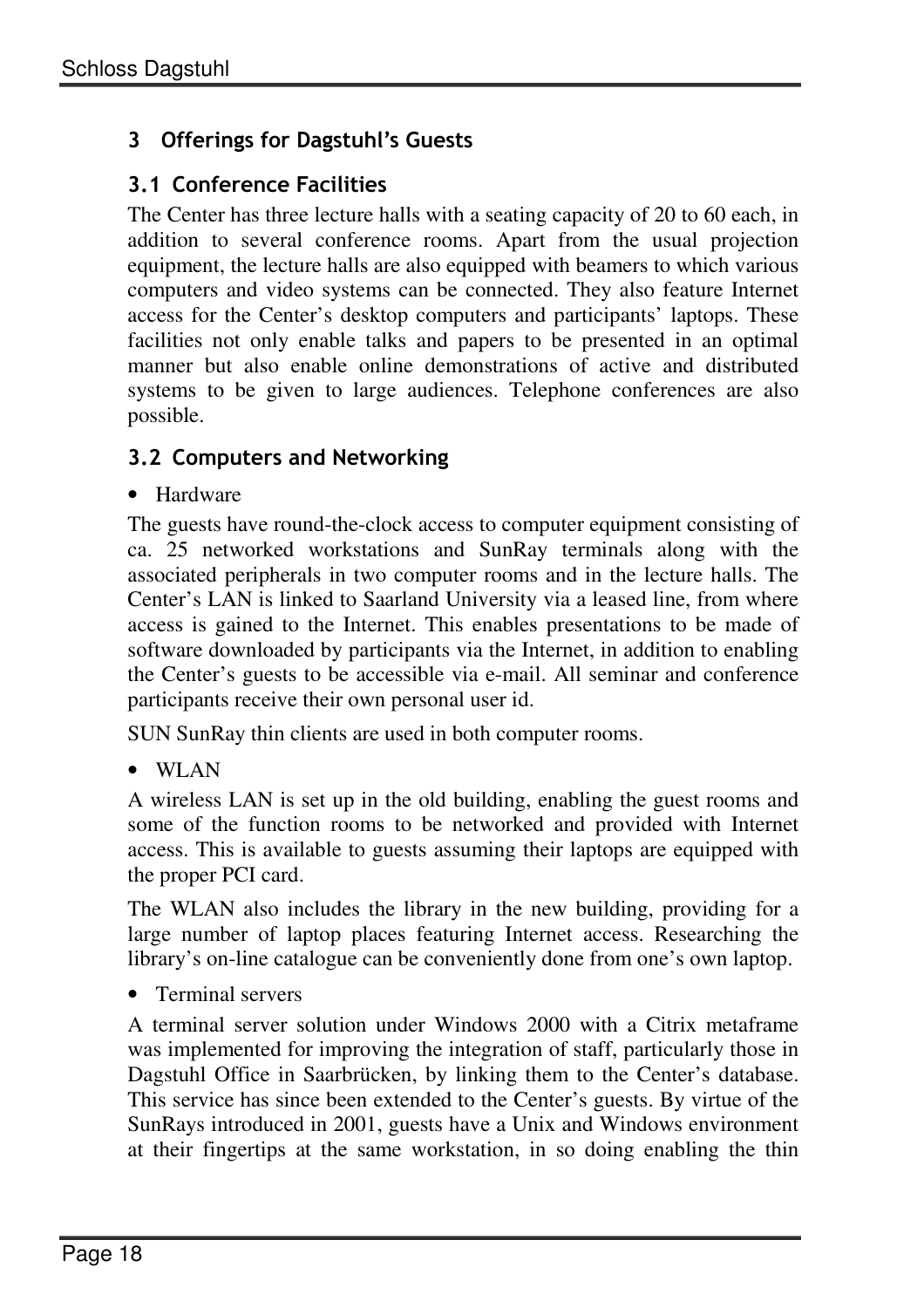## 3 Offerings for Dagstuhl's Guests

### 3.1 Conference Facilities

The Center has three lecture halls with a seating capacity of 20 to 60 each, in addition to several conference rooms. Apart from the usual projection equipment, the lecture halls are also equipped with beamers to which various computers and video systems can be connected. They also feature Internet access for the Center's desktop computers and participants' laptops. These facilities not only enable talks and papers to be presented in an optimal manner but also enable online demonstrations of active and distributed systems to be given to large audiences. Telephone conferences are also possible.

### 3.2 Computers and Networking

- Hardware

The guests have round-the-clock access to computer equipment consisting of ca. 25 networked workstations and SunRay terminals along with the associated peripherals in two computer rooms and in the lecture halls. The Center's LAN is linked to Saarland University via a leased line, from where access is gained to the Internet. This enables presentations to be made of software downloaded by participants via the Internet, in addition to enabling the Center's guests to be accessible via e-mail. All seminar and conference participants receive their own personal user id.

SUN SunRay thin clients are used in both computer rooms.

- WLAN

A wireless LAN is set up in the old building, enabling the guest rooms and some of the function rooms to be networked and provided with Internet access. This is available to guests assuming their laptops are equipped with the proper PCI card.

The WLAN also includes the library in the new building, providing for a large number of laptop places featuring Internet access. Researching the library's on-line catalogue can be conveniently done from one's own laptop.

- Terminal servers

A terminal server solution under Windows 2000 with a Citrix metaframe was implemented for improving the integration of staff, particularly those in Dagstuhl Office in Saarbrücken, by linking them to the Center's database. This service has since been extended to the Center's guests. By virtue of the SunRays introduced in 2001, guests have a Unix and Windows environment at their fingertips at the same workstation, in so doing enabling the thin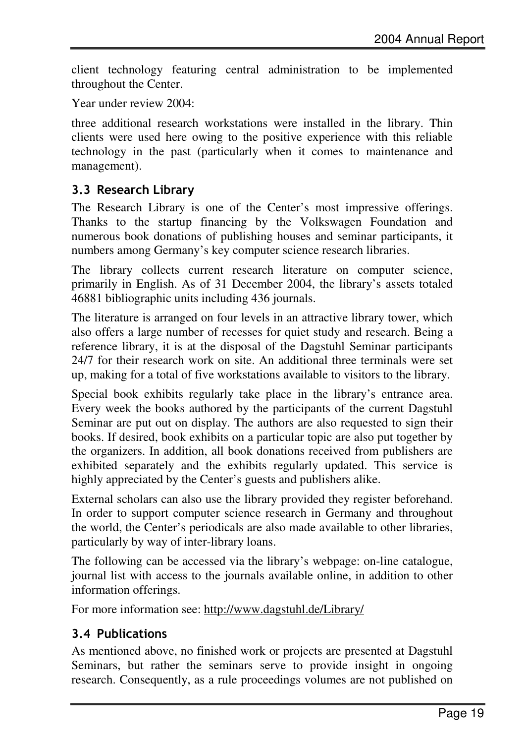client technology featuring central administration to be implemented throughout the Center.

Year under review 2004:

three additional research workstations were installed in the library. Thin clients were used here owing to the positive experience with this reliable technology in the past (particularly when it comes to maintenance and management).

### 3.3 Research Library

The Research Library is one of the Center's most impressive offerings. Thanks to the startup financing by the Volkswagen Foundation and numerous book donations of publishing houses and seminar participants, it numbers among Germany's key computer science research libraries.

The library collects current research literature on computer science, primarily in English. As of 31 December 2004, the library's assets totaled 46881 bibliographic units including 436 journals.

The literature is arranged on four levels in an attractive library tower, which also offers a large number of recesses for quiet study and research. Being a reference library, it is at the disposal of the Dagstuhl Seminar participants 24/7 for their research work on site. An additional three terminals were set up, making for a total of five workstations available to visitors to the library.

Special book exhibits regularly take place in the library's entrance area. Every week the books authored by the participants of the current Dagstuhl Seminar are put out on display. The authors are also requested to sign their books. If desired, book exhibits on a particular topic are also put together by the organizers. In addition, all book donations received from publishers are exhibited separately and the exhibits regularly updated. This service is highly appreciated by the Center's guests and publishers alike.

External scholars can also use the library provided they register beforehand. In order to support computer science research in Germany and throughout the world, the Center's periodicals are also made available to other libraries, particularly by way of inter-library loans.

The following can be accessed via the library's webpage: on-line catalogue, journal list with access to the journals available online, in addition to other information offerings.

For more information see: http://www.dagstuhl.de/Library/

### 3.4 Publications

As mentioned above, no finished work or projects are presented at Dagstuhl Seminars, but rather the seminars serve to provide insight in ongoing research. Consequently, as a rule proceedings volumes are not published on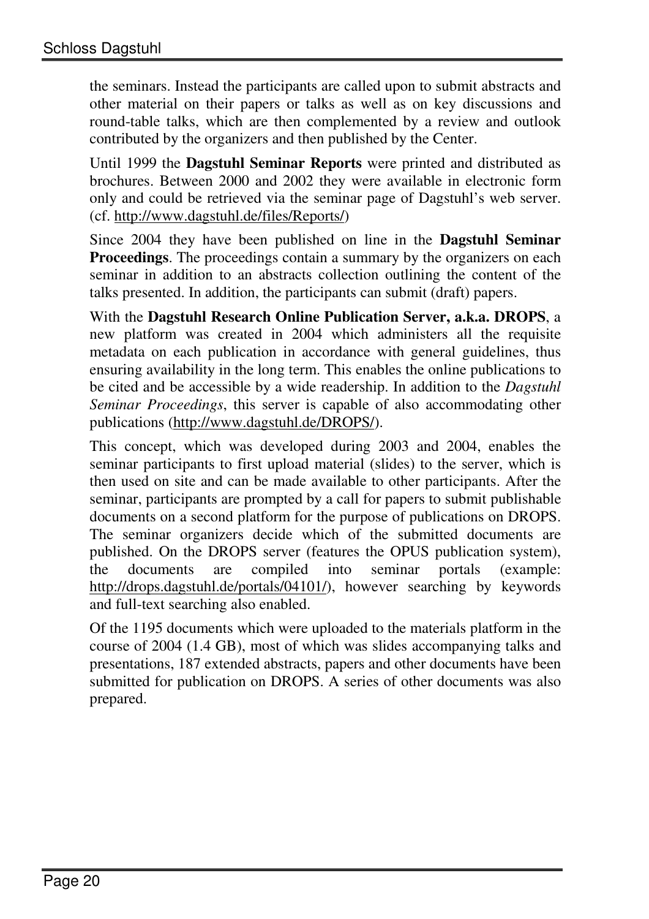the seminars. Instead the participants are called upon to submit abstracts and other material on their papers or talks as well as on key discussions and round-table talks, which are then complemented by a review and outlook contributed by the organizers and then published by the Center.

Until 1999 the **Dagstuhl Seminar Reports** were printed and distributed as brochures. Between 2000 and 2002 they were available in electronic form only and could be retrieved via the seminar page of Dagstuhl's web server. (cf. http://www.dagstuhl.de/files/Reports/)

Since 2004 they have been published on line in the **Dagstuhl Seminar Proceedings**. The proceedings contain a summary by the organizers on each seminar in addition to an abstracts collection outlining the content of the talks presented. In addition, the participants can submit (draft) papers.

With the **Dagstuhl Research Online Publication Server, a.k.a. DROPS**, a new platform was created in 2004 which administers all the requisite metadata on each publication in accordance with general guidelines, thus ensuring availability in the long term. This enables the online publications to be cited and be accessible by a wide readership. In addition to the *Dagstuhl Seminar Proceedings*, this server is capable of also accommodating other publications (http://www.dagstuhl.de/DROPS/).

This concept, which was developed during 2003 and 2004, enables the seminar participants to first upload material (slides) to the server, which is then used on site and can be made available to other participants. After the seminar, participants are prompted by a call for papers to submit publishable documents on a second platform for the purpose of publications on DROPS. The seminar organizers decide which of the submitted documents are published. On the DROPS server (features the OPUS publication system), the documents are compiled into seminar portals (example: http://drops.dagstuhl.de/portals/04101/), however searching by keywords and full-text searching also enabled.

Of the 1195 documents which were uploaded to the materials platform in the course of 2004 (1.4 GB), most of which was slides accompanying talks and presentations, 187 extended abstracts, papers and other documents have been submitted for publication on DROPS. A series of other documents was also prepared.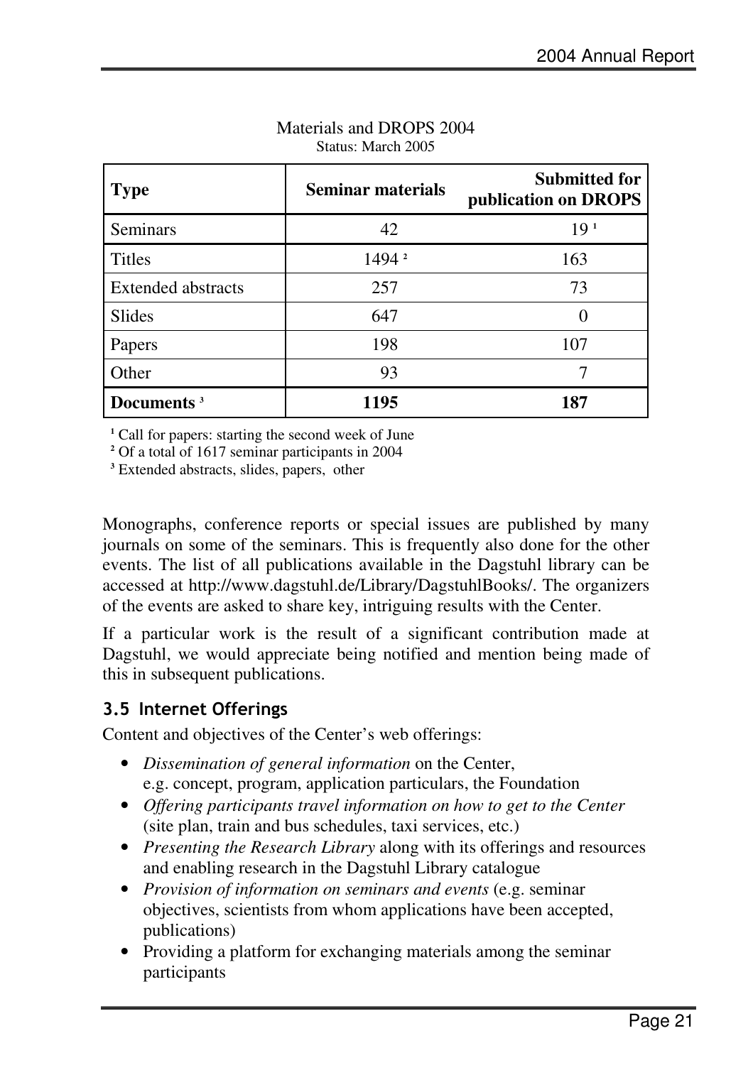Materials and DROPS 2004
Status: March 2005

| Type | Seminar materials | Submitted for publication on DROPS |
|---|---|---|
| Seminars | 42 | 19 [1] |
| Titles | 1494 [2] | 163 |
| Extended abstracts | 257 | 73 |
| Slides | 647 | 0 |
| Papers | 198 | 107 |
| Other | 93 | 7 |
| **Documents [3]** | **1195** | **187** |

[1] Call for papers: starting the second week of June
[2] Of a total of 1617 seminar participants in 2004
[3] Extended abstracts, slides, papers, other

Monographs, conference reports or special issues are published by many journals on some of the seminars. This is frequently also done for the other events. The list of all publications available in the Dagstuhl library can be accessed at http://www.dagstuhl.de/Library/DagstuhlBooks/. The organizers of the events are asked to share key, intriguing results with the Center.

If a particular work is the result of a significant contribution made at Dagstuhl, we would appreciate being notified and mention being made of this in subsequent publications.

### 3.5 Internet Offerings

Content and objectives of the Center's web offerings:

- *Dissemination of general information* on the Center, e.g. concept, program, application particulars, the Foundation
- *Offering participants travel information on how to get to the Center* (site plan, train and bus schedules, taxi services, etc.)
- *Presenting the Research Library* along with its offerings and resources and enabling research in the Dagstuhl Library catalogue
- *Provision of information on seminars and events* (e.g. seminar objectives, scientists from whom applications have been accepted, publications)
- Providing a platform for exchanging materials among the seminar participants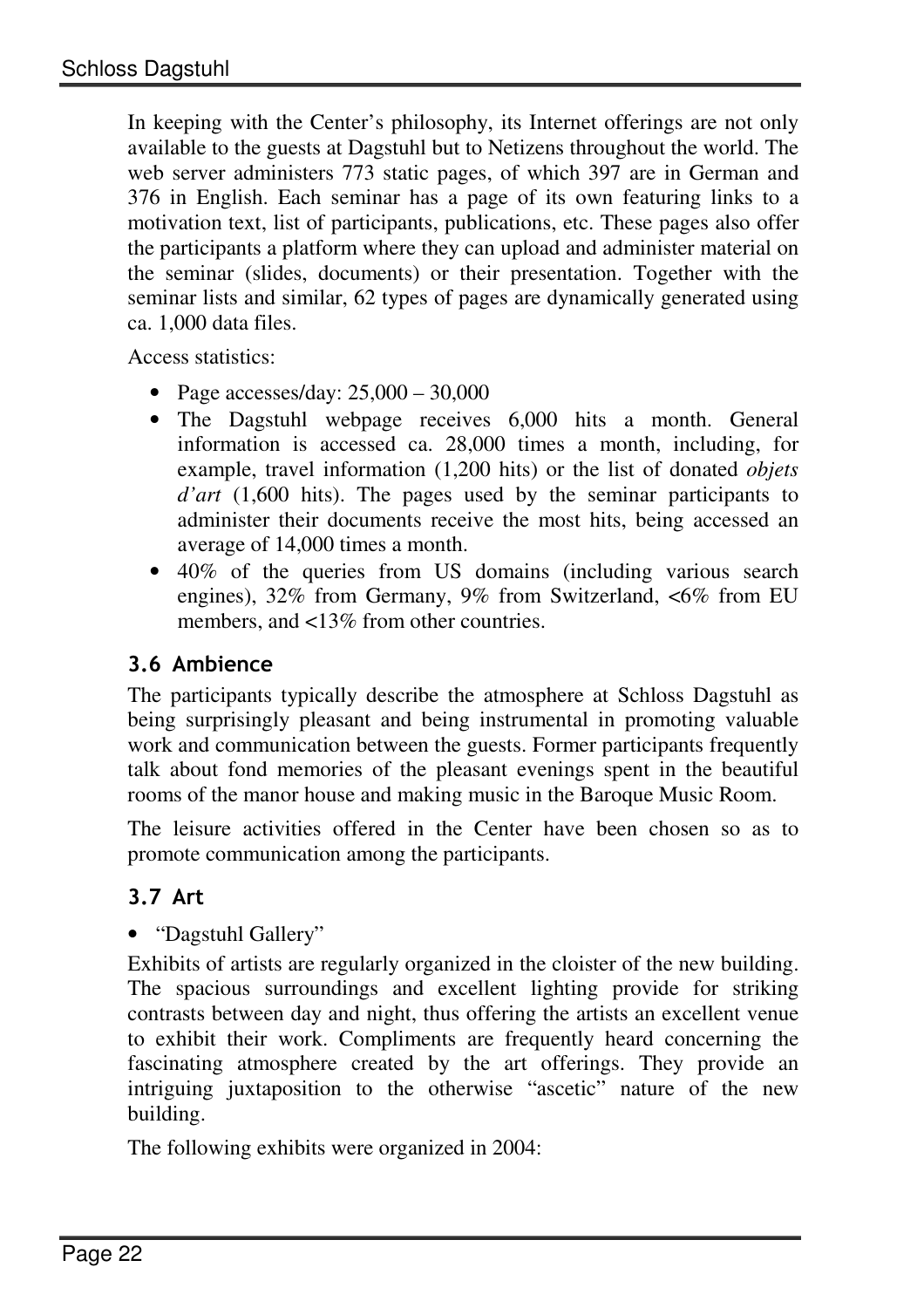In keeping with the Center's philosophy, its Internet offerings are not only available to the guests at Dagstuhl but to Netizens throughout the world. The web server administers 773 static pages, of which 397 are in German and 376 in English. Each seminar has a page of its own featuring links to a motivation text, list of participants, publications, etc. These pages also offer the participants a platform where they can upload and administer material on the seminar (slides, documents) or their presentation. Together with the seminar lists and similar, 62 types of pages are dynamically generated using ca. 1,000 data files.

Access statistics:

- Page accesses/day: 25,000 – 30,000
- The Dagstuhl webpage receives 6,000 hits a month. General information is accessed ca. 28,000 times a month, including, for example, travel information (1,200 hits) or the list of donated *objets d'art* (1,600 hits). The pages used by the seminar participants to administer their documents receive the most hits, being accessed an average of 14,000 times a month.
- 40% of the queries from US domains (including various search engines), 32% from Germany, 9% from Switzerland, <6% from EU members, and <13% from other countries.

### 3.6 Ambience

The participants typically describe the atmosphere at Schloss Dagstuhl as being surprisingly pleasant and being instrumental in promoting valuable work and communication between the guests. Former participants frequently talk about fond memories of the pleasant evenings spent in the beautiful rooms of the manor house and making music in the Baroque Music Room.

The leisure activities offered in the Center have been chosen so as to promote communication among the participants.

### 3.7 Art

- "Dagstuhl Gallery"

Exhibits of artists are regularly organized in the cloister of the new building. The spacious surroundings and excellent lighting provide for striking contrasts between day and night, thus offering the artists an excellent venue to exhibit their work. Compliments are frequently heard concerning the fascinating atmosphere created by the art offerings. They provide an intriguing juxtaposition to the otherwise "ascetic" nature of the new building.

The following exhibits were organized in 2004: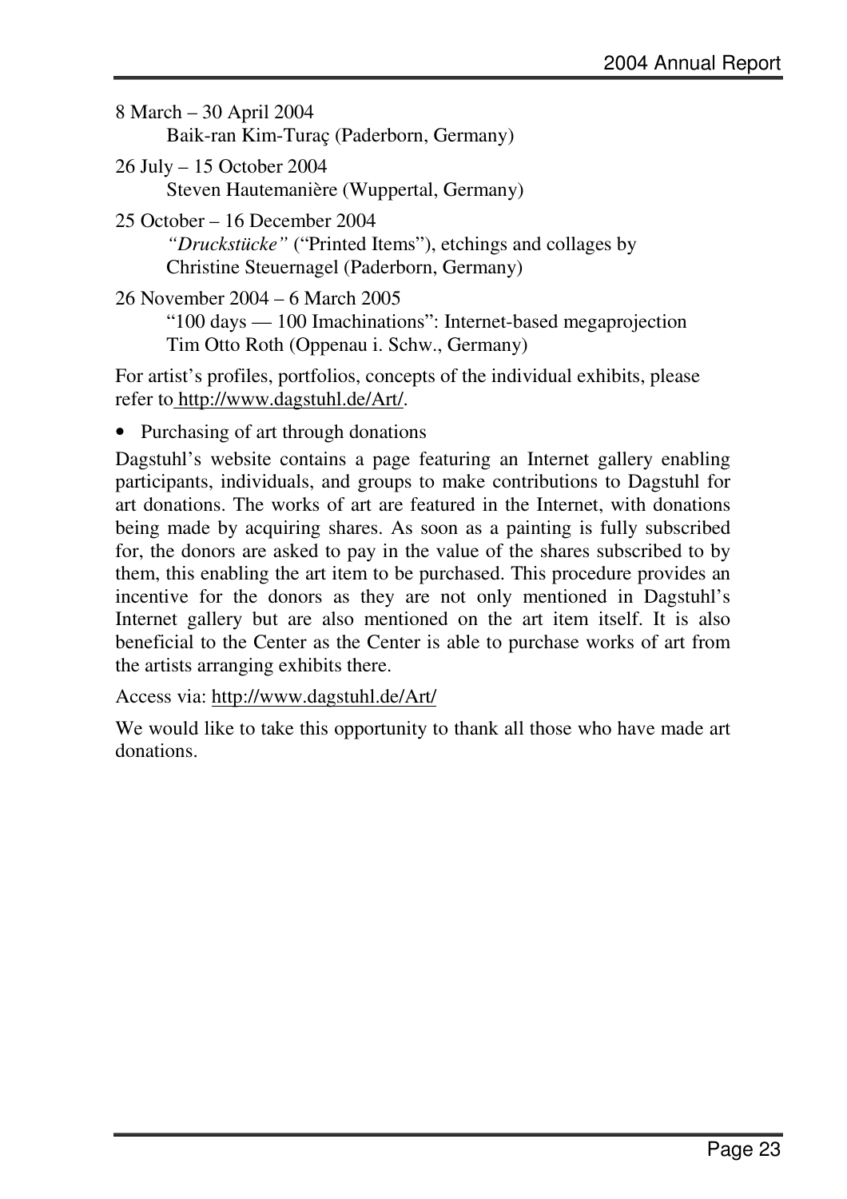8 March – 30 April 2004
Baik-ran Kim-Turaç (Paderborn, Germany)

26 July – 15 October 2004
Steven Hautemanière (Wuppertal, Germany)

25 October – 16 December 2004
*"Druckstücke"* ("Printed Items"), etchings and collages by
Christine Steuernagel (Paderborn, Germany)

26 November 2004 – 6 March 2005
"100 days — 100 Imachinations": Internet-based megaprojection
Tim Otto Roth (Oppenau i. Schw., Germany)

For artist's profiles, portfolios, concepts of the individual exhibits, please refer to http://www.dagstuhl.de/Art/.

- Purchasing of art through donations

Dagstuhl's website contains a page featuring an Internet gallery enabling participants, individuals, and groups to make contributions to Dagstuhl for art donations. The works of art are featured in the Internet, with donations being made by acquiring shares. As soon as a painting is fully subscribed for, the donors are asked to pay in the value of the shares subscribed to by them, this enabling the art item to be purchased. This procedure provides an incentive for the donors as they are not only mentioned in Dagstuhl's Internet gallery but are also mentioned on the art item itself. It is also beneficial to the Center as the Center is able to purchase works of art from the artists arranging exhibits there.

Access via: http://www.dagstuhl.de/Art/

We would like to take this opportunity to thank all those who have made art donations.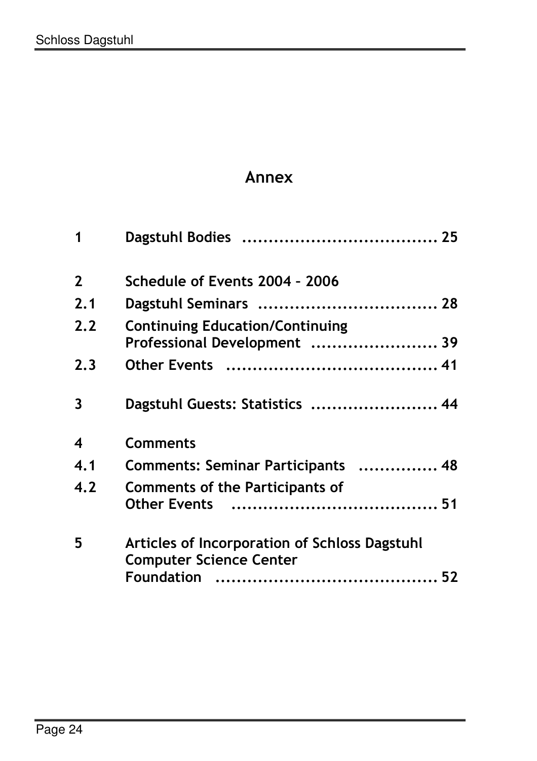# Annex

| | | |
|---|---|---|
| **1** | **Dagstuhl Bodies** | **25** |
| **2** | **Schedule of Events 2004 – 2006** | |
| **2.1** | **Dagstuhl Seminars** | **28** |
| **2.2** | **Continuing Education/Continuing Professional Development** | **39** |
| **2.3** | **Other Events** | **41** |
| **3** | **Dagstuhl Guests: Statistics** | **44** |
| **4** | **Comments** | |
| **4.1** | **Comments: Seminar Participants** | **48** |
| **4.2** | **Comments of the Participants of Other Events** | **51** |
| **5** | **Articles of Incorporation of Schloss Dagstuhl Computer Science Center Foundation** | **52** |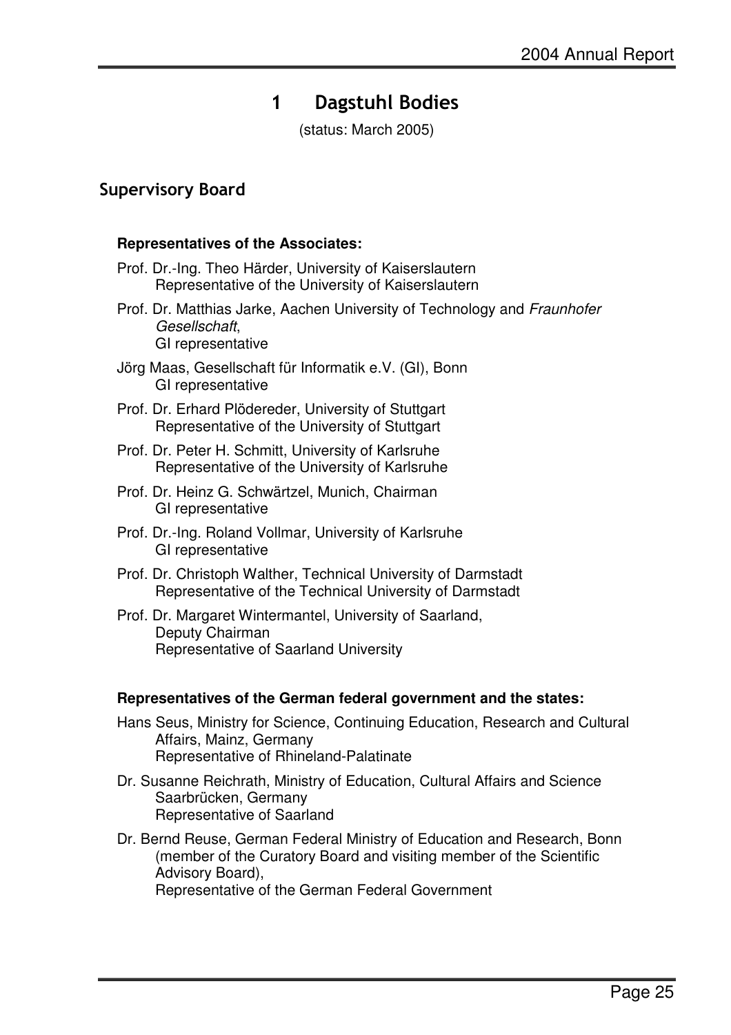# 1 Dagstuhl Bodies

(status: March 2005)

## Supervisory Board

**Representatives of the Associates:**

Prof. Dr.-Ing. Theo Härder, University of Kaiserslautern
Representative of the University of Kaiserslautern

Prof. Dr. Matthias Jarke, Aachen University of Technology and *Fraunhofer Gesellschaft*,
GI representative

Jörg Maas, Gesellschaft für Informatik e.V. (GI), Bonn
GI representative

Prof. Dr. Erhard Plödereder, University of Stuttgart
Representative of the University of Stuttgart

Prof. Dr. Peter H. Schmitt, University of Karlsruhe
Representative of the University of Karlsruhe

Prof. Dr. Heinz G. Schwärtzel, Munich, Chairman
GI representative

Prof. Dr.-Ing. Roland Vollmar, University of Karlsruhe
GI representative

Prof. Dr. Christoph Walther, Technical University of Darmstadt
Representative of the Technical University of Darmstadt

Prof. Dr. Margaret Wintermantel, University of Saarland,
Deputy Chairman
Representative of Saarland University

**Representatives of the German federal government and the states:**

Hans Seus, Ministry for Science, Continuing Education, Research and Cultural Affairs, Mainz, Germany
Representative of Rhineland-Palatinate

Dr. Susanne Reichrath, Ministry of Education, Cultural Affairs and Science Saarbrücken, Germany
Representative of Saarland

Dr. Bernd Reuse, German Federal Ministry of Education and Research, Bonn (member of the Curatory Board and visiting member of the Scientific Advisory Board),
Representative of the German Federal Government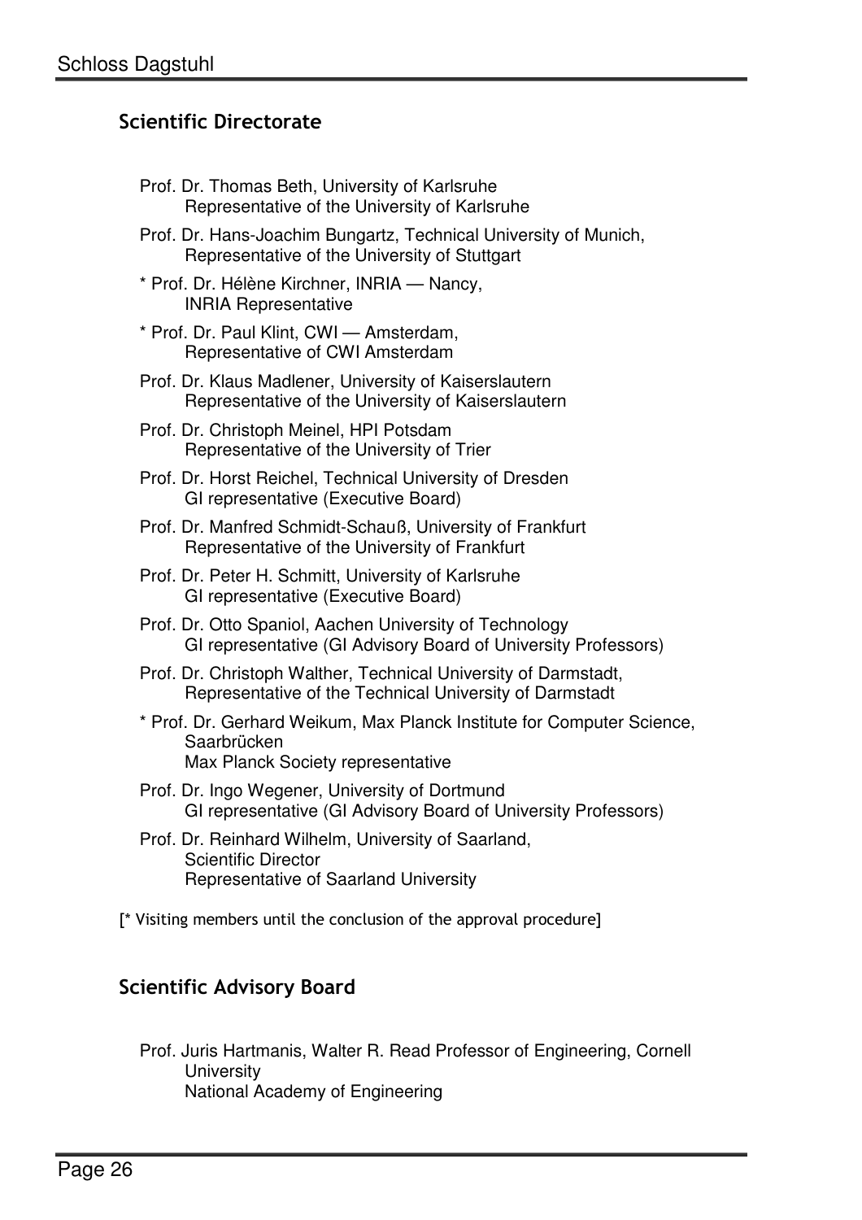## Scientific Directorate

Prof. Dr. Thomas Beth, University of Karlsruhe
Representative of the University of Karlsruhe

Prof. Dr. Hans-Joachim Bungartz, Technical University of Munich,
Representative of the University of Stuttgart

* Prof. Dr. Hélène Kirchner, INRIA — Nancy,
INRIA Representative

* Prof. Dr. Paul Klint, CWI — Amsterdam,
Representative of CWI Amsterdam

Prof. Dr. Klaus Madlener, University of Kaiserslautern
Representative of the University of Kaiserslautern

Prof. Dr. Christoph Meinel, HPI Potsdam
Representative of the University of Trier

Prof. Dr. Horst Reichel, Technical University of Dresden
GI representative (Executive Board)

Prof. Dr. Manfred Schmidt-Schauß, University of Frankfurt
Representative of the University of Frankfurt

Prof. Dr. Peter H. Schmitt, University of Karlsruhe
GI representative (Executive Board)

Prof. Dr. Otto Spaniol, Aachen University of Technology
GI representative (GI Advisory Board of University Professors)

Prof. Dr. Christoph Walther, Technical University of Darmstadt,
Representative of the Technical University of Darmstadt

* Prof. Dr. Gerhard Weikum, Max Planck Institute for Computer Science, Saarbrücken
Max Planck Society representative

Prof. Dr. Ingo Wegener, University of Dortmund
GI representative (GI Advisory Board of University Professors)

Prof. Dr. Reinhard Wilhelm, University of Saarland,
Scientific Director
Representative of Saarland University

[* Visiting members until the conclusion of the approval procedure]

## Scientific Advisory Board

Prof. Juris Hartmanis, Walter R. Read Professor of Engineering, Cornell University
National Academy of Engineering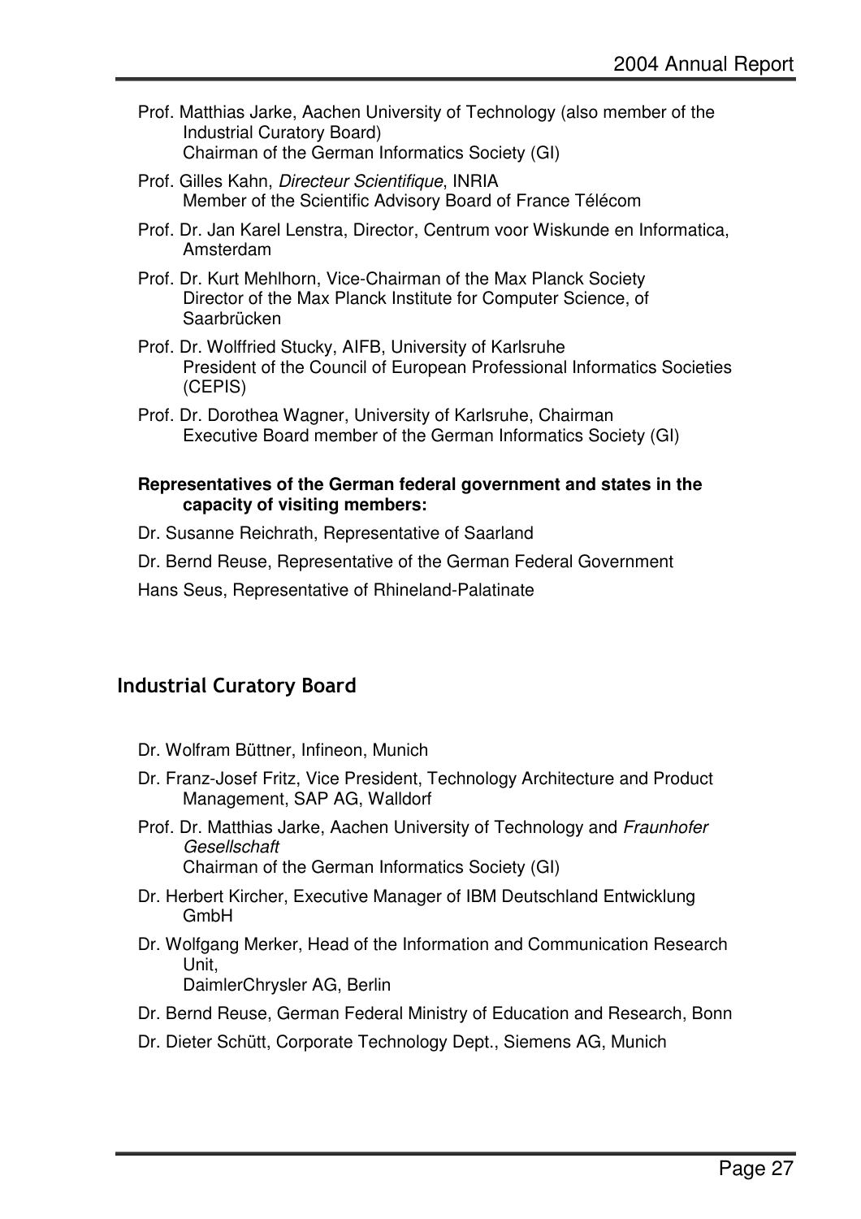Prof. Matthias Jarke, Aachen University of Technology (also member of the Industrial Curatory Board)
Chairman of the German Informatics Society (GI)

Prof. Gilles Kahn, *Directeur Scientifique*, INRIA
Member of the Scientific Advisory Board of France Télécom

Prof. Dr. Jan Karel Lenstra, Director, Centrum voor Wiskunde en Informatica, Amsterdam

Prof. Dr. Kurt Mehlhorn, Vice-Chairman of the Max Planck Society
Director of the Max Planck Institute for Computer Science, of Saarbrücken

Prof. Dr. Wolffried Stucky, AIFB, University of Karlsruhe
President of the Council of European Professional Informatics Societies (CEPIS)

Prof. Dr. Dorothea Wagner, University of Karlsruhe, Chairman
Executive Board member of the German Informatics Society (GI)

**Representatives of the German federal government and states in the capacity of visiting members:**

Dr. Susanne Reichrath, Representative of Saarland

Dr. Bernd Reuse, Representative of the German Federal Government

Hans Seus, Representative of Rhineland-Palatinate

## Industrial Curatory Board

Dr. Wolfram Büttner, Infineon, Munich

Dr. Franz-Josef Fritz, Vice President, Technology Architecture and Product Management, SAP AG, Walldorf

Prof. Dr. Matthias Jarke, Aachen University of Technology and *Fraunhofer Gesellschaft*
Chairman of the German Informatics Society (GI)

Dr. Herbert Kircher, Executive Manager of IBM Deutschland Entwicklung GmbH

Dr. Wolfgang Merker, Head of the Information and Communication Research Unit,
DaimlerChrysler AG, Berlin

Dr. Bernd Reuse, German Federal Ministry of Education and Research, Bonn

Dr. Dieter Schütt, Corporate Technology Dept., Siemens AG, Munich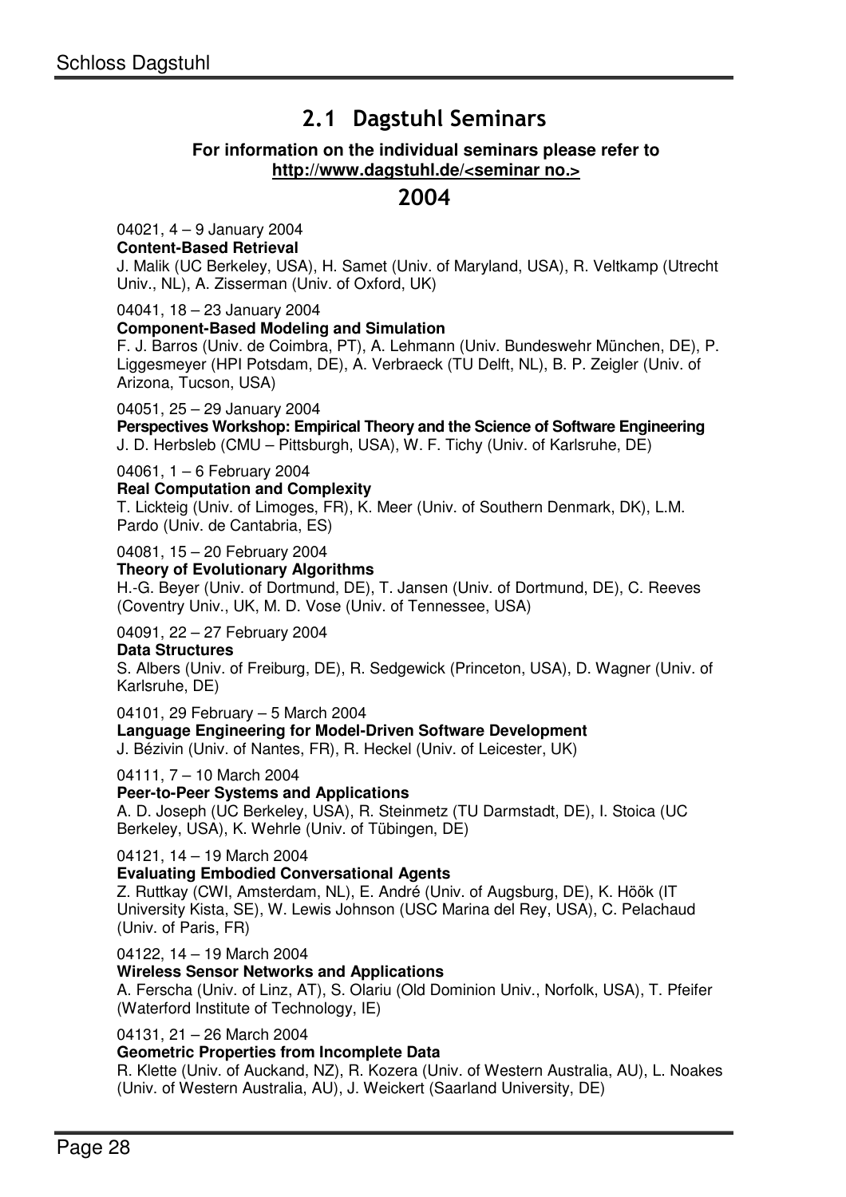## 2.1 Dagstuhl Seminars

**For information on the individual seminars please refer to**
**http://www.dagstuhl.de/<seminar no.>**

## 2004

04021, 4 – 9 January 2004
**Content-Based Retrieval**
J. Malik (UC Berkeley, USA), H. Samet (Univ. of Maryland, USA), R. Veltkamp (Utrecht Univ., NL), A. Zisserman (Univ. of Oxford, UK)

04041, 18 – 23 January 2004
**Component-Based Modeling and Simulation**
F. J. Barros (Univ. de Coimbra, PT), A. Lehmann (Univ. Bundeswehr München, DE), P. Liggesmeyer (HPI Potsdam, DE), A. Verbraeck (TU Delft, NL), B. P. Zeigler (Univ. of Arizona, Tucson, USA)

04051, 25 – 29 January 2004
**Perspectives Workshop: Empirical Theory and the Science of Software Engineering**
J. D. Herbsleb (CMU – Pittsburgh, USA), W. F. Tichy (Univ. of Karlsruhe, DE)

04061, 1 – 6 February 2004
**Real Computation and Complexity**
T. Lickteig (Univ. of Limoges, FR), K. Meer (Univ. of Southern Denmark, DK), L.M. Pardo (Univ. de Cantabria, ES)

04081, 15 – 20 February 2004
**Theory of Evolutionary Algorithms**
H.-G. Beyer (Univ. of Dortmund, DE), T. Jansen (Univ. of Dortmund, DE), C. Reeves (Coventry Univ., UK, M. D. Vose (Univ. of Tennessee, USA)

04091, 22 – 27 February 2004
**Data Structures**
S. Albers (Univ. of Freiburg, DE), R. Sedgewick (Princeton, USA), D. Wagner (Univ. of Karlsruhe, DE)

04101, 29 February – 5 March 2004
**Language Engineering for Model-Driven Software Development**
J. Bézivin (Univ. of Nantes, FR), R. Heckel (Univ. of Leicester, UK)

04111, 7 – 10 March 2004
**Peer-to-Peer Systems and Applications**
A. D. Joseph (UC Berkeley, USA), R. Steinmetz (TU Darmstadt, DE), I. Stoica (UC Berkeley, USA), K. Wehrle (Univ. of Tübingen, DE)

04121, 14 – 19 March 2004
**Evaluating Embodied Conversational Agents**
Z. Ruttkay (CWI, Amsterdam, NL), E. André (Univ. of Augsburg, DE), K. Höök (IT University Kista, SE), W. Lewis Johnson (USC Marina del Rey, USA), C. Pelachaud (Univ. of Paris, FR)

04122, 14 – 19 March 2004
**Wireless Sensor Networks and Applications**
A. Ferscha (Univ. of Linz, AT), S. Olariu (Old Dominion Univ., Norfolk, USA), T. Pfeifer (Waterford Institute of Technology, IE)

04131, 21 – 26 March 2004
**Geometric Properties from Incomplete Data**
R. Klette (Univ. of Auckand, NZ), R. Kozera (Univ. of Western Australia, AU), L. Noakes (Univ. of Western Australia, AU), J. Weickert (Saarland University, DE)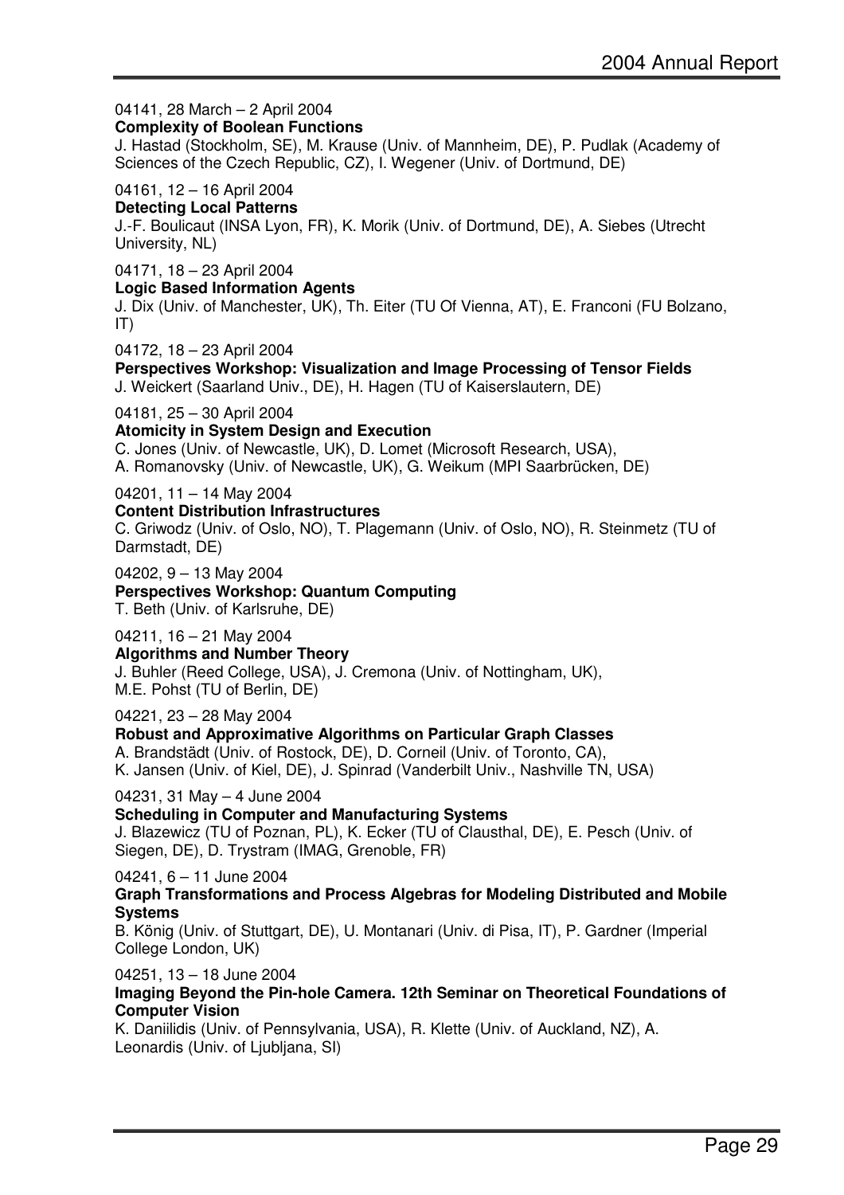04141, 28 March – 2 April 2004
**Complexity of Boolean Functions**
J. Hastad (Stockholm, SE), M. Krause (Univ. of Mannheim, DE), P. Pudlak (Academy of Sciences of the Czech Republic, CZ), I. Wegener (Univ. of Dortmund, DE)

04161, 12 – 16 April 2004
**Detecting Local Patterns**
J.-F. Boulicaut (INSA Lyon, FR), K. Morik (Univ. of Dortmund, DE), A. Siebes (Utrecht University, NL)

04171, 18 – 23 April 2004
**Logic Based Information Agents**
J. Dix (Univ. of Manchester, UK), Th. Eiter (TU Of Vienna, AT), E. Franconi (FU Bolzano, IT)

04172, 18 – 23 April 2004
**Perspectives Workshop: Visualization and Image Processing of Tensor Fields**
J. Weickert (Saarland Univ., DE), H. Hagen (TU of Kaiserslautern, DE)

04181, 25 – 30 April 2004
**Atomicity in System Design and Execution**
C. Jones (Univ. of Newcastle, UK), D. Lomet (Microsoft Research, USA), A. Romanovsky (Univ. of Newcastle, UK), G. Weikum (MPI Saarbrücken, DE)

04201, 11 – 14 May 2004
**Content Distribution Infrastructures**
C. Griwodz (Univ. of Oslo, NO), T. Plagemann (Univ. of Oslo, NO), R. Steinmetz (TU of Darmstadt, DE)

04202, 9 – 13 May 2004
**Perspectives Workshop: Quantum Computing**
T. Beth (Univ. of Karlsruhe, DE)

04211, 16 – 21 May 2004
**Algorithms and Number Theory**
J. Buhler (Reed College, USA), J. Cremona (Univ. of Nottingham, UK), M.E. Pohst (TU of Berlin, DE)

04221, 23 – 28 May 2004
**Robust and Approximative Algorithms on Particular Graph Classes**
A. Brandstädt (Univ. of Rostock, DE), D. Corneil (Univ. of Toronto, CA), K. Jansen (Univ. of Kiel, DE), J. Spinrad (Vanderbilt Univ., Nashville TN, USA)

04231, 31 May – 4 June 2004
**Scheduling in Computer and Manufacturing Systems**
J. Blazewicz (TU of Poznan, PL), K. Ecker (TU of Clausthal, DE), E. Pesch (Univ. of Siegen, DE), D. Trystram (IMAG, Grenoble, FR)

04241, 6 – 11 June 2004
**Graph Transformations and Process Algebras for Modeling Distributed and Mobile Systems**
B. König (Univ. of Stuttgart, DE), U. Montanari (Univ. di Pisa, IT), P. Gardner (Imperial College London, UK)

04251, 13 – 18 June 2004
**Imaging Beyond the Pin-hole Camera. 12th Seminar on Theoretical Foundations of Computer Vision**
K. Daniilidis (Univ. of Pennsylvania, USA), R. Klette (Univ. of Auckland, NZ), A. Leonardis (Univ. of Ljubljana, SI)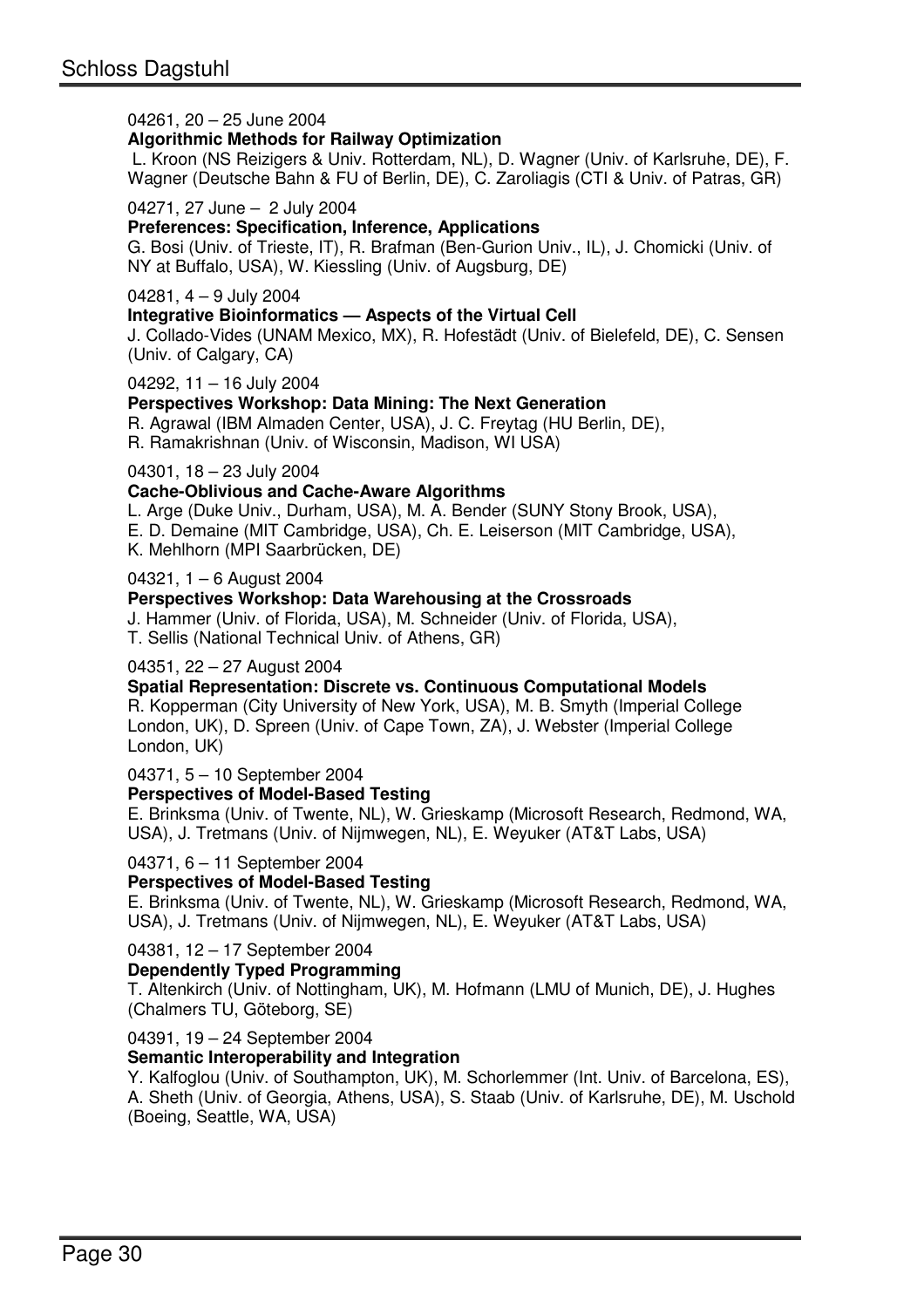04261, 20 – 25 June 2004
**Algorithmic Methods for Railway Optimization**
L. Kroon (NS Reizigers & Univ. Rotterdam, NL), D. Wagner (Univ. of Karlsruhe, DE), F. Wagner (Deutsche Bahn & FU of Berlin, DE), C. Zaroliagis (CTI & Univ. of Patras, GR)

04271, 27 June – 2 July 2004
**Preferences: Specification, Inference, Applications**
G. Bosi (Univ. of Trieste, IT), R. Brafman (Ben-Gurion Univ., IL), J. Chomicki (Univ. of NY at Buffalo, USA), W. Kiessling (Univ. of Augsburg, DE)

04281, 4 – 9 July 2004
**Integrative Bioinformatics — Aspects of the Virtual Cell**
J. Collado-Vides (UNAM Mexico, MX), R. Hofestädt (Univ. of Bielefeld, DE), C. Sensen (Univ. of Calgary, CA)

04292, 11 – 16 July 2004
**Perspectives Workshop: Data Mining: The Next Generation**
R. Agrawal (IBM Almaden Center, USA), J. C. Freytag (HU Berlin, DE), R. Ramakrishnan (Univ. of Wisconsin, Madison, WI USA)

04301, 18 – 23 July 2004
**Cache-Oblivious and Cache-Aware Algorithms**
L. Arge (Duke Univ., Durham, USA), M. A. Bender (SUNY Stony Brook, USA), E. D. Demaine (MIT Cambridge, USA), Ch. E. Leiserson (MIT Cambridge, USA), K. Mehlhorn (MPI Saarbrücken, DE)

04321, 1 – 6 August 2004
**Perspectives Workshop: Data Warehousing at the Crossroads**
J. Hammer (Univ. of Florida, USA), M. Schneider (Univ. of Florida, USA), T. Sellis (National Technical Univ. of Athens, GR)

04351, 22 – 27 August 2004
**Spatial Representation: Discrete vs. Continuous Computational Models**
R. Kopperman (City University of New York, USA), M. B. Smyth (Imperial College London, UK), D. Spreen (Univ. of Cape Town, ZA), J. Webster (Imperial College London, UK)

04371, 5 – 10 September 2004
**Perspectives of Model-Based Testing**
E. Brinksma (Univ. of Twente, NL), W. Grieskamp (Microsoft Research, Redmond, WA, USA), J. Tretmans (Univ. of Nijmwegen, NL), E. Weyuker (AT&T Labs, USA)

04371, 6 – 11 September 2004
**Perspectives of Model-Based Testing**
E. Brinksma (Univ. of Twente, NL), W. Grieskamp (Microsoft Research, Redmond, WA, USA), J. Tretmans (Univ. of Nijmwegen, NL), E. Weyuker (AT&T Labs, USA)

04381, 12 – 17 September 2004
**Dependently Typed Programming**
T. Altenkirch (Univ. of Nottingham, UK), M. Hofmann (LMU of Munich, DE), J. Hughes (Chalmers TU, Göteborg, SE)

04391, 19 – 24 September 2004
**Semantic Interoperability and Integration**
Y. Kalfoglou (Univ. of Southampton, UK), M. Schorlemmer (Int. Univ. of Barcelona, ES), A. Sheth (Univ. of Georgia, Athens, USA), S. Staab (Univ. of Karlsruhe, DE), M. Uschold (Boeing, Seattle, WA, USA)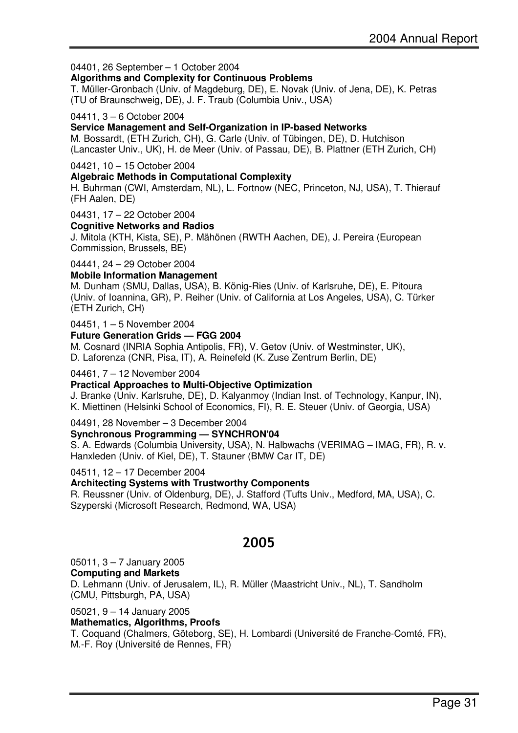04401, 26 September – 1 October 2004
**Algorithms and Complexity for Continuous Problems**
T. Müller-Gronbach (Univ. of Magdeburg, DE), E. Novak (Univ. of Jena, DE), K. Petras (TU of Braunschweig, DE), J. F. Traub (Columbia Univ., USA)

04411, 3 – 6 October 2004
**Service Management and Self-Organization in IP-based Networks**
M. Bossardt, (ETH Zurich, CH), G. Carle (Univ. of Tübingen, DE), D. Hutchison (Lancaster Univ., UK), H. de Meer (Univ. of Passau, DE), B. Plattner (ETH Zurich, CH)

04421, 10 – 15 October 2004
**Algebraic Methods in Computational Complexity**
H. Buhrman (CWI, Amsterdam, NL), L. Fortnow (NEC, Princeton, NJ, USA), T. Thierauf (FH Aalen, DE)

04431, 17 – 22 October 2004
**Cognitive Networks and Radios**
J. Mitola (KTH, Kista, SE), P. Mähönen (RWTH Aachen, DE), J. Pereira (European Commission, Brussels, BE)

04441, 24 – 29 October 2004
**Mobile Information Management**
M. Dunham (SMU, Dallas, USA), B. König-Ries (Univ. of Karlsruhe, DE), E. Pitoura (Univ. of Ioannina, GR), P. Reiher (Univ. of California at Los Angeles, USA), C. Türker (ETH Zurich, CH)

04451, 1 – 5 November 2004
**Future Generation Grids — FGG 2004**
M. Cosnard (INRIA Sophia Antipolis, FR), V. Getov (Univ. of Westminster, UK), D. Laforenza (CNR, Pisa, IT), A. Reinefeld (K. Zuse Zentrum Berlin, DE)

04461, 7 – 12 November 2004
**Practical Approaches to Multi-Objective Optimization**
J. Branke (Univ. Karlsruhe, DE), D. Kalyanmoy (Indian Inst. of Technology, Kanpur, IN), K. Miettinen (Helsinki School of Economics, FI), R. E. Steuer (Univ. of Georgia, USA)

04491, 28 November – 3 December 2004
**Synchronous Programming — SYNCHRON'04**
S. A. Edwards (Columbia University, USA), N. Halbwachs (VERIMAG – IMAG, FR), R. v. Hanxleden (Univ. of Kiel, DE), T. Stauner (BMW Car IT, DE)

04511, 12 – 17 December 2004
**Architecting Systems with Trustworthy Components**
R. Reussner (Univ. of Oldenburg, DE), J. Stafford (Tufts Univ., Medford, MA, USA), C. Szyperski (Microsoft Research, Redmond, WA, USA)

## 2005

05011, 3 – 7 January 2005
**Computing and Markets**
D. Lehmann (Univ. of Jerusalem, IL), R. Müller (Maastricht Univ., NL), T. Sandholm (CMU, Pittsburgh, PA, USA)

05021, 9 – 14 January 2005
**Mathematics, Algorithms, Proofs**
T. Coquand (Chalmers, Göteborg, SE), H. Lombardi (Université de Franche-Comté, FR), M.-F. Roy (Université de Rennes, FR)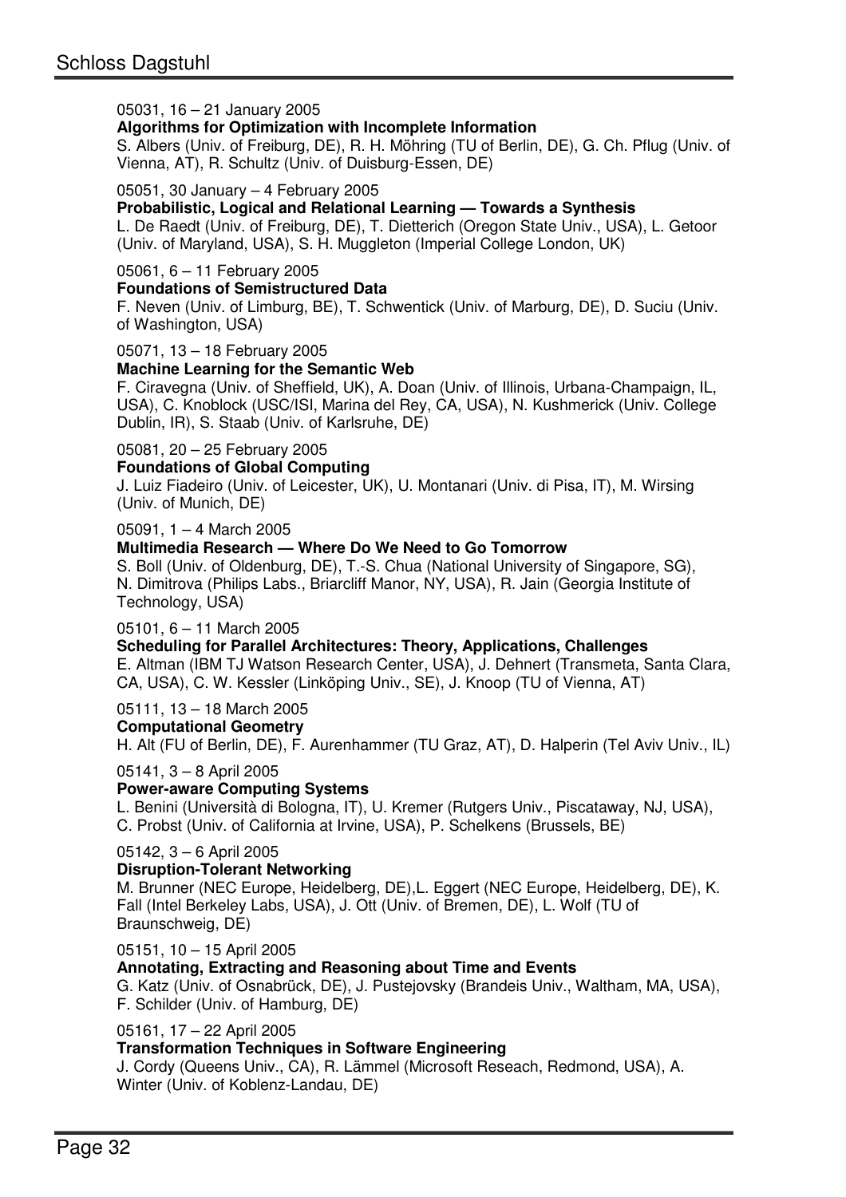05031, 16 – 21 January 2005
**Algorithms for Optimization with Incomplete Information**
S. Albers (Univ. of Freiburg, DE), R. H. Möhring (TU of Berlin, DE), G. Ch. Pflug (Univ. of Vienna, AT), R. Schultz (Univ. of Duisburg-Essen, DE)

05051, 30 January – 4 February 2005
**Probabilistic, Logical and Relational Learning — Towards a Synthesis**
L. De Raedt (Univ. of Freiburg, DE), T. Dietterich (Oregon State Univ., USA), L. Getoor (Univ. of Maryland, USA), S. H. Muggleton (Imperial College London, UK)

05061, 6 – 11 February 2005
**Foundations of Semistructured Data**
F. Neven (Univ. of Limburg, BE), T. Schwentick (Univ. of Marburg, DE), D. Suciu (Univ. of Washington, USA)

05071, 13 – 18 February 2005
**Machine Learning for the Semantic Web**
F. Ciravegna (Univ. of Sheffield, UK), A. Doan (Univ. of Illinois, Urbana-Champaign, IL, USA), C. Knoblock (USC/ISI, Marina del Rey, CA, USA), N. Kushmerick (Univ. College Dublin, IR), S. Staab (Univ. of Karlsruhe, DE)

05081, 20 – 25 February 2005
**Foundations of Global Computing**
J. Luiz Fiadeiro (Univ. of Leicester, UK), U. Montanari (Univ. di Pisa, IT), M. Wirsing (Univ. of Munich, DE)

05091, 1 – 4 March 2005
**Multimedia Research — Where Do We Need to Go Tomorrow**
S. Boll (Univ. of Oldenburg, DE), T.-S. Chua (National University of Singapore, SG), N. Dimitrova (Philips Labs., Briarcliff Manor, NY, USA), R. Jain (Georgia Institute of Technology, USA)

05101, 6 – 11 March 2005
**Scheduling for Parallel Architectures: Theory, Applications, Challenges**
E. Altman (IBM TJ Watson Research Center, USA), J. Dehnert (Transmeta, Santa Clara, CA, USA), C. W. Kessler (Linköping Univ., SE), J. Knoop (TU of Vienna, AT)

05111, 13 – 18 March 2005
**Computational Geometry**
H. Alt (FU of Berlin, DE), F. Aurenhammer (TU Graz, AT), D. Halperin (Tel Aviv Univ., IL)

05141, 3 – 8 April 2005
**Power-aware Computing Systems**
L. Benini (Università di Bologna, IT), U. Kremer (Rutgers Univ., Piscataway, NJ, USA), C. Probst (Univ. of California at Irvine, USA), P. Schelkens (Brussels, BE)

05142, 3 – 6 April 2005
**Disruption-Tolerant Networking**
M. Brunner (NEC Europe, Heidelberg, DE),L. Eggert (NEC Europe, Heidelberg, DE), K. Fall (Intel Berkeley Labs, USA), J. Ott (Univ. of Bremen, DE), L. Wolf (TU of Braunschweig, DE)

05151, 10 – 15 April 2005
**Annotating, Extracting and Reasoning about Time and Events**
G. Katz (Univ. of Osnabrück, DE), J. Pustejovsky (Brandeis Univ., Waltham, MA, USA), F. Schilder (Univ. of Hamburg, DE)

05161, 17 – 22 April 2005
**Transformation Techniques in Software Engineering**
J. Cordy (Queens Univ., CA), R. Lämmel (Microsoft Reseach, Redmond, USA), A. Winter (Univ. of Koblenz-Landau, DE)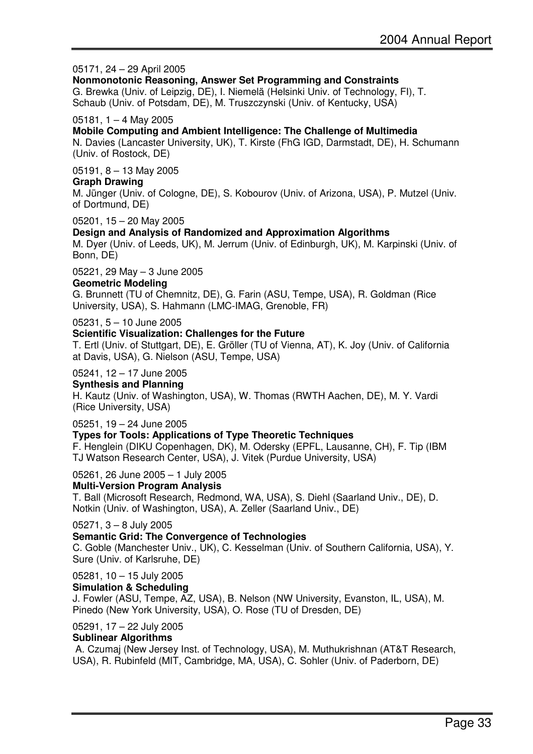05171, 24 – 29 April 2005
**Nonmonotonic Reasoning, Answer Set Programming and Constraints**
G. Brewka (Univ. of Leipzig, DE), I. Niemelä (Helsinki Univ. of Technology, FI), T. Schaub (Univ. of Potsdam, DE), M. Truszczynski (Univ. of Kentucky, USA)

05181, 1 – 4 May 2005
**Mobile Computing and Ambient Intelligence: The Challenge of Multimedia**
N. Davies (Lancaster University, UK), T. Kirste (FhG IGD, Darmstadt, DE), H. Schumann (Univ. of Rostock, DE)

05191, 8 – 13 May 2005
**Graph Drawing**
M. Jünger (Univ. of Cologne, DE), S. Kobourov (Univ. of Arizona, USA), P. Mutzel (Univ. of Dortmund, DE)

05201, 15 – 20 May 2005
**Design and Analysis of Randomized and Approximation Algorithms**
M. Dyer (Univ. of Leeds, UK), M. Jerrum (Univ. of Edinburgh, UK), M. Karpinski (Univ. of Bonn, DE)

05221, 29 May – 3 June 2005
**Geometric Modeling**
G. Brunnett (TU of Chemnitz, DE), G. Farin (ASU, Tempe, USA), R. Goldman (Rice University, USA), S. Hahmann (LMC-IMAG, Grenoble, FR)

05231, 5 – 10 June 2005
**Scientific Visualization: Challenges for the Future**
T. Ertl (Univ. of Stuttgart, DE), E. Gröller (TU of Vienna, AT), K. Joy (Univ. of California at Davis, USA), G. Nielson (ASU, Tempe, USA)

05241, 12 – 17 June 2005
**Synthesis and Planning**
H. Kautz (Univ. of Washington, USA), W. Thomas (RWTH Aachen, DE), M. Y. Vardi (Rice University, USA)

05251, 19 – 24 June 2005
**Types for Tools: Applications of Type Theoretic Techniques**
F. Henglein (DIKU Copenhagen, DK), M. Odersky (EPFL, Lausanne, CH), F. Tip (IBM TJ Watson Research Center, USA), J. Vitek (Purdue University, USA)

05261, 26 June 2005 – 1 July 2005
**Multi-Version Program Analysis**
T. Ball (Microsoft Research, Redmond, WA, USA), S. Diehl (Saarland Univ., DE), D. Notkin (Univ. of Washington, USA), A. Zeller (Saarland Univ., DE)

05271, 3 – 8 July 2005
**Semantic Grid: The Convergence of Technologies**
C. Goble (Manchester Univ., UK), C. Kesselman (Univ. of Southern California, USA), Y. Sure (Univ. of Karlsruhe, DE)

05281, 10 – 15 July 2005
**Simulation & Scheduling**
J. Fowler (ASU, Tempe, AZ, USA), B. Nelson (NW University, Evanston, IL, USA), M. Pinedo (New York University, USA), O. Rose (TU of Dresden, DE)

05291, 17 – 22 July 2005
**Sublinear Algorithms**
A. Czumaj (New Jersey Inst. of Technology, USA), M. Muthukrishnan (AT&T Research, USA), R. Rubinfeld (MIT, Cambridge, MA, USA), C. Sohler (Univ. of Paderborn, DE)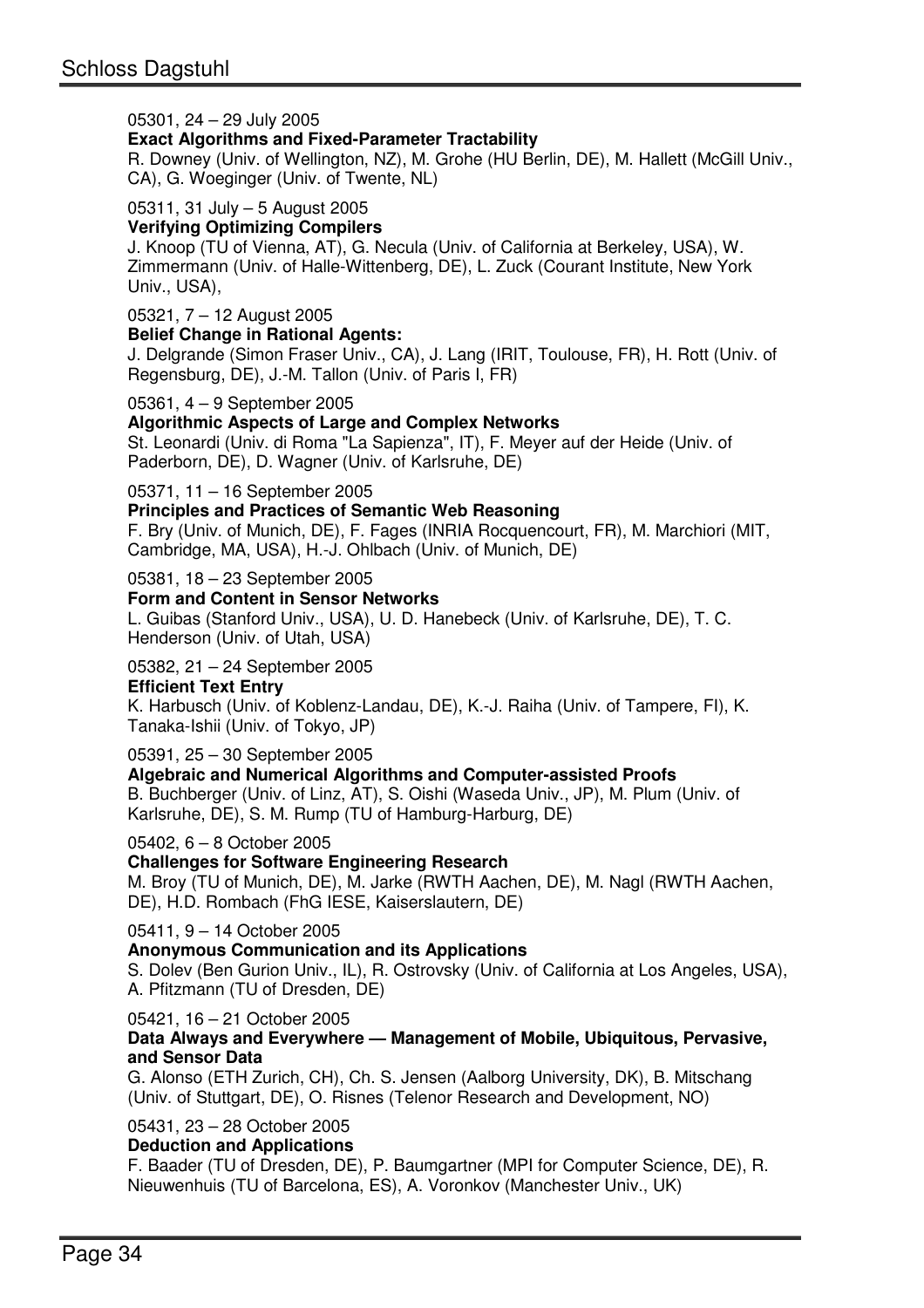05301, 24 – 29 July 2005
**Exact Algorithms and Fixed-Parameter Tractability**
R. Downey (Univ. of Wellington, NZ), M. Grohe (HU Berlin, DE), M. Hallett (McGill Univ., CA), G. Woeginger (Univ. of Twente, NL)

05311, 31 July – 5 August 2005
**Verifying Optimizing Compilers**
J. Knoop (TU of Vienna, AT), G. Necula (Univ. of California at Berkeley, USA), W. Zimmermann (Univ. of Halle-Wittenberg, DE), L. Zuck (Courant Institute, New York Univ., USA),

05321, 7 – 12 August 2005
**Belief Change in Rational Agents:**
J. Delgrande (Simon Fraser Univ., CA), J. Lang (IRIT, Toulouse, FR), H. Rott (Univ. of Regensburg, DE), J.-M. Tallon (Univ. of Paris I, FR)

05361, 4 – 9 September 2005
**Algorithmic Aspects of Large and Complex Networks**
St. Leonardi (Univ. di Roma "La Sapienza", IT), F. Meyer auf der Heide (Univ. of Paderborn, DE), D. Wagner (Univ. of Karlsruhe, DE)

05371, 11 – 16 September 2005
**Principles and Practices of Semantic Web Reasoning**
F. Bry (Univ. of Munich, DE), F. Fages (INRIA Rocquencourt, FR), M. Marchiori (MIT, Cambridge, MA, USA), H.-J. Ohlbach (Univ. of Munich, DE)

05381, 18 – 23 September 2005
**Form and Content in Sensor Networks**
L. Guibas (Stanford Univ., USA), U. D. Hanebeck (Univ. of Karlsruhe, DE), T. C. Henderson (Univ. of Utah, USA)

05382, 21 – 24 September 2005
**Efficient Text Entry**
K. Harbusch (Univ. of Koblenz-Landau, DE), K.-J. Raiha (Univ. of Tampere, FI), K. Tanaka-Ishii (Univ. of Tokyo, JP)

05391, 25 – 30 September 2005
**Algebraic and Numerical Algorithms and Computer-assisted Proofs**
B. Buchberger (Univ. of Linz, AT), S. Oishi (Waseda Univ., JP), M. Plum (Univ. of Karlsruhe, DE), S. M. Rump (TU of Hamburg-Harburg, DE)

05402, 6 – 8 October 2005
**Challenges for Software Engineering Research**
M. Broy (TU of Munich, DE), M. Jarke (RWTH Aachen, DE), M. Nagl (RWTH Aachen, DE), H.D. Rombach (FhG IESE, Kaiserslautern, DE)

05411, 9 – 14 October 2005
**Anonymous Communication and its Applications**
S. Dolev (Ben Gurion Univ., IL), R. Ostrovsky (Univ. of California at Los Angeles, USA), A. Pfitzmann (TU of Dresden, DE)

05421, 16 – 21 October 2005
**Data Always and Everywhere — Management of Mobile, Ubiquitous, Pervasive, and Sensor Data**
G. Alonso (ETH Zurich, CH), Ch. S. Jensen (Aalborg University, DK), B. Mitschang (Univ. of Stuttgart, DE), O. Risnes (Telenor Research and Development, NO)

05431, 23 – 28 October 2005
**Deduction and Applications**
F. Baader (TU of Dresden, DE), P. Baumgartner (MPI for Computer Science, DE), R. Nieuwenhuis (TU of Barcelona, ES), A. Voronkov (Manchester Univ., UK)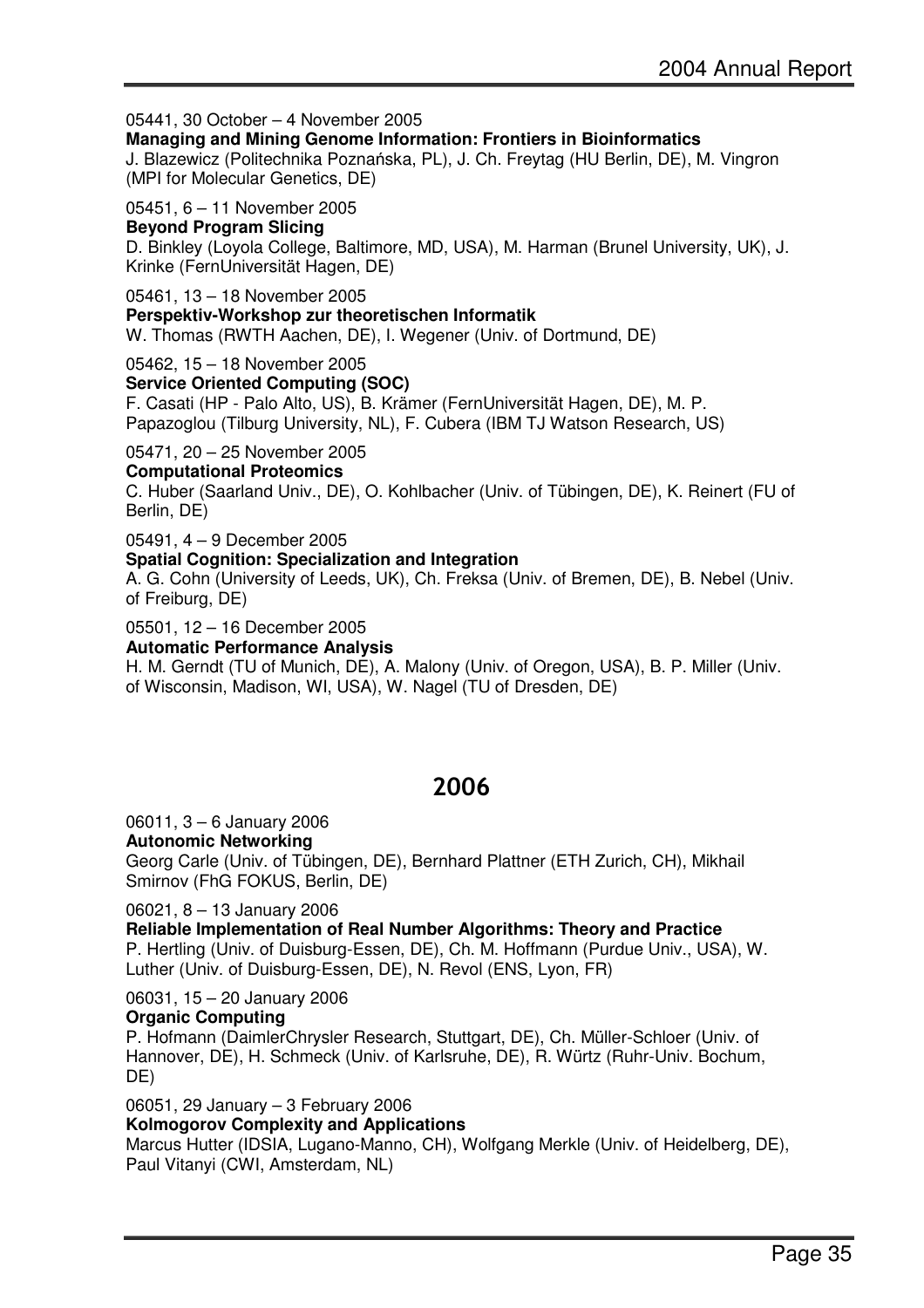05441, 30 October – 4 November 2005
**Managing and Mining Genome Information: Frontiers in Bioinformatics**
J. Blazewicz (Politechnika Poznańska, PL), J. Ch. Freytag (HU Berlin, DE), M. Vingron (MPI for Molecular Genetics, DE)

05451, 6 – 11 November 2005
**Beyond Program Slicing**
D. Binkley (Loyola College, Baltimore, MD, USA), M. Harman (Brunel University, UK), J. Krinke (FernUniversität Hagen, DE)

05461, 13 – 18 November 2005
**Perspektiv-Workshop zur theoretischen Informatik**
W. Thomas (RWTH Aachen, DE), I. Wegener (Univ. of Dortmund, DE)

05462, 15 – 18 November 2005
**Service Oriented Computing (SOC)**
F. Casati (HP - Palo Alto, US), B. Krämer (FernUniversität Hagen, DE), M. P. Papazoglou (Tilburg University, NL), F. Cubera (IBM TJ Watson Research, US)

05471, 20 – 25 November 2005
**Computational Proteomics**
C. Huber (Saarland Univ., DE), O. Kohlbacher (Univ. of Tübingen, DE), K. Reinert (FU of Berlin, DE)

05491, 4 – 9 December 2005
**Spatial Cognition: Specialization and Integration**
A. G. Cohn (University of Leeds, UK), Ch. Freksa (Univ. of Bremen, DE), B. Nebel (Univ. of Freiburg, DE)

05501, 12 – 16 December 2005
**Automatic Performance Analysis**
H. M. Gerndt (TU of Munich, DE), A. Malony (Univ. of Oregon, USA), B. P. Miller (Univ. of Wisconsin, Madison, WI, USA), W. Nagel (TU of Dresden, DE)

## 2006

06011, 3 – 6 January 2006
**Autonomic Networking**
Georg Carle (Univ. of Tübingen, DE), Bernhard Plattner (ETH Zurich, CH), Mikhail Smirnov (FhG FOKUS, Berlin, DE)

06021, 8 – 13 January 2006
**Reliable Implementation of Real Number Algorithms: Theory and Practice**
P. Hertling (Univ. of Duisburg-Essen, DE), Ch. M. Hoffmann (Purdue Univ., USA), W. Luther (Univ. of Duisburg-Essen, DE), N. Revol (ENS, Lyon, FR)

06031, 15 – 20 January 2006
**Organic Computing**
P. Hofmann (DaimlerChrysler Research, Stuttgart, DE), Ch. Müller-Schloer (Univ. of Hannover, DE), H. Schmeck (Univ. of Karlsruhe, DE), R. Würtz (Ruhr-Univ. Bochum, DE)

06051, 29 January – 3 February 2006
**Kolmogorov Complexity and Applications**
Marcus Hutter (IDSIA, Lugano-Manno, CH), Wolfgang Merkle (Univ. of Heidelberg, DE), Paul Vitanyi (CWI, Amsterdam, NL)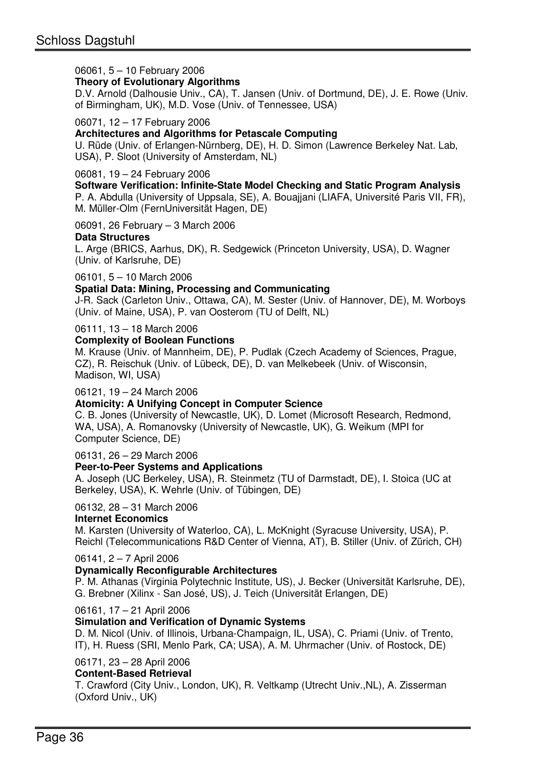06061, 5 – 10 February 2006
**Theory of Evolutionary Algorithms**
D.V. Arnold (Dalhousie Univ., CA), T. Jansen (Univ. of Dortmund, DE), J. E. Rowe (Univ. of Birmingham, UK), M.D. Vose (Univ. of Tennessee, USA)

06071, 12 – 17 February 2006
**Architectures and Algorithms for Petascale Computing**
U. Rüde (Univ. of Erlangen-Nürnberg, DE), H. D. Simon (Lawrence Berkeley Nat. Lab, USA), P. Sloot (University of Amsterdam, NL)

06081, 19 – 24 February 2006
**Software Verification: Infinite-State Model Checking and Static Program Analysis**
P. A. Abdulla (University of Uppsala, SE), A. Bouajjani (LIAFA, Université Paris VII, FR), M. Müller-Olm (FernUniversität Hagen, DE)

06091, 26 February – 3 March 2006
**Data Structures**
L. Arge (BRICS, Aarhus, DK), R. Sedgewick (Princeton University, USA), D. Wagner (Univ. of Karlsruhe, DE)

06101, 5 – 10 March 2006
**Spatial Data: Mining, Processing and Communicating**
J-R. Sack (Carleton Univ., Ottawa, CA), M. Sester (Univ. of Hannover, DE), M. Worboys (Univ. of Maine, USA), P. van Oosterom (TU of Delft, NL)

06111, 13 – 18 March 2006
**Complexity of Boolean Functions**
M. Krause (Univ. of Mannheim, DE), P. Pudlak (Czech Academy of Sciences, Prague, CZ), R. Reischuk (Univ. of Lübeck, DE), D. van Melkebeek (Univ. of Wisconsin, Madison, WI, USA)

06121, 19 – 24 March 2006
**Atomicity: A Unifying Concept in Computer Science**
C. B. Jones (University of Newcastle, UK), D. Lomet (Microsoft Research, Redmond, WA, USA), A. Romanovsky (University of Newcastle, UK), G. Weikum (MPI for Computer Science, DE)

06131, 26 – 29 March 2006
**Peer-to-Peer Systems and Applications**
A. Joseph (UC Berkeley, USA), R. Steinmetz (TU of Darmstadt, DE), I. Stoica (UC at Berkeley, USA), K. Wehrle (Univ. of Tübingen, DE)

06132, 28 – 31 March 2006
**Internet Economics**
M. Karsten (University of Waterloo, CA), L. McKnight (Syracuse University, USA), P. Reichl (Telecommunications R&D Center of Vienna, AT), B. Stiller (Univ. of Zürich, CH)

06141, 2 – 7 April 2006
**Dynamically Reconfigurable Architectures**
P. M. Athanas (Virginia Polytechnic Institute, US), J. Becker (Universität Karlsruhe, DE), G. Brebner (Xilinx - San José, US), J. Teich (Universität Erlangen, DE)

06161, 17 – 21 April 2006
**Simulation and Verification of Dynamic Systems**
D. M. Nicol (Univ. of Illinois, Urbana-Champaign, IL, USA), C. Priami (Univ. of Trento, IT), H. Ruess (SRI, Menlo Park, CA; USA), A. M. Uhrmacher (Univ. of Rostock, DE)

06171, 23 – 28 April 2006
**Content-Based Retrieval**
T. Crawford (City Univ., London, UK), R. Veltkamp (Utrecht Univ.,NL), A. Zisserman (Oxford Univ., UK)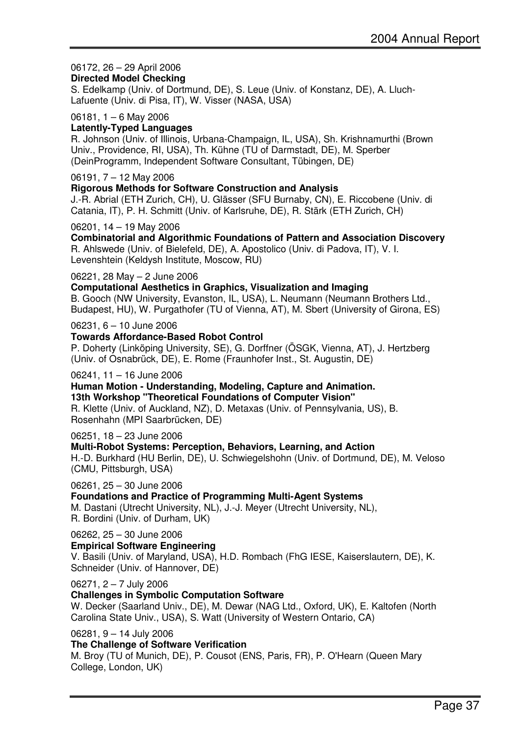06172, 26 – 29 April 2006
**Directed Model Checking**
S. Edelkamp (Univ. of Dortmund, DE), S. Leue (Univ. of Konstanz, DE), A. Lluch-Lafuente (Univ. di Pisa, IT), W. Visser (NASA, USA)

06181, 1 – 6 May 2006
**Latently-Typed Languages**
R. Johnson (Univ. of Illinois, Urbana-Champaign, IL, USA), Sh. Krishnamurthi (Brown Univ., Providence, RI, USA), Th. Kühne (TU of Darmstadt, DE), M. Sperber (DeinProgramm, Independent Software Consultant, Tübingen, DE)

06191, 7 – 12 May 2006
**Rigorous Methods for Software Construction and Analysis**
J.-R. Abrial (ETH Zurich, CH), U. Glässer (SFU Burnaby, CN), E. Riccobene (Univ. di Catania, IT), P. H. Schmitt (Univ. of Karlsruhe, DE), R. Stärk (ETH Zurich, CH)

06201, 14 – 19 May 2006
**Combinatorial and Algorithmic Foundations of Pattern and Association Discovery**
R. Ahlswede (Univ. of Bielefeld, DE), A. Apostolico (Univ. di Padova, IT), V. I. Levenshtein (Keldysh Institute, Moscow, RU)

06221, 28 May – 2 June 2006
**Computational Aesthetics in Graphics, Visualization and Imaging**
B. Gooch (NW University, Evanston, IL, USA), L. Neumann (Neumann Brothers Ltd., Budapest, HU), W. Purgathofer (TU of Vienna, AT), M. Sbert (University of Girona, ES)

06231, 6 – 10 June 2006
**Towards Affordance-Based Robot Control**
P. Doherty (Linköping University, SE), G. Dorffner (ÖSGK, Vienna, AT), J. Hertzberg (Univ. of Osnabrück, DE), E. Rome (Fraunhofer Inst., St. Augustin, DE)

06241, 11 – 16 June 2006
**Human Motion - Understanding, Modeling, Capture and Animation.**
**13th Workshop "Theoretical Foundations of Computer Vision"**
R. Klette (Univ. of Auckland, NZ), D. Metaxas (Univ. of Pennsylvania, US), B. Rosenhahn (MPI Saarbrücken, DE)

06251, 18 – 23 June 2006
**Multi-Robot Systems: Perception, Behaviors, Learning, and Action**
H.-D. Burkhard (HU Berlin, DE), U. Schwiegelshohn (Univ. of Dortmund, DE), M. Veloso (CMU, Pittsburgh, USA)

06261, 25 – 30 June 2006
**Foundations and Practice of Programming Multi-Agent Systems**
M. Dastani (Utrecht University, NL), J.-J. Meyer (Utrecht University, NL), R. Bordini (Univ. of Durham, UK)

06262, 25 – 30 June 2006
**Empirical Software Engineering**
V. Basili (Univ. of Maryland, USA), H.D. Rombach (FhG IESE, Kaiserslautern, DE), K. Schneider (Univ. of Hannover, DE)

06271, 2 – 7 July 2006
**Challenges in Symbolic Computation Software**
W. Decker (Saarland Univ., DE), M. Dewar (NAG Ltd., Oxford, UK), E. Kaltofen (North Carolina State Univ., USA), S. Watt (University of Western Ontario, CA)

06281, 9 – 14 July 2006
**The Challenge of Software Verification**
M. Broy (TU of Munich, DE), P. Cousot (ENS, Paris, FR), P. O'Hearn (Queen Mary College, London, UK)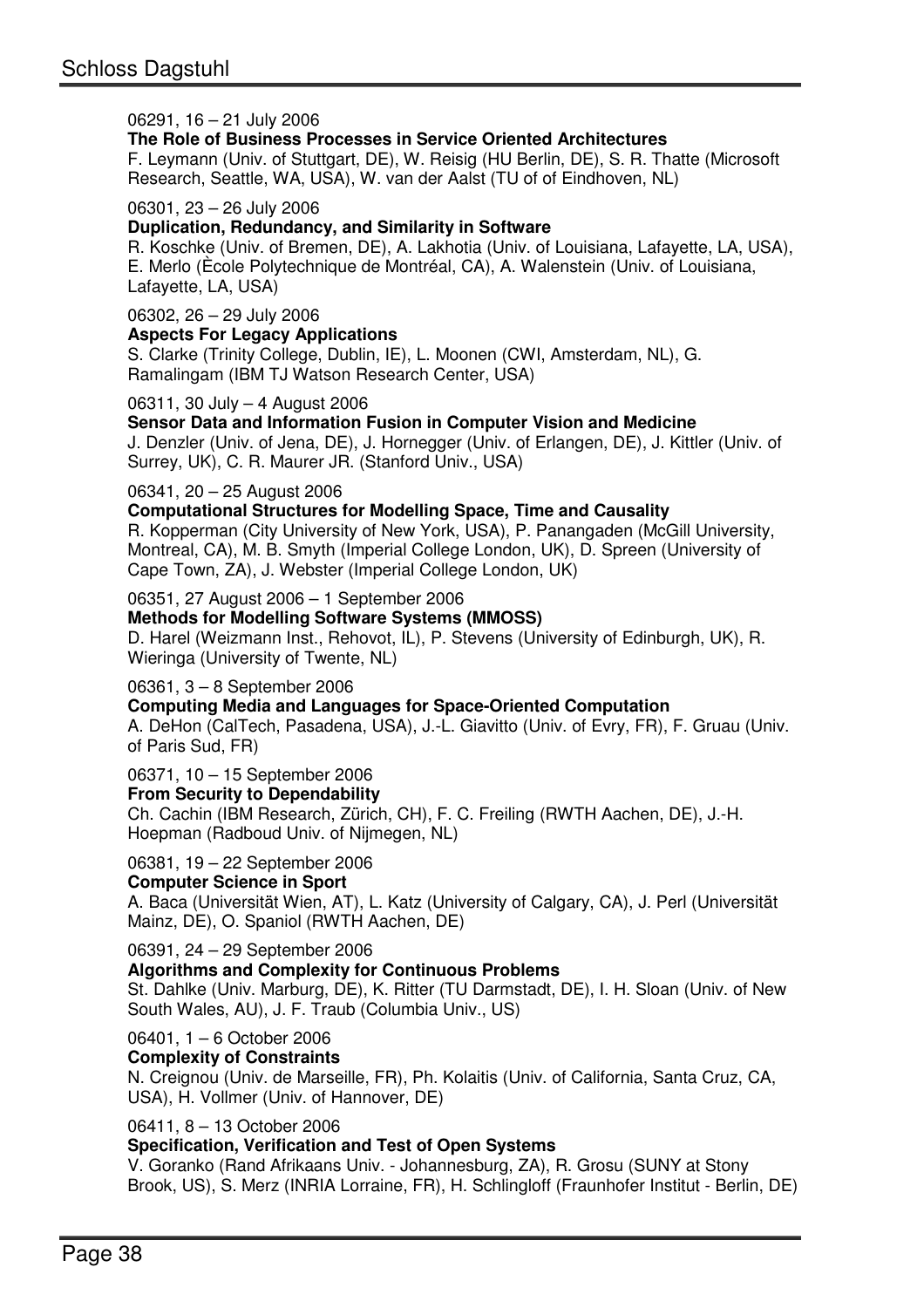06291, 16 – 21 July 2006
**The Role of Business Processes in Service Oriented Architectures**
F. Leymann (Univ. of Stuttgart, DE), W. Reisig (HU Berlin, DE), S. R. Thatte (Microsoft Research, Seattle, WA, USA), W. van der Aalst (TU of of Eindhoven, NL)

06301, 23 – 26 July 2006
**Duplication, Redundancy, and Similarity in Software**
R. Koschke (Univ. of Bremen, DE), A. Lakhotia (Univ. of Louisiana, Lafayette, LA, USA), E. Merlo (Ècole Polytechnique de Montréal, CA), A. Walenstein (Univ. of Louisiana, Lafayette, LA, USA)

06302, 26 – 29 July 2006
**Aspects For Legacy Applications**
S. Clarke (Trinity College, Dublin, IE), L. Moonen (CWI, Amsterdam, NL), G. Ramalingam (IBM TJ Watson Research Center, USA)

06311, 30 July – 4 August 2006
**Sensor Data and Information Fusion in Computer Vision and Medicine**
J. Denzler (Univ. of Jena, DE), J. Hornegger (Univ. of Erlangen, DE), J. Kittler (Univ. of Surrey, UK), C. R. Maurer JR. (Stanford Univ., USA)

06341, 20 – 25 August 2006
**Computational Structures for Modelling Space, Time and Causality**
R. Kopperman (City University of New York, USA), P. Panangaden (McGill University, Montreal, CA), M. B. Smyth (Imperial College London, UK), D. Spreen (University of Cape Town, ZA), J. Webster (Imperial College London, UK)

06351, 27 August 2006 – 1 September 2006
**Methods for Modelling Software Systems (MMOSS)**
D. Harel (Weizmann Inst., Rehovot, IL), P. Stevens (University of Edinburgh, UK), R. Wieringa (University of Twente, NL)

06361, 3 – 8 September 2006
**Computing Media and Languages for Space-Oriented Computation**
A. DeHon (CalTech, Pasadena, USA), J.-L. Giavitto (Univ. of Evry, FR), F. Gruau (Univ. of Paris Sud, FR)

06371, 10 – 15 September 2006
**From Security to Dependability**
Ch. Cachin (IBM Research, Zürich, CH), F. C. Freiling (RWTH Aachen, DE), J.-H. Hoepman (Radboud Univ. of Nijmegen, NL)

06381, 19 – 22 September 2006
**Computer Science in Sport**
A. Baca (Universität Wien, AT), L. Katz (University of Calgary, CA), J. Perl (Universität Mainz, DE), O. Spaniol (RWTH Aachen, DE)

06391, 24 – 29 September 2006
**Algorithms and Complexity for Continuous Problems**
St. Dahlke (Univ. Marburg, DE), K. Ritter (TU Darmstadt, DE), I. H. Sloan (Univ. of New South Wales, AU), J. F. Traub (Columbia Univ., US)

06401, 1 – 6 October 2006
**Complexity of Constraints**
N. Creignou (Univ. de Marseille, FR), Ph. Kolaitis (Univ. of California, Santa Cruz, CA, USA), H. Vollmer (Univ. of Hannover, DE)

06411, 8 – 13 October 2006
**Specification, Verification and Test of Open Systems**
V. Goranko (Rand Afrikaans Univ. - Johannesburg, ZA), R. Grosu (SUNY at Stony Brook, US), S. Merz (INRIA Lorraine, FR), H. Schlingloff (Fraunhofer Institut - Berlin, DE)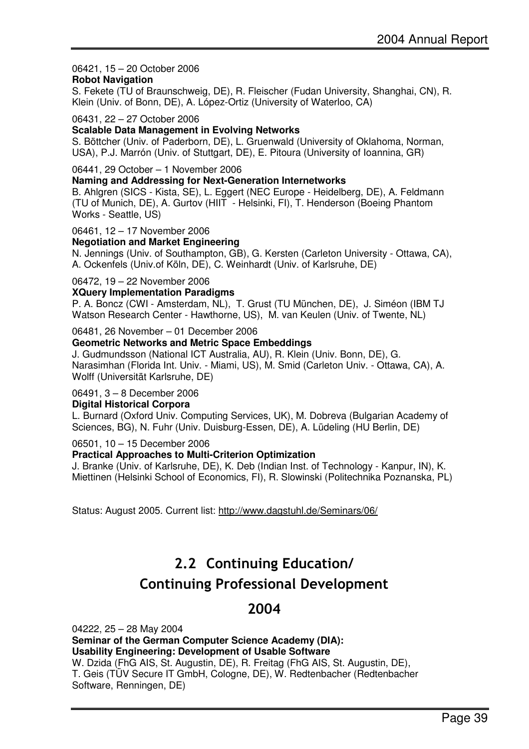06421, 15 – 20 October 2006
**Robot Navigation**
S. Fekete (TU of Braunschweig, DE), R. Fleischer (Fudan University, Shanghai, CN), R. Klein (Univ. of Bonn, DE), A. López-Ortiz (University of Waterloo, CA)

06431, 22 – 27 October 2006
**Scalable Data Management in Evolving Networks**
S. Böttcher (Univ. of Paderborn, DE), L. Gruenwald (University of Oklahoma, Norman, USA), P.J. Marrón (Univ. of Stuttgart, DE), E. Pitoura (University of Ioannina, GR)

06441, 29 October – 1 November 2006
**Naming and Addressing for Next-Generation Internetworks**
B. Ahlgren (SICS - Kista, SE), L. Eggert (NEC Europe - Heidelberg, DE), A. Feldmann (TU of Munich, DE), A. Gurtov (HIIT - Helsinki, FI), T. Henderson (Boeing Phantom Works - Seattle, US)

06461, 12 – 17 November 2006
**Negotiation and Market Engineering**
N. Jennings (Univ. of Southampton, GB), G. Kersten (Carleton University - Ottawa, CA), A. Ockenfels (Univ.of Köln, DE), C. Weinhardt (Univ. of Karlsruhe, DE)

06472, 19 – 22 November 2006
**XQuery Implementation Paradigms**
P. A. Boncz (CWI - Amsterdam, NL), T. Grust (TU München, DE), J. Siméon (IBM TJ Watson Research Center - Hawthorne, US), M. van Keulen (Univ. of Twente, NL)

06481, 26 November – 01 December 2006
**Geometric Networks and Metric Space Embeddings**
J. Gudmundsson (National ICT Australia, AU), R. Klein (Univ. Bonn, DE), G. Narasimhan (Florida Int. Univ. - Miami, US), M. Smid (Carleton Univ. - Ottawa, CA), A. Wolff (Universität Karlsruhe, DE)

06491, 3 – 8 December 2006
**Digital Historical Corpora**
L. Burnard (Oxford Univ. Computing Services, UK), M. Dobreva (Bulgarian Academy of Sciences, BG), N. Fuhr (Univ. Duisburg-Essen, DE), A. Lüdeling (HU Berlin, DE)

06501, 10 – 15 December 2006
**Practical Approaches to Multi-Criterion Optimization**
J. Branke (Univ. of Karlsruhe, DE), K. Deb (Indian Inst. of Technology - Kanpur, IN), K. Miettinen (Helsinki School of Economics, FI), R. Slowinski (Politechnika Poznanska, PL)

Status: August 2005. Current list: http://www.dagstuhl.de/Seminars/06/

## 2.2 Continuing Education/ Continuing Professional Development

## 2004

04222, 25 – 28 May 2004
**Seminar of the German Computer Science Academy (DIA):**
**Usability Engineering: Development of Usable Software**
W. Dzida (FhG AIS, St. Augustin, DE), R. Freitag (FhG AIS, St. Augustin, DE), T. Geis (TÜV Secure IT GmbH, Cologne, DE), W. Redtenbacher (Redtenbacher Software, Renningen, DE)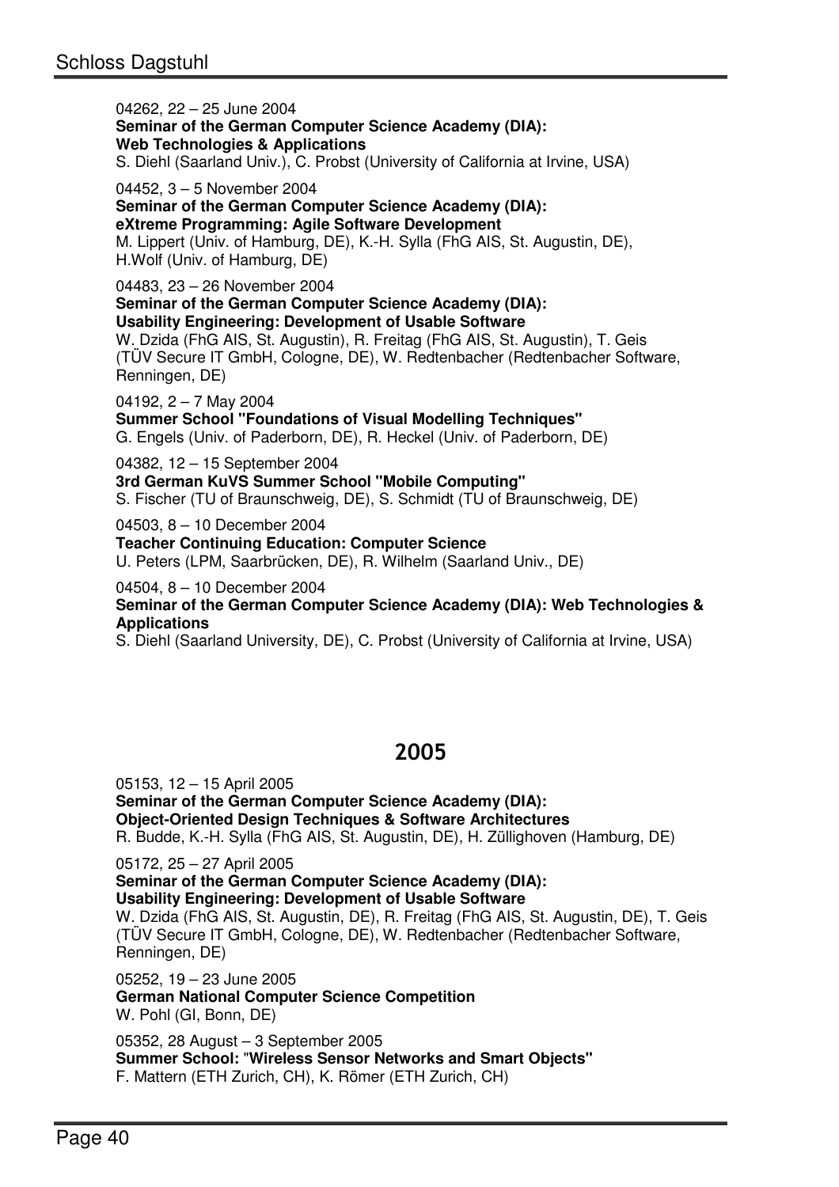04262, 22 – 25 June 2004
**Seminar of the German Computer Science Academy (DIA):**
**Web Technologies & Applications**
S. Diehl (Saarland Univ.), C. Probst (University of California at Irvine, USA)

04452, 3 – 5 November 2004
**Seminar of the German Computer Science Academy (DIA):**
**eXtreme Programming: Agile Software Development**
M. Lippert (Univ. of Hamburg, DE), K.-H. Sylla (FhG AIS, St. Augustin, DE), H.Wolf (Univ. of Hamburg, DE)

04483, 23 – 26 November 2004
**Seminar of the German Computer Science Academy (DIA):**
**Usability Engineering: Development of Usable Software**
W. Dzida (FhG AIS, St. Augustin), R. Freitag (FhG AIS, St. Augustin), T. Geis (TÜV Secure IT GmbH, Cologne, DE), W. Redtenbacher (Redtenbacher Software, Renningen, DE)

04192, 2 – 7 May 2004
**Summer School "Foundations of Visual Modelling Techniques"**
G. Engels (Univ. of Paderborn, DE), R. Heckel (Univ. of Paderborn, DE)

04382, 12 – 15 September 2004
**3rd German KuVS Summer School "Mobile Computing"**
S. Fischer (TU of Braunschweig, DE), S. Schmidt (TU of Braunschweig, DE)

04503, 8 – 10 December 2004
**Teacher Continuing Education: Computer Science**
U. Peters (LPM, Saarbrücken, DE), R. Wilhelm (Saarland Univ., DE)

04504, 8 – 10 December 2004
**Seminar of the German Computer Science Academy (DIA): Web Technologies & Applications**
S. Diehl (Saarland University, DE), C. Probst (University of California at Irvine, USA)

## 2005

05153, 12 – 15 April 2005
**Seminar of the German Computer Science Academy (DIA):**
**Object-Oriented Design Techniques & Software Architectures**
R. Budde, K.-H. Sylla (FhG AIS, St. Augustin, DE), H. Züllighoven (Hamburg, DE)

05172, 25 – 27 April 2005
**Seminar of the German Computer Science Academy (DIA):**
**Usability Engineering: Development of Usable Software**
W. Dzida (FhG AIS, St. Augustin, DE), R. Freitag (FhG AIS, St. Augustin, DE), T. Geis (TÜV Secure IT GmbH, Cologne, DE), W. Redtenbacher (Redtenbacher Software, Renningen, DE)

05252, 19 – 23 June 2005
**German National Computer Science Competition**
W. Pohl (GI, Bonn, DE)

05352, 28 August – 3 September 2005
**Summer School: "Wireless Sensor Networks and Smart Objects"**
F. Mattern (ETH Zurich, CH), K. Römer (ETH Zurich, CH)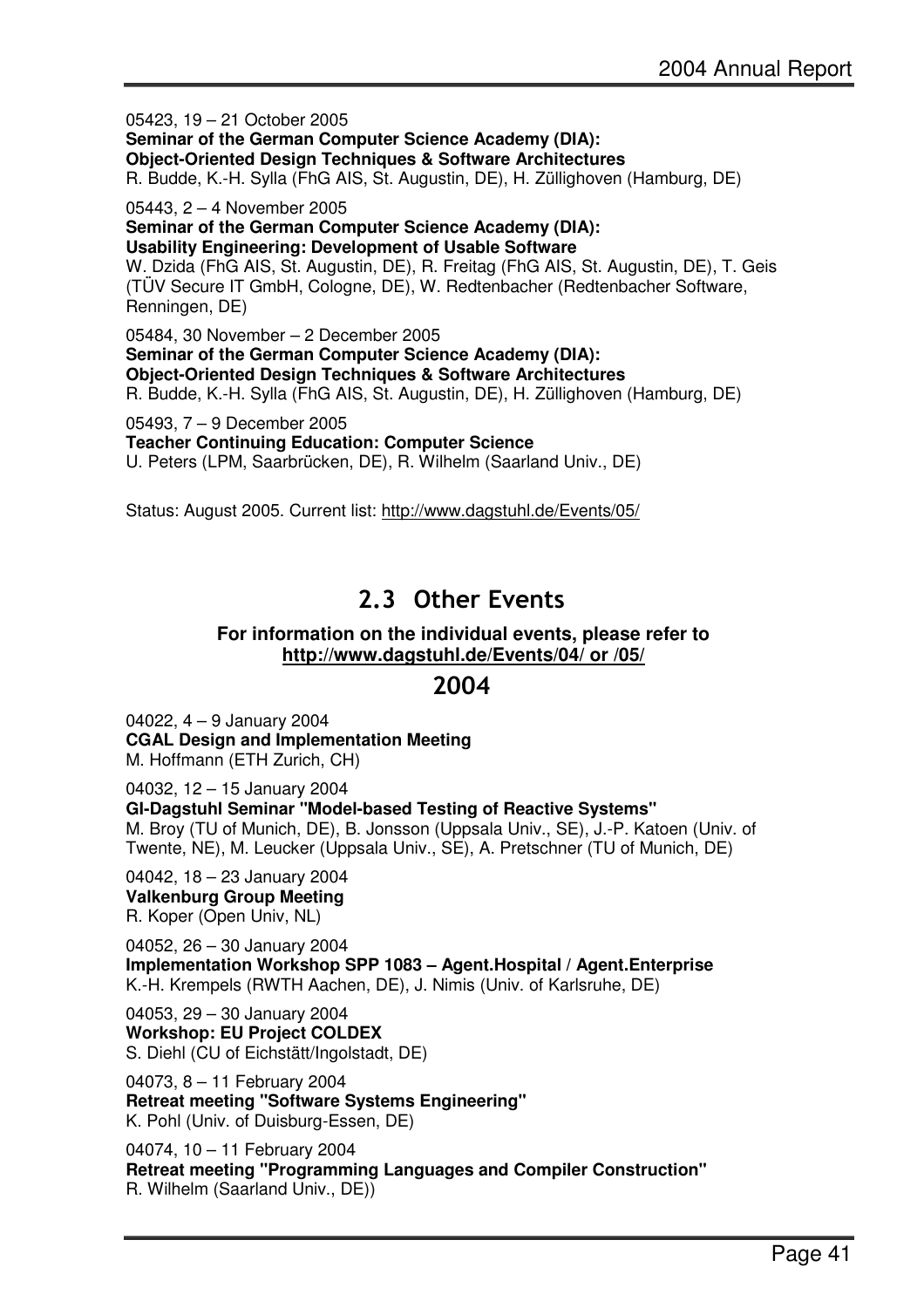05423, 19 – 21 October 2005
**Seminar of the German Computer Science Academy (DIA):**
**Object-Oriented Design Techniques & Software Architectures**
R. Budde, K.-H. Sylla (FhG AIS, St. Augustin, DE), H. Züllighoven (Hamburg, DE)

05443, 2 – 4 November 2005
**Seminar of the German Computer Science Academy (DIA):**
**Usability Engineering: Development of Usable Software**
W. Dzida (FhG AIS, St. Augustin, DE), R. Freitag (FhG AIS, St. Augustin, DE), T. Geis (TÜV Secure IT GmbH, Cologne, DE), W. Redtenbacher (Redtenbacher Software, Renningen, DE)

05484, 30 November – 2 December 2005
**Seminar of the German Computer Science Academy (DIA):**
**Object-Oriented Design Techniques & Software Architectures**
R. Budde, K.-H. Sylla (FhG AIS, St. Augustin, DE), H. Züllighoven (Hamburg, DE)

05493, 7 – 9 December 2005
**Teacher Continuing Education: Computer Science**
U. Peters (LPM, Saarbrücken, DE), R. Wilhelm (Saarland Univ., DE)

Status: August 2005. Current list: http://www.dagstuhl.de/Events/05/

## 2.3 Other Events

**For information on the individual events, please refer to http://www.dagstuhl.de/Events/04/ or /05/**

### 2004

04022, 4 – 9 January 2004
**CGAL Design and Implementation Meeting**
M. Hoffmann (ETH Zurich, CH)

04032, 12 – 15 January 2004
**GI-Dagstuhl Seminar "Model-based Testing of Reactive Systems"**
M. Broy (TU of Munich, DE), B. Jonsson (Uppsala Univ., SE), J.-P. Katoen (Univ. of Twente, NE), M. Leucker (Uppsala Univ., SE), A. Pretschner (TU of Munich, DE)

04042, 18 – 23 January 2004
**Valkenburg Group Meeting**
R. Koper (Open Univ, NL)

04052, 26 – 30 January 2004
**Implementation Workshop SPP 1083 – Agent.Hospital / Agent.Enterprise**
K.-H. Krempels (RWTH Aachen, DE), J. Nimis (Univ. of Karlsruhe, DE)

04053, 29 – 30 January 2004
**Workshop: EU Project COLDEX**
S. Diehl (CU of Eichstätt/Ingolstadt, DE)

04073, 8 – 11 February 2004
**Retreat meeting "Software Systems Engineering"**
K. Pohl (Univ. of Duisburg-Essen, DE)

04074, 10 – 11 February 2004
**Retreat meeting "Programming Languages and Compiler Construction"**
R. Wilhelm (Saarland Univ., DE))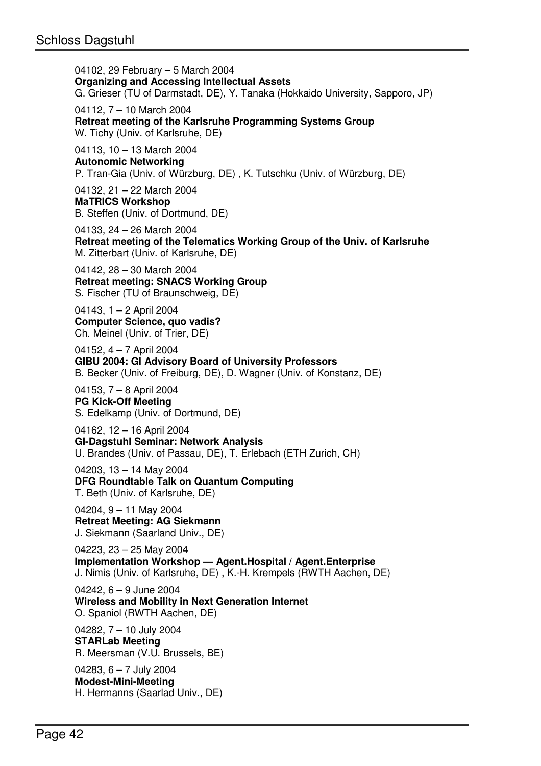04102, 29 February – 5 March 2004
**Organizing and Accessing Intellectual Assets**
G. Grieser (TU of Darmstadt, DE), Y. Tanaka (Hokkaido University, Sapporo, JP)

04112, 7 – 10 March 2004
**Retreat meeting of the Karlsruhe Programming Systems Group**
W. Tichy (Univ. of Karlsruhe, DE)

04113, 10 – 13 March 2004
**Autonomic Networking**
P. Tran-Gia (Univ. of Würzburg, DE) , K. Tutschku (Univ. of Würzburg, DE)

04132, 21 – 22 March 2004
**MaTRICS Workshop**
B. Steffen (Univ. of Dortmund, DE)

04133, 24 – 26 March 2004
**Retreat meeting of the Telematics Working Group of the Univ. of Karlsruhe**
M. Zitterbart (Univ. of Karlsruhe, DE)

04142, 28 – 30 March 2004
**Retreat meeting: SNACS Working Group**
S. Fischer (TU of Braunschweig, DE)

04143, 1 – 2 April 2004
**Computer Science, quo vadis?**
Ch. Meinel (Univ. of Trier, DE)

04152, 4 – 7 April 2004
**GIBU 2004: GI Advisory Board of University Professors**
B. Becker (Univ. of Freiburg, DE), D. Wagner (Univ. of Konstanz, DE)

04153, 7 – 8 April 2004
**PG Kick-Off Meeting**
S. Edelkamp (Univ. of Dortmund, DE)

04162, 12 – 16 April 2004
**GI-Dagstuhl Seminar: Network Analysis**
U. Brandes (Univ. of Passau, DE), T. Erlebach (ETH Zurich, CH)

04203, 13 – 14 May 2004
**DFG Roundtable Talk on Quantum Computing**
T. Beth (Univ. of Karlsruhe, DE)

04204, 9 – 11 May 2004
**Retreat Meeting: AG Siekmann**
J. Siekmann (Saarland Univ., DE)

04223, 23 – 25 May 2004
**Implementation Workshop — Agent.Hospital / Agent.Enterprise**
J. Nimis (Univ. of Karlsruhe, DE) , K.-H. Krempels (RWTH Aachen, DE)

04242, 6 – 9 June 2004
**Wireless and Mobility in Next Generation Internet**
O. Spaniol (RWTH Aachen, DE)

04282, 7 – 10 July 2004
**STARLab Meeting**
R. Meersman (V.U. Brussels, BE)

04283, 6 – 7 July 2004
**Modest-Mini-Meeting**
H. Hermanns (Saarlad Univ., DE)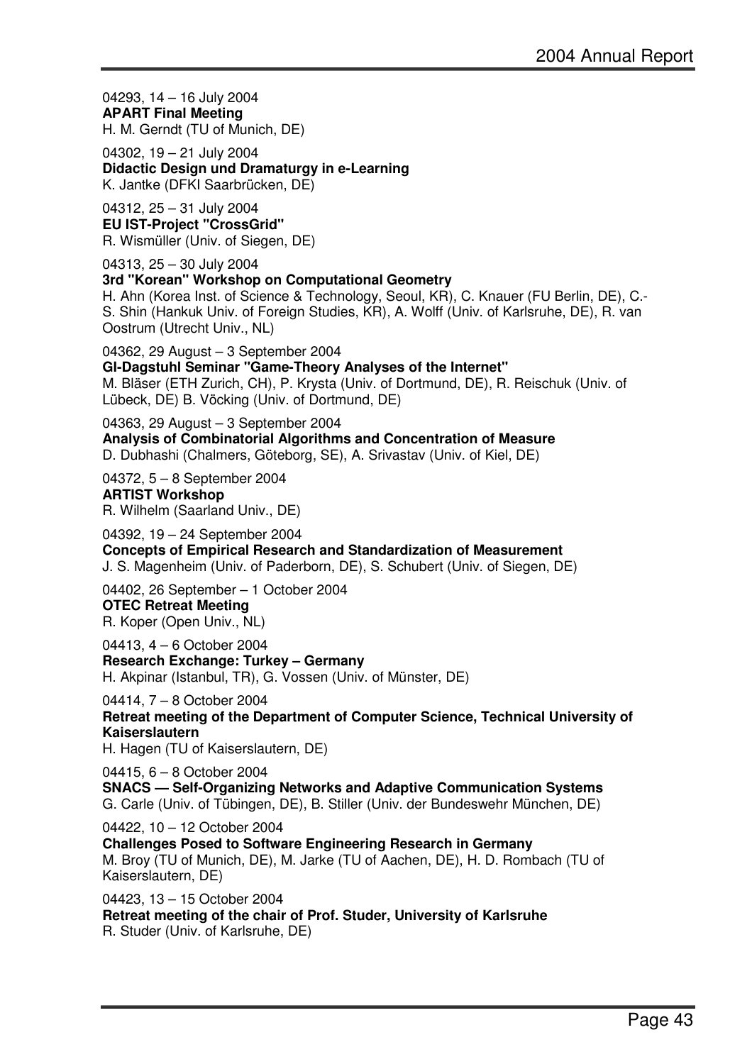04293, 14 – 16 July 2004
**APART Final Meeting**
H. M. Gerndt (TU of Munich, DE)

04302, 19 – 21 July 2004
**Didactic Design und Dramaturgy in e-Learning**
K. Jantke (DFKI Saarbrücken, DE)

04312, 25 – 31 July 2004
**EU IST-Project "CrossGrid"**
R. Wismüller (Univ. of Siegen, DE)

04313, 25 – 30 July 2004
**3rd "Korean" Workshop on Computational Geometry**
H. Ahn (Korea Inst. of Science & Technology, Seoul, KR), C. Knauer (FU Berlin, DE), C.-S. Shin (Hankuk Univ. of Foreign Studies, KR), A. Wolff (Univ. of Karlsruhe, DE), R. van Oostrum (Utrecht Univ., NL)

04362, 29 August – 3 September 2004
**GI-Dagstuhl Seminar "Game-Theory Analyses of the Internet"**
M. Bläser (ETH Zurich, CH), P. Krysta (Univ. of Dortmund, DE), R. Reischuk (Univ. of Lübeck, DE) B. Vöcking (Univ. of Dortmund, DE)

04363, 29 August – 3 September 2004
**Analysis of Combinatorial Algorithms and Concentration of Measure**
D. Dubhashi (Chalmers, Göteborg, SE), A. Srivastav (Univ. of Kiel, DE)

04372, 5 – 8 September 2004
**ARTIST Workshop**
R. Wilhelm (Saarland Univ., DE)

04392, 19 – 24 September 2004
**Concepts of Empirical Research and Standardization of Measurement**
J. S. Magenheim (Univ. of Paderborn, DE), S. Schubert (Univ. of Siegen, DE)

04402, 26 September – 1 October 2004
**OTEC Retreat Meeting**
R. Koper (Open Univ., NL)

04413, 4 – 6 October 2004
**Research Exchange: Turkey – Germany**
H. Akpinar (Istanbul, TR), G. Vossen (Univ. of Münster, DE)

04414, 7 – 8 October 2004
**Retreat meeting of the Department of Computer Science, Technical University of Kaiserslautern**
H. Hagen (TU of Kaiserslautern, DE)

04415, 6 – 8 October 2004
**SNACS — Self-Organizing Networks and Adaptive Communication Systems**
G. Carle (Univ. of Tübingen, DE), B. Stiller (Univ. der Bundeswehr München, DE)

04422, 10 – 12 October 2004
**Challenges Posed to Software Engineering Research in Germany**
M. Broy (TU of Munich, DE), M. Jarke (TU of Aachen, DE), H. D. Rombach (TU of Kaiserslautern, DE)

04423, 13 – 15 October 2004
**Retreat meeting of the chair of Prof. Studer, University of Karlsruhe**
R. Studer (Univ. of Karlsruhe, DE)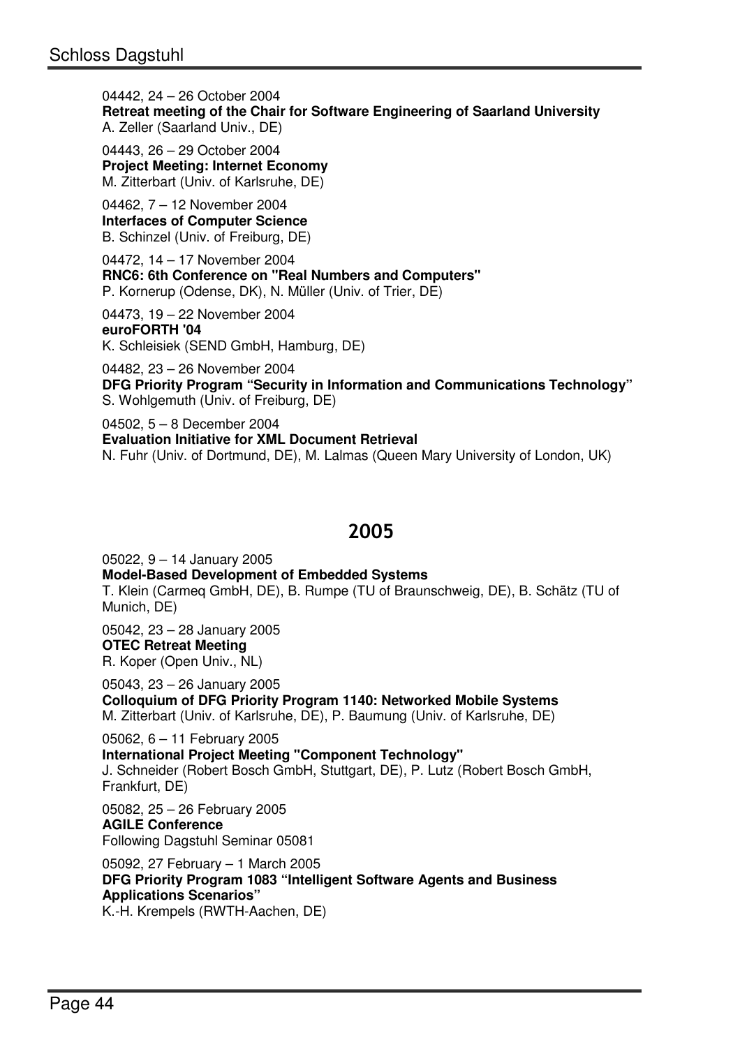04442, 24 – 26 October 2004
**Retreat meeting of the Chair for Software Engineering of Saarland University**
A. Zeller (Saarland Univ., DE)

04443, 26 – 29 October 2004
**Project Meeting: Internet Economy**
M. Zitterbart (Univ. of Karlsruhe, DE)

04462, 7 – 12 November 2004
**Interfaces of Computer Science**
B. Schinzel (Univ. of Freiburg, DE)

04472, 14 – 17 November 2004
**RNC6: 6th Conference on "Real Numbers and Computers"**
P. Kornerup (Odense, DK), N. Müller (Univ. of Trier, DE)

04473, 19 – 22 November 2004
**euroFORTH '04**
K. Schleisiek (SEND GmbH, Hamburg, DE)

04482, 23 – 26 November 2004
**DFG Priority Program "Security in Information and Communications Technology"**
S. Wohlgemuth (Univ. of Freiburg, DE)

04502, 5 – 8 December 2004
**Evaluation Initiative for XML Document Retrieval**
N. Fuhr (Univ. of Dortmund, DE), M. Lalmas (Queen Mary University of London, UK)

## 2005

05022, 9 – 14 January 2005
**Model-Based Development of Embedded Systems**
T. Klein (Carmeq GmbH, DE), B. Rumpe (TU of Braunschweig, DE), B. Schätz (TU of Munich, DE)

05042, 23 – 28 January 2005
**OTEC Retreat Meeting**
R. Koper (Open Univ., NL)

05043, 23 – 26 January 2005
**Colloquium of DFG Priority Program 1140: Networked Mobile Systems**
M. Zitterbart (Univ. of Karlsruhe, DE), P. Baumung (Univ. of Karlsruhe, DE)

05062, 6 – 11 February 2005
**International Project Meeting "Component Technology"**
J. Schneider (Robert Bosch GmbH, Stuttgart, DE), P. Lutz (Robert Bosch GmbH, Frankfurt, DE)

05082, 25 – 26 February 2005
**AGILE Conference**
Following Dagstuhl Seminar 05081

05092, 27 February – 1 March 2005
**DFG Priority Program 1083 "Intelligent Software Agents and Business Applications Scenarios"**
K.-H. Krempels (RWTH-Aachen, DE)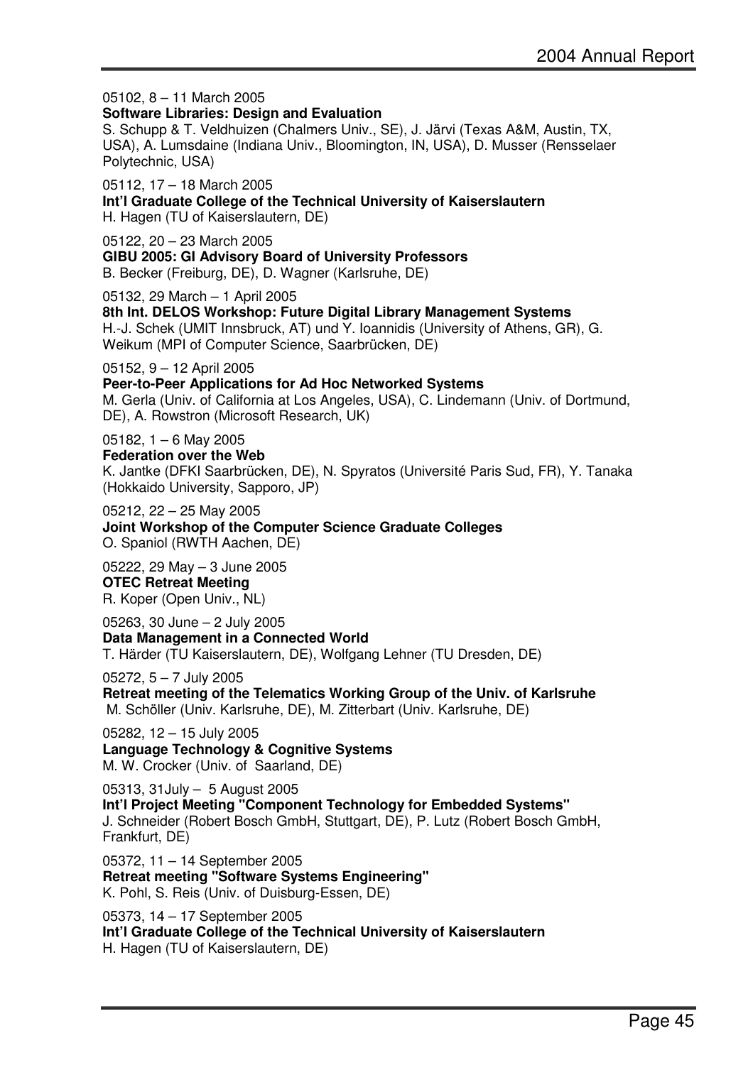05102, 8 – 11 March 2005
**Software Libraries: Design and Evaluation**
S. Schupp & T. Veldhuizen (Chalmers Univ., SE), J. Järvi (Texas A&M, Austin, TX, USA), A. Lumsdaine (Indiana Univ., Bloomington, IN, USA), D. Musser (Rensselaer Polytechnic, USA)

05112, 17 – 18 March 2005
**Int'l Graduate College of the Technical University of Kaiserslautern**
H. Hagen (TU of Kaiserslautern, DE)

05122, 20 – 23 March 2005
**GIBU 2005: GI Advisory Board of University Professors**
B. Becker (Freiburg, DE), D. Wagner (Karlsruhe, DE)

05132, 29 March – 1 April 2005
**8th Int. DELOS Workshop: Future Digital Library Management Systems**
H.-J. Schek (UMIT Innsbruck, AT) und Y. Ioannidis (University of Athens, GR), G. Weikum (MPI of Computer Science, Saarbrücken, DE)

05152, 9 – 12 April 2005
**Peer-to-Peer Applications for Ad Hoc Networked Systems**
M. Gerla (Univ. of California at Los Angeles, USA), C. Lindemann (Univ. of Dortmund, DE), A. Rowstron (Microsoft Research, UK)

05182, 1 – 6 May 2005
**Federation over the Web**
K. Jantke (DFKI Saarbrücken, DE), N. Spyratos (Université Paris Sud, FR), Y. Tanaka (Hokkaido University, Sapporo, JP)

05212, 22 – 25 May 2005
**Joint Workshop of the Computer Science Graduate Colleges**
O. Spaniol (RWTH Aachen, DE)

05222, 29 May – 3 June 2005
**OTEC Retreat Meeting**
R. Koper (Open Univ., NL)

05263, 30 June – 2 July 2005
**Data Management in a Connected World**
T. Härder (TU Kaiserslautern, DE), Wolfgang Lehner (TU Dresden, DE)

05272, 5 – 7 July 2005
**Retreat meeting of the Telematics Working Group of the Univ. of Karlsruhe**
M. Schöller (Univ. Karlsruhe, DE), M. Zitterbart (Univ. Karlsruhe, DE)

05282, 12 – 15 July 2005
**Language Technology & Cognitive Systems**
M. W. Crocker (Univ. of Saarland, DE)

05313, 31July – 5 August 2005
**Int'l Project Meeting "Component Technology for Embedded Systems"**
J. Schneider (Robert Bosch GmbH, Stuttgart, DE), P. Lutz (Robert Bosch GmbH, Frankfurt, DE)

05372, 11 – 14 September 2005
**Retreat meeting "Software Systems Engineering"**
K. Pohl, S. Reis (Univ. of Duisburg-Essen, DE)

05373, 14 – 17 September 2005
**Int'l Graduate College of the Technical University of Kaiserslautern**
H. Hagen (TU of Kaiserslautern, DE)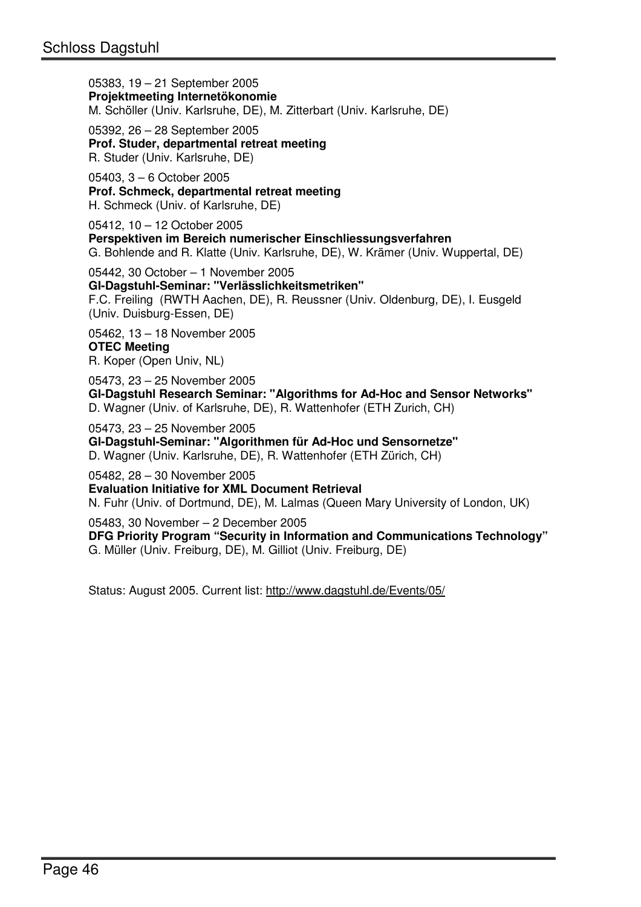05383, 19 – 21 September 2005
**Projektmeeting Internetökonomie**
M. Schöller (Univ. Karlsruhe, DE), M. Zitterbart (Univ. Karlsruhe, DE)

05392, 26 – 28 September 2005
**Prof. Studer, departmental retreat meeting**
R. Studer (Univ. Karlsruhe, DE)

05403, 3 – 6 October 2005
**Prof. Schmeck, departmental retreat meeting**
H. Schmeck (Univ. of Karlsruhe, DE)

05412, 10 – 12 October 2005
**Perspektiven im Bereich numerischer Einschliessungsverfahren**
G. Bohlende and R. Klatte (Univ. Karlsruhe, DE), W. Krämer (Univ. Wuppertal, DE)

05442, 30 October – 1 November 2005
**GI-Dagstuhl-Seminar: "Verlässlichkeitsmetriken"**
F.C. Freiling (RWTH Aachen, DE), R. Reussner (Univ. Oldenburg, DE), I. Eusgeld (Univ. Duisburg-Essen, DE)

05462, 13 – 18 November 2005
**OTEC Meeting**
R. Koper (Open Univ, NL)

05473, 23 – 25 November 2005
**GI-Dagstuhl Research Seminar: "Algorithms for Ad-Hoc and Sensor Networks"**
D. Wagner (Univ. of Karlsruhe, DE), R. Wattenhofer (ETH Zurich, CH)

05473, 23 – 25 November 2005
**GI-Dagstuhl-Seminar: "Algorithmen für Ad-Hoc und Sensornetze"**
D. Wagner (Univ. Karlsruhe, DE), R. Wattenhofer (ETH Zürich, CH)

05482, 28 – 30 November 2005
**Evaluation Initiative for XML Document Retrieval**
N. Fuhr (Univ. of Dortmund, DE), M. Lalmas (Queen Mary University of London, UK)

05483, 30 November – 2 December 2005
**DFG Priority Program "Security in Information and Communications Technology"**
G. Müller (Univ. Freiburg, DE), M. Gilliot (Univ. Freiburg, DE)

Status: August 2005. Current list: http://www.dagstuhl.de/Events/05/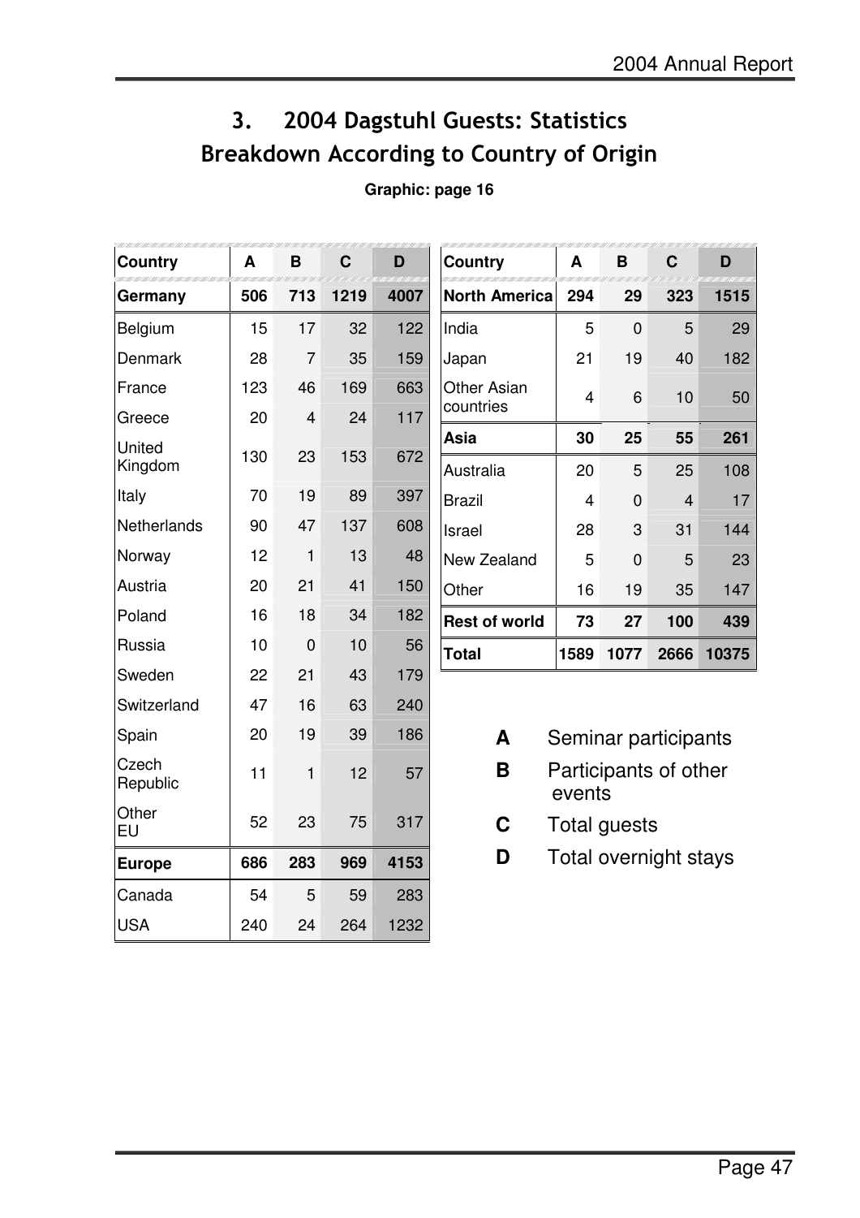## 3. 2004 Dagstuhl Guests: Statistics

## Breakdown According to Country of Origin

**Graphic: page 16**

| Country | A | B | C | D |
|---|---|---|---|---|
| **Germany** | **506** | **713** | **1219** | **4007** |
| Belgium | 15 | 17 | 32 | 122 |
| Denmark | 28 | 7 | 35 | 159 |
| France | 123 | 46 | 169 | 663 |
| Greece | 20 | 4 | 24 | 117 |
| United Kingdom | 130 | 23 | 153 | 672 |
| Italy | 70 | 19 | 89 | 397 |
| Netherlands | 90 | 47 | 137 | 608 |
| Norway | 12 | 1 | 13 | 48 |
| Austria | 20 | 21 | 41 | 150 |
| Poland | 16 | 18 | 34 | 182 |
| Russia | 10 | 0 | 10 | 56 |
| Sweden | 22 | 21 | 43 | 179 |
| Switzerland | 47 | 16 | 63 | 240 |
| Spain | 20 | 19 | 39 | 186 |
| Czech Republic | 11 | 1 | 12 | 57 |
| Other EU | 52 | 23 | 75 | 317 |
| **Europe** | **686** | **283** | **969** | **4153** |
| Canada | 54 | 5 | 59 | 283 |
| USA | 240 | 24 | 264 | 1232 |

| Country | A | B | C | D |
|---|---|---|---|---|
| **North America** | **294** | **29** | **323** | **1515** |
| India | 5 | 0 | 5 | 29 |
| Japan | 21 | 19 | 40 | 182 |
| Other Asian countries | 4 | 6 | 10 | 50 |
| **Asia** | **30** | **25** | **55** | **261** |
| Australia | 20 | 5 | 25 | 108 |
| Brazil | 4 | 0 | 4 | 17 |
| Israel | 28 | 3 | 31 | 144 |
| New Zealand | 5 | 0 | 5 | 23 |
| Other | 16 | 19 | 35 | 147 |
| **Rest of world** | **73** | **27** | **100** | **439** |
| **Total** | **1589** | **1077** | **2666** | **10375** |

**A** Seminar participants

**B** Participants of other events

**C** Total guests

**D** Total overnight stays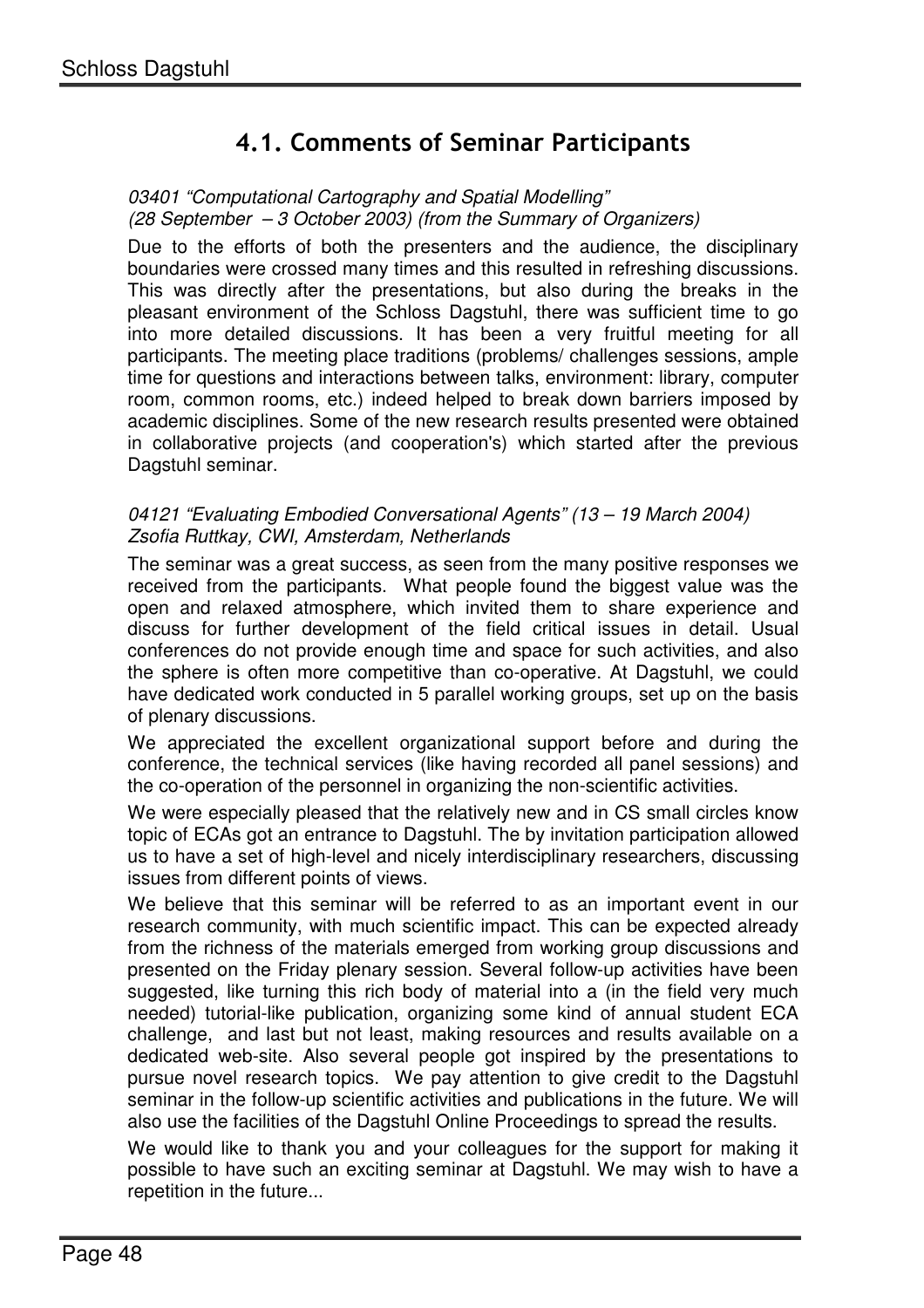## 4.1. Comments of Seminar Participants

*03401 "Computational Cartography and Spatial Modelling"*
*(28 September – 3 October 2003) (from the Summary of Organizers)*

Due to the efforts of both the presenters and the audience, the disciplinary boundaries were crossed many times and this resulted in refreshing discussions. This was directly after the presentations, but also during the breaks in the pleasant environment of the Schloss Dagstuhl, there was sufficient time to go into more detailed discussions. It has been a very fruitful meeting for all participants. The meeting place traditions (problems/ challenges sessions, ample time for questions and interactions between talks, environment: library, computer room, common rooms, etc.) indeed helped to break down barriers imposed by academic disciplines. Some of the new research results presented were obtained in collaborative projects (and cooperation's) which started after the previous Dagstuhl seminar.

*04121 "Evaluating Embodied Conversational Agents" (13 – 19 March 2004)*
*Zsofia Ruttkay, CWI, Amsterdam, Netherlands*

The seminar was a great success, as seen from the many positive responses we received from the participants. What people found the biggest value was the open and relaxed atmosphere, which invited them to share experience and discuss for further development of the field critical issues in detail. Usual conferences do not provide enough time and space for such activities, and also the sphere is often more competitive than co-operative. At Dagstuhl, we could have dedicated work conducted in 5 parallel working groups, set up on the basis of plenary discussions.

We appreciated the excellent organizational support before and during the conference, the technical services (like having recorded all panel sessions) and the co-operation of the personnel in organizing the non-scientific activities.

We were especially pleased that the relatively new and in CS small circles know topic of ECAs got an entrance to Dagstuhl. The by invitation participation allowed us to have a set of high-level and nicely interdisciplinary researchers, discussing issues from different points of views.

We believe that this seminar will be referred to as an important event in our research community, with much scientific impact. This can be expected already from the richness of the materials emerged from working group discussions and presented on the Friday plenary session. Several follow-up activities have been suggested, like turning this rich body of material into a (in the field very much needed) tutorial-like publication, organizing some kind of annual student ECA challenge, and last but not least, making resources and results available on a dedicated web-site. Also several people got inspired by the presentations to pursue novel research topics. We pay attention to give credit to the Dagstuhl seminar in the follow-up scientific activities and publications in the future. We will also use the facilities of the Dagstuhl Online Proceedings to spread the results.

We would like to thank you and your colleagues for the support for making it possible to have such an exciting seminar at Dagstuhl. We may wish to have a repetition in the future...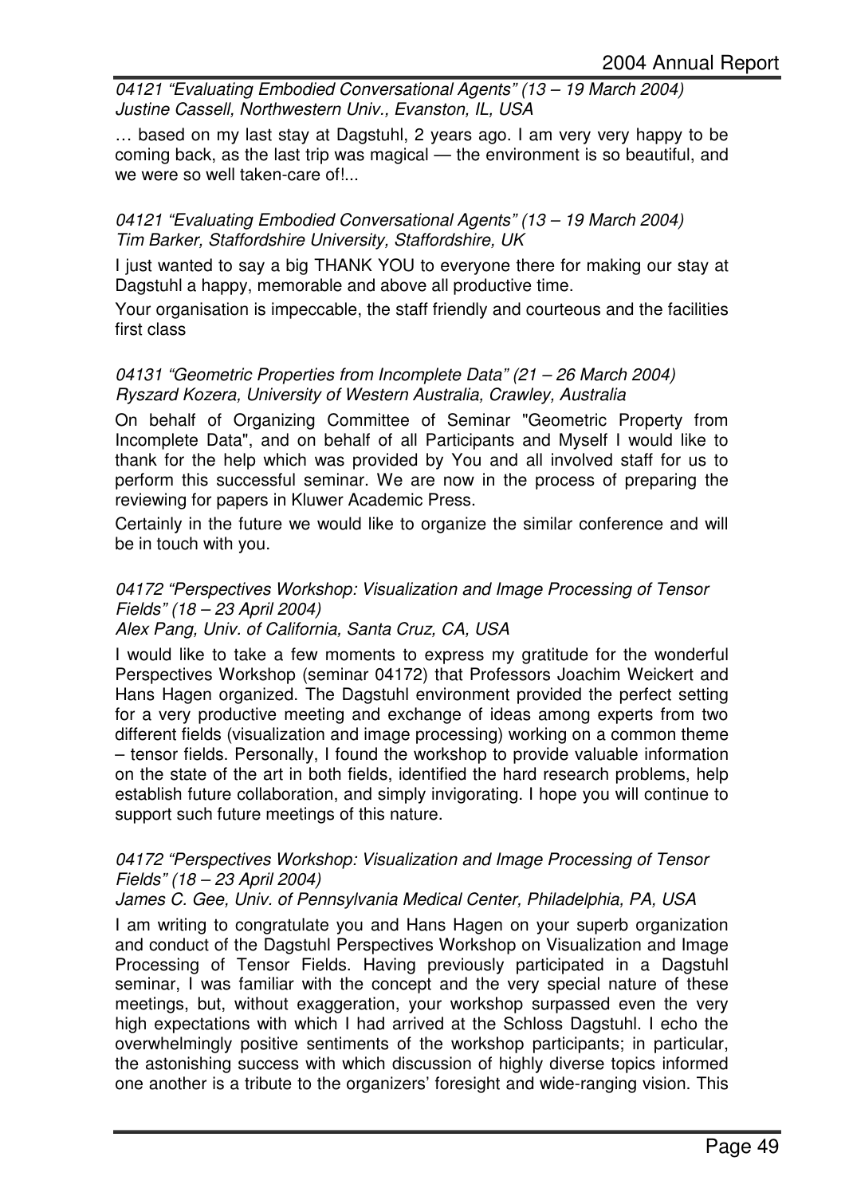*04121 "Evaluating Embodied Conversational Agents" (13 – 19 March 2004)*
*Justine Cassell, Northwestern Univ., Evanston, IL, USA*

… based on my last stay at Dagstuhl, 2 years ago. I am very very happy to be coming back, as the last trip was magical — the environment is so beautiful, and we were so well taken-care of!...

*04121 "Evaluating Embodied Conversational Agents" (13 – 19 March 2004)*
*Tim Barker, Staffordshire University, Staffordshire, UK*

I just wanted to say a big THANK YOU to everyone there for making our stay at Dagstuhl a happy, memorable and above all productive time.

Your organisation is impeccable, the staff friendly and courteous and the facilities first class

*04131 "Geometric Properties from Incomplete Data" (21 – 26 March 2004)*
*Ryszard Kozera, University of Western Australia, Crawley, Australia*

On behalf of Organizing Committee of Seminar "Geometric Property from Incomplete Data", and on behalf of all Participants and Myself I would like to thank for the help which was provided by You and all involved staff for us to perform this successful seminar. We are now in the process of preparing the reviewing for papers in Kluwer Academic Press.

Certainly in the future we would like to organize the similar conference and will be in touch with you.

*04172 "Perspectives Workshop: Visualization and Image Processing of Tensor Fields" (18 – 23 April 2004)*
*Alex Pang, Univ. of California, Santa Cruz, CA, USA*

I would like to take a few moments to express my gratitude for the wonderful Perspectives Workshop (seminar 04172) that Professors Joachim Weickert and Hans Hagen organized. The Dagstuhl environment provided the perfect setting for a very productive meeting and exchange of ideas among experts from two different fields (visualization and image processing) working on a common theme – tensor fields. Personally, I found the workshop to provide valuable information on the state of the art in both fields, identified the hard research problems, help establish future collaboration, and simply invigorating. I hope you will continue to support such future meetings of this nature.

*04172 "Perspectives Workshop: Visualization and Image Processing of Tensor Fields" (18 – 23 April 2004)*
*James C. Gee, Univ. of Pennsylvania Medical Center, Philadelphia, PA, USA*

I am writing to congratulate you and Hans Hagen on your superb organization and conduct of the Dagstuhl Perspectives Workshop on Visualization and Image Processing of Tensor Fields. Having previously participated in a Dagstuhl seminar, I was familiar with the concept and the very special nature of these meetings, but, without exaggeration, your workshop surpassed even the very high expectations with which I had arrived at the Schloss Dagstuhl. I echo the overwhelmingly positive sentiments of the workshop participants; in particular, the astonishing success with which discussion of highly diverse topics informed one another is a tribute to the organizers' foresight and wide-ranging vision. This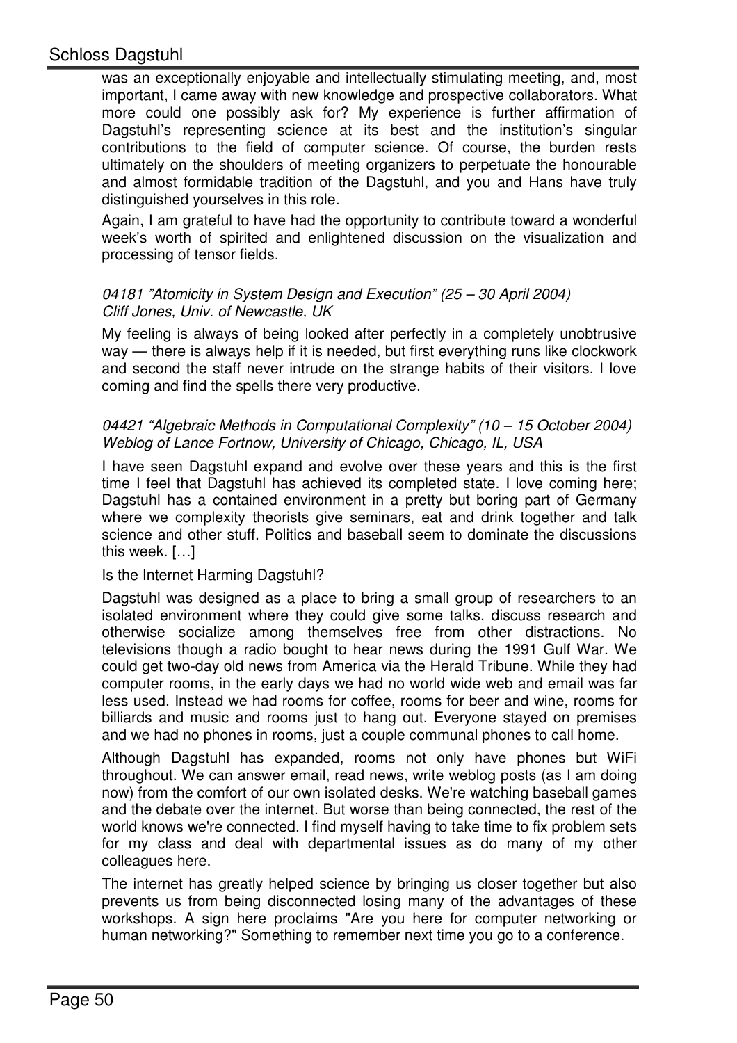was an exceptionally enjoyable and intellectually stimulating meeting, and, most important, I came away with new knowledge and prospective collaborators. What more could one possibly ask for? My experience is further affirmation of Dagstuhl's representing science at its best and the institution's singular contributions to the field of computer science. Of course, the burden rests ultimately on the shoulders of meeting organizers to perpetuate the honourable and almost formidable tradition of the Dagstuhl, and you and Hans have truly distinguished yourselves in this role.

Again, I am grateful to have had the opportunity to contribute toward a wonderful week's worth of spirited and enlightened discussion on the visualization and processing of tensor fields.

*04181 "Atomicity in System Design and Execution" (25 – 30 April 2004)*
*Cliff Jones, Univ. of Newcastle, UK*

My feeling is always of being looked after perfectly in a completely unobtrusive way — there is always help if it is needed, but first everything runs like clockwork and second the staff never intrude on the strange habits of their visitors. I love coming and find the spells there very productive.

*04421 "Algebraic Methods in Computational Complexity" (10 – 15 October 2004)*
*Weblog of Lance Fortnow, University of Chicago, Chicago, IL, USA*

I have seen Dagstuhl expand and evolve over these years and this is the first time I feel that Dagstuhl has achieved its completed state. I love coming here; Dagstuhl has a contained environment in a pretty but boring part of Germany where we complexity theorists give seminars, eat and drink together and talk science and other stuff. Politics and baseball seem to dominate the discussions this week. […]

Is the Internet Harming Dagstuhl?

Dagstuhl was designed as a place to bring a small group of researchers to an isolated environment where they could give some talks, discuss research and otherwise socialize among themselves free from other distractions. No televisions though a radio bought to hear news during the 1991 Gulf War. We could get two-day old news from America via the Herald Tribune. While they had computer rooms, in the early days we had no world wide web and email was far less used. Instead we had rooms for coffee, rooms for beer and wine, rooms for billiards and music and rooms just to hang out. Everyone stayed on premises and we had no phones in rooms, just a couple communal phones to call home.

Although Dagstuhl has expanded, rooms not only have phones but WiFi throughout. We can answer email, read news, write weblog posts (as I am doing now) from the comfort of our own isolated desks. We're watching baseball games and the debate over the internet. But worse than being connected, the rest of the world knows we're connected. I find myself having to take time to fix problem sets for my class and deal with departmental issues as do many of my other colleagues here.

The internet has greatly helped science by bringing us closer together but also prevents us from being disconnected losing many of the advantages of these workshops. A sign here proclaims "Are you here for computer networking or human networking?" Something to remember next time you go to a conference.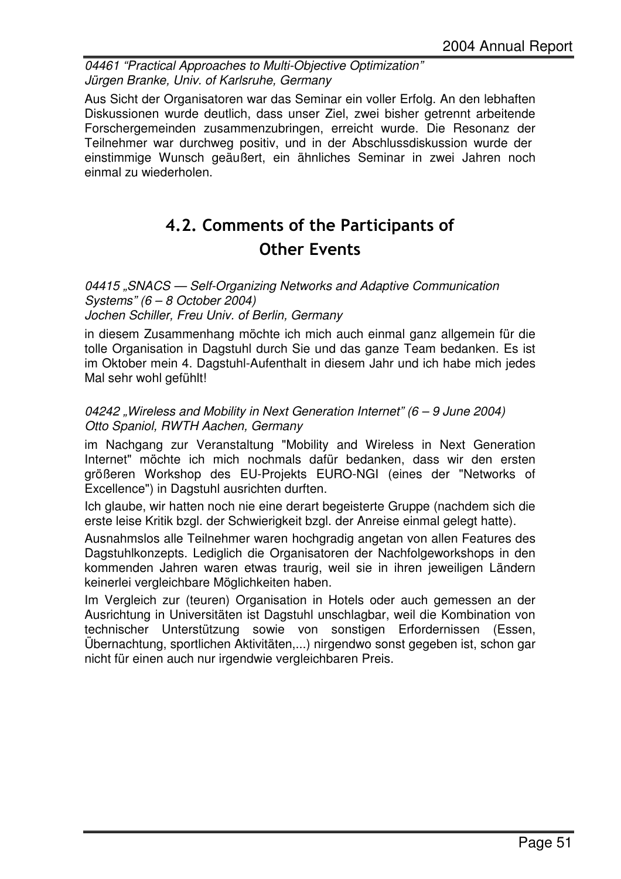*04461 “Practical Approaches to Multi-Objective Optimization”*
*Jürgen Branke, Univ. of Karlsruhe, Germany*

Aus Sicht der Organisatoren war das Seminar ein voller Erfolg. An den lebhaften Diskussionen wurde deutlich, dass unser Ziel, zwei bisher getrennt arbeitende Forschergemeinden zusammenzubringen, erreicht wurde. Die Resonanz der Teilnehmer war durchweg positiv, und in der Abschlussdiskussion wurde der einstimmige Wunsch geäußert, ein ähnliches Seminar in zwei Jahren noch einmal zu wiederholen.

## 4.2. Comments of the Participants of Other Events

*04415 „SNACS — Self-Organizing Networks and Adaptive Communication Systems” (6 – 8 October 2004)*
*Jochen Schiller, Freu Univ. of Berlin, Germany*

in diesem Zusammenhang möchte ich mich auch einmal ganz allgemein für die tolle Organisation in Dagstuhl durch Sie und das ganze Team bedanken. Es ist im Oktober mein 4. Dagstuhl-Aufenthalt in diesem Jahr und ich habe mich jedes Mal sehr wohl gefühlt!

*04242 „Wireless and Mobility in Next Generation Internet” (6 – 9 June 2004)*
*Otto Spaniol, RWTH Aachen, Germany*

im Nachgang zur Veranstaltung "Mobility and Wireless in Next Generation Internet" möchte ich mich nochmals dafür bedanken, dass wir den ersten größeren Workshop des EU-Projekts EURO-NGI (eines der "Networks of Excellence") in Dagstuhl ausrichten durften.

Ich glaube, wir hatten noch nie eine derart begeisterte Gruppe (nachdem sich die erste leise Kritik bzgl. der Schwierigkeit bzgl. der Anreise einmal gelegt hatte).

Ausnahmslos alle Teilnehmer waren hochgradig angetan von allen Features des Dagstuhlkonzepts. Lediglich die Organisatoren der Nachfolgeworkshops in den kommenden Jahren waren etwas traurig, weil sie in ihren jeweiligen Ländern keinerlei vergleichbare Möglichkeiten haben.

Im Vergleich zur (teuren) Organisation in Hotels oder auch gemessen an der Ausrichtung in Universitäten ist Dagstuhl unschlagbar, weil die Kombination von technischer Unterstützung sowie von sonstigen Erfordernissen (Essen, Übernachtung, sportlichen Aktivitäten,...) nirgendwo sonst gegeben ist, schon gar nicht für einen auch nur irgendwie vergleichbaren Preis.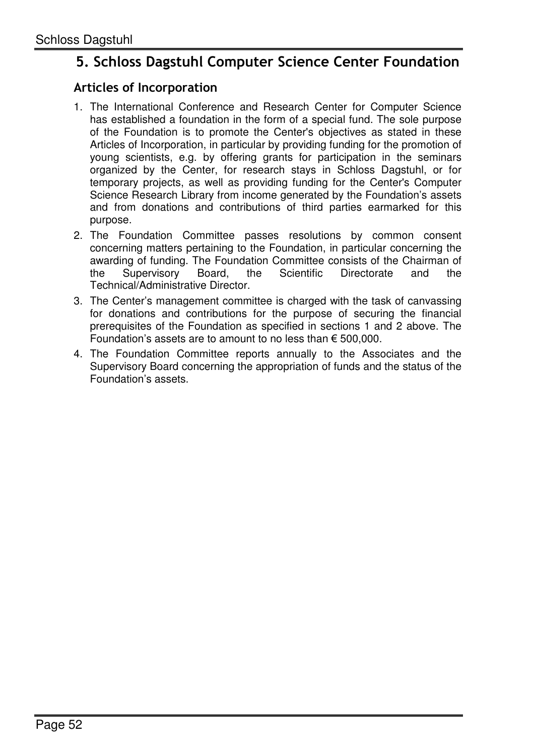## 5. Schloss Dagstuhl Computer Science Center Foundation

### Articles of Incorporation

1. The International Conference and Research Center for Computer Science has established a foundation in the form of a special fund. The sole purpose of the Foundation is to promote the Center's objectives as stated in these Articles of Incorporation, in particular by providing funding for the promotion of young scientists, e.g. by offering grants for participation in the seminars organized by the Center, for research stays in Schloss Dagstuhl, or for temporary projects, as well as providing funding for the Center's Computer Science Research Library from income generated by the Foundation's assets and from donations and contributions of third parties earmarked for this purpose.
2. The Foundation Committee passes resolutions by common consent concerning matters pertaining to the Foundation, in particular concerning the awarding of funding. The Foundation Committee consists of the Chairman of the Supervisory Board, the Scientific Directorate and the Technical/Administrative Director.
3. The Center's management committee is charged with the task of canvassing for donations and contributions for the purpose of securing the financial prerequisites of the Foundation as specified in sections 1 and 2 above. The Foundation's assets are to amount to no less than € 500,000.
4. The Foundation Committee reports annually to the Associates and the Supervisory Board concerning the appropriation of funds and the status of the Foundation's assets.